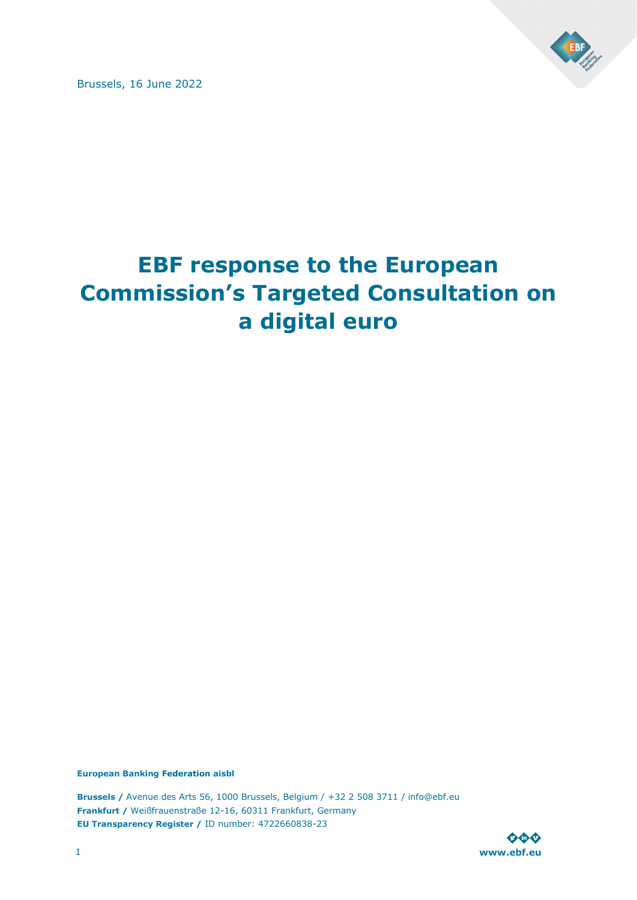Brussels, 16 June 2022

# EBF response to the European Commission's Targeted Consultation on a digital euro

**European Banking Federation aisbl**

**Brussels /** Avenue des Arts 56, 1000 Brussels, Belgium / +32 2 508 3711 / info@ebf.eu
**Frankfurt /** Weißfrauenstraße 12-16, 60311 Frankfurt, Germany
**EU Transparency Register /** ID number: 4722660838-23

**www.ebf.eu**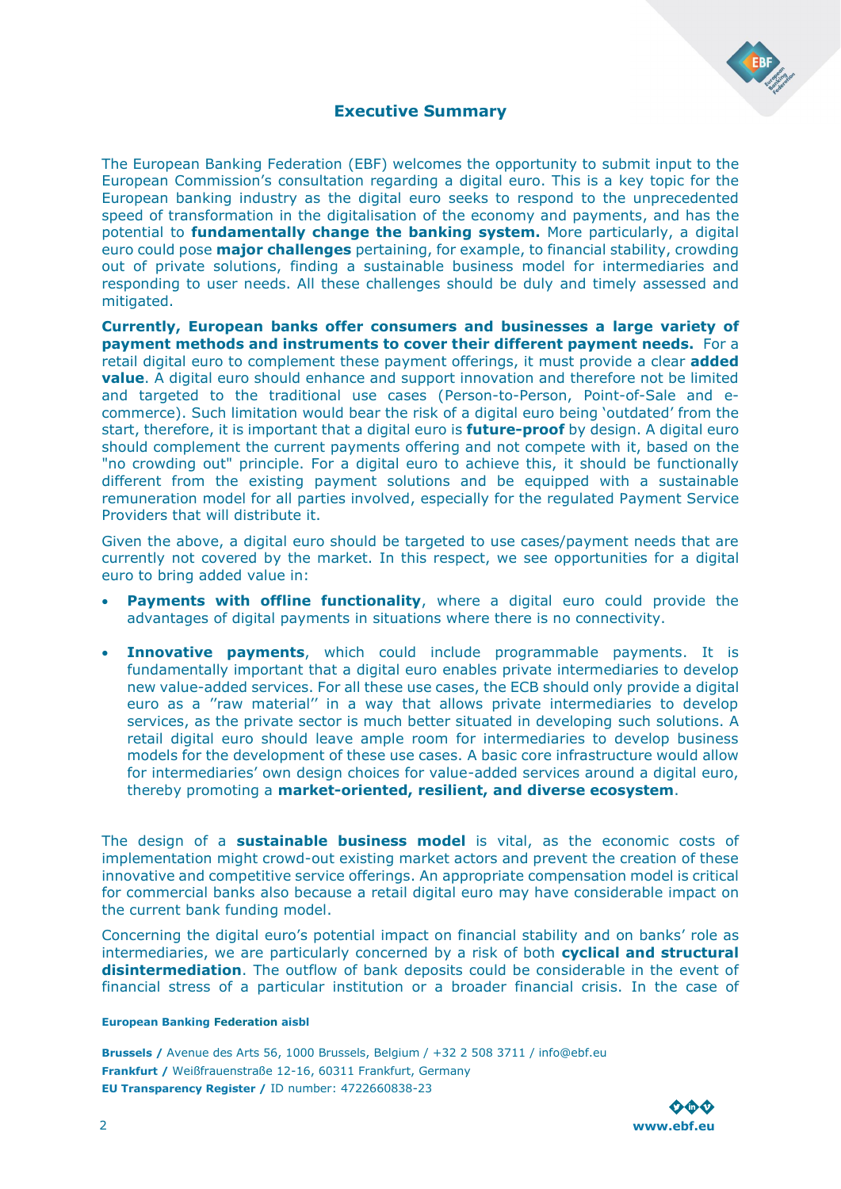## Executive Summary

The European Banking Federation (EBF) welcomes the opportunity to submit input to the European Commission's consultation regarding a digital euro. This is a key topic for the European banking industry as the digital euro seeks to respond to the unprecedented speed of transformation in the digitalisation of the economy and payments, and has the potential to **fundamentally change the banking system.** More particularly, a digital euro could pose **major challenges** pertaining, for example, to financial stability, crowding out of private solutions, finding a sustainable business model for intermediaries and responding to user needs. All these challenges should be duly and timely assessed and mitigated.

**Currently, European banks offer consumers and businesses a large variety of payment methods and instruments to cover their different payment needs.** For a retail digital euro to complement these payment offerings, it must provide a clear **added value**. A digital euro should enhance and support innovation and therefore not be limited and targeted to the traditional use cases (Person-to-Person, Point-of-Sale and e-commerce). Such limitation would bear the risk of a digital euro being 'outdated' from the start, therefore, it is important that a digital euro is **future-proof** by design. A digital euro should complement the current payments offering and not compete with it, based on the "no crowding out" principle. For a digital euro to achieve this, it should be functionally different from the existing payment solutions and be equipped with a sustainable remuneration model for all parties involved, especially for the regulated Payment Service Providers that will distribute it.

Given the above, a digital euro should be targeted to use cases/payment needs that are currently not covered by the market. In this respect, we see opportunities for a digital euro to bring added value in:

- **Payments with offline functionality**, where a digital euro could provide the advantages of digital payments in situations where there is no connectivity.
- **Innovative payments**, which could include programmable payments. It is fundamentally important that a digital euro enables private intermediaries to develop new value-added services. For all these use cases, the ECB should only provide a digital euro as a ''raw material'' in a way that allows private intermediaries to develop services, as the private sector is much better situated in developing such solutions. A retail digital euro should leave ample room for intermediaries to develop business models for the development of these use cases. A basic core infrastructure would allow for intermediaries' own design choices for value-added services around a digital euro, thereby promoting a **market-oriented, resilient, and diverse ecosystem**.

The design of a **sustainable business model** is vital, as the economic costs of implementation might crowd-out existing market actors and prevent the creation of these innovative and competitive service offerings. An appropriate compensation model is critical for commercial banks also because a retail digital euro may have considerable impact on the current bank funding model.

Concerning the digital euro's potential impact on financial stability and on banks' role as intermediaries, we are particularly concerned by a risk of both **cyclical and structural disintermediation**. The outflow of bank deposits could be considerable in the event of financial stress of a particular institution or a broader financial crisis. In the case of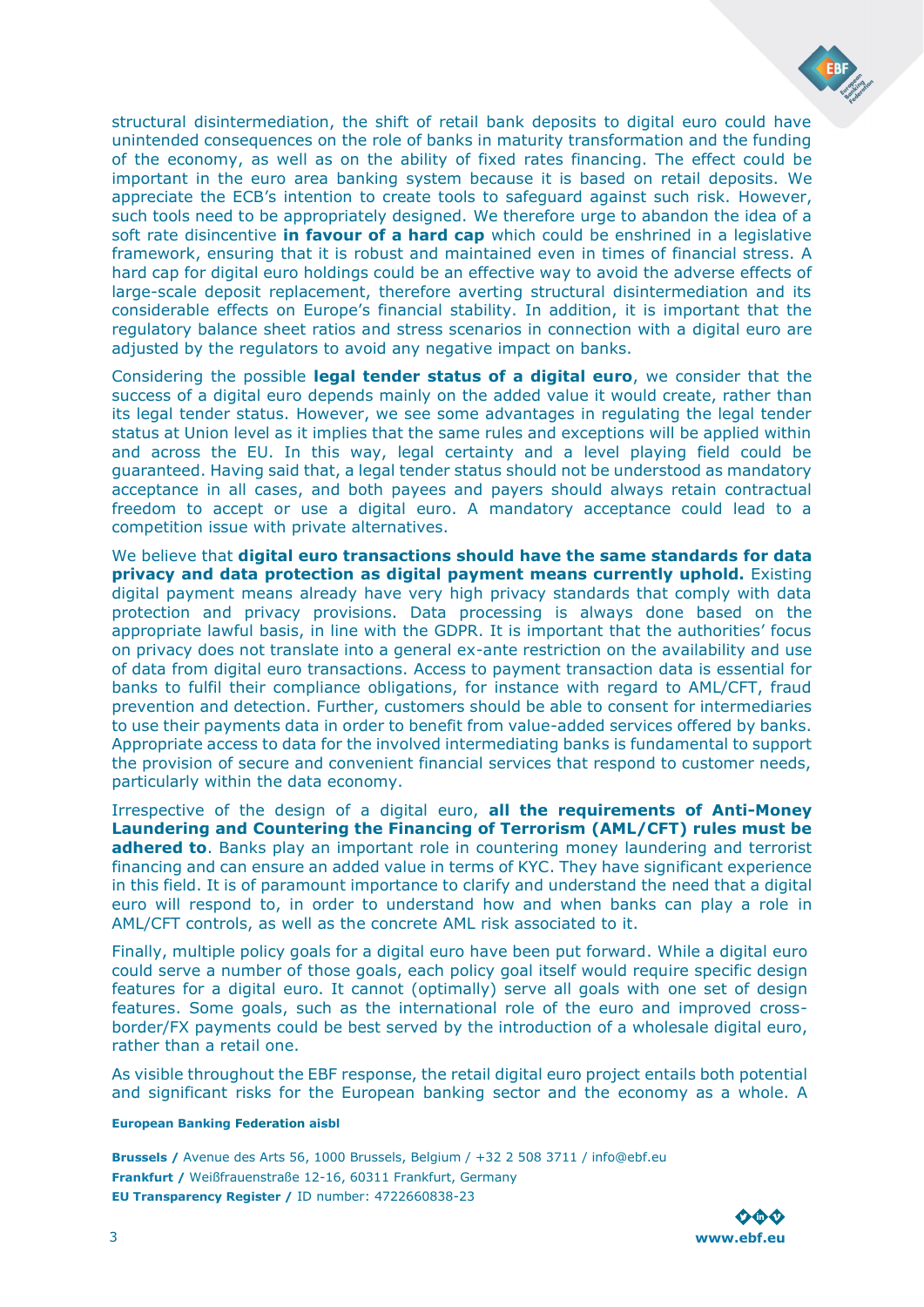structural disintermediation, the shift of retail bank deposits to digital euro could have unintended consequences on the role of banks in maturity transformation and the funding of the economy, as well as on the ability of fixed rates financing. The effect could be important in the euro area banking system because it is based on retail deposits. We appreciate the ECB's intention to create tools to safeguard against such risk. However, such tools need to be appropriately designed. We therefore urge to abandon the idea of a soft rate disincentive **in favour of a hard cap** which could be enshrined in a legislative framework, ensuring that it is robust and maintained even in times of financial stress. A hard cap for digital euro holdings could be an effective way to avoid the adverse effects of large-scale deposit replacement, therefore averting structural disintermediation and its considerable effects on Europe's financial stability. In addition, it is important that the regulatory balance sheet ratios and stress scenarios in connection with a digital euro are adjusted by the regulators to avoid any negative impact on banks.

Considering the possible **legal tender status of a digital euro**, we consider that the success of a digital euro depends mainly on the added value it would create, rather than its legal tender status. However, we see some advantages in regulating the legal tender status at Union level as it implies that the same rules and exceptions will be applied within and across the EU. In this way, legal certainty and a level playing field could be guaranteed. Having said that, a legal tender status should not be understood as mandatory acceptance in all cases, and both payees and payers should always retain contractual freedom to accept or use a digital euro. A mandatory acceptance could lead to a competition issue with private alternatives.

We believe that **digital euro transactions should have the same standards for data privacy and data protection as digital payment means currently uphold.** Existing digital payment means already have very high privacy standards that comply with data protection and privacy provisions. Data processing is always done based on the appropriate lawful basis, in line with the GDPR. It is important that the authorities' focus on privacy does not translate into a general ex-ante restriction on the availability and use of data from digital euro transactions. Access to payment transaction data is essential for banks to fulfil their compliance obligations, for instance with regard to AML/CFT, fraud prevention and detection. Further, customers should be able to consent for intermediaries to use their payments data in order to benefit from value-added services offered by banks. Appropriate access to data for the involved intermediating banks is fundamental to support the provision of secure and convenient financial services that respond to customer needs, particularly within the data economy.

Irrespective of the design of a digital euro, **all the requirements of Anti-Money Laundering and Countering the Financing of Terrorism (AML/CFT) rules must be adhered to**. Banks play an important role in countering money laundering and terrorist financing and can ensure an added value in terms of KYC. They have significant experience in this field. It is of paramount importance to clarify and understand the need that a digital euro will respond to, in order to understand how and when banks can play a role in AML/CFT controls, as well as the concrete AML risk associated to it.

Finally, multiple policy goals for a digital euro have been put forward. While a digital euro could serve a number of those goals, each policy goal itself would require specific design features for a digital euro. It cannot (optimally) serve all goals with one set of design features. Some goals, such as the international role of the euro and improved cross-border/FX payments could be best served by the introduction of a wholesale digital euro, rather than a retail one.

As visible throughout the EBF response, the retail digital euro project entails both potential and significant risks for the European banking sector and the economy as a whole. A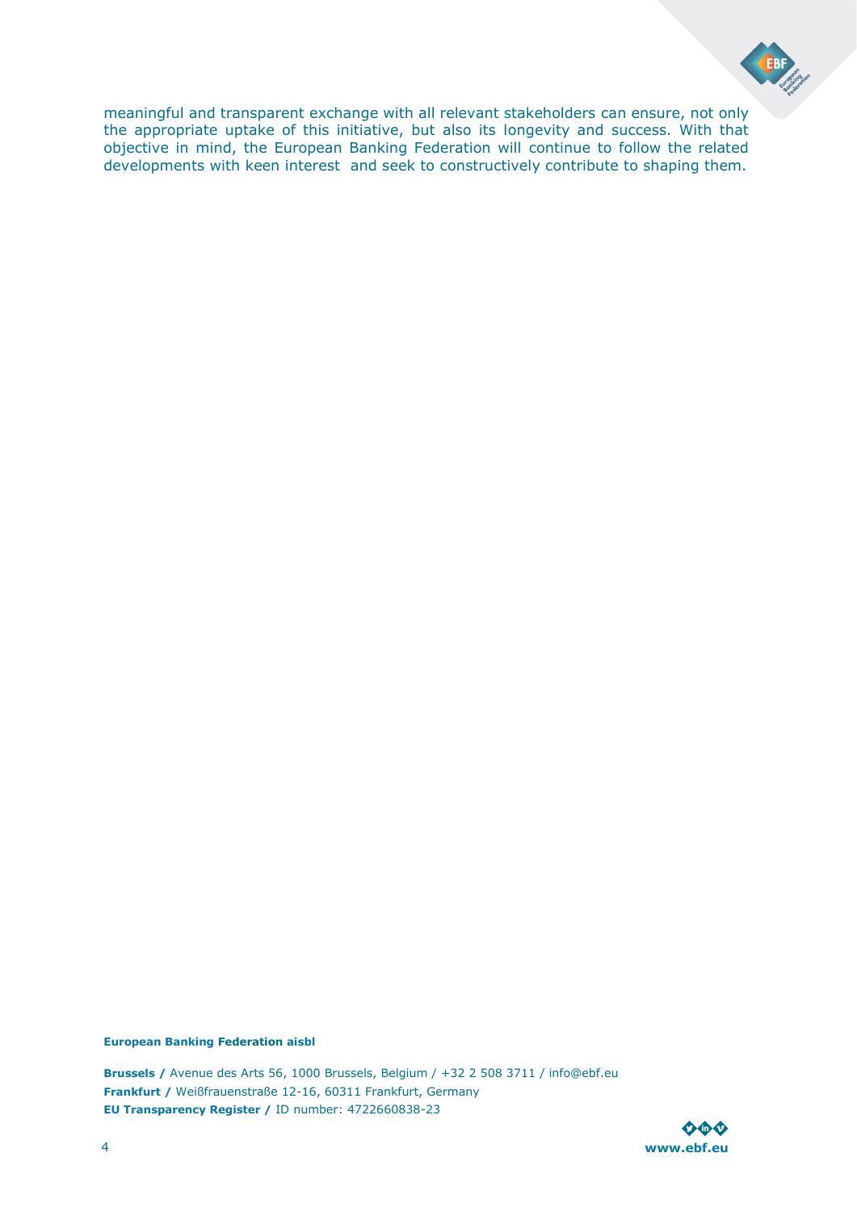meaningful and transparent exchange with all relevant stakeholders can ensure, not only the appropriate uptake of this initiative, but also its longevity and success. With that objective in mind, the European Banking Federation will continue to follow the related developments with keen interest and seek to constructively contribute to shaping them.

**European Banking Federation aisbl**

**Brussels /** Avenue des Arts 56, 1000 Brussels, Belgium / +32 2 508 3711 / info@ebf.eu
**Frankfurt /** Weißfrauenstraße 12-16, 60311 Frankfurt, Germany
**EU Transparency Register /** ID number: 4722660838-23

**www.ebf.eu**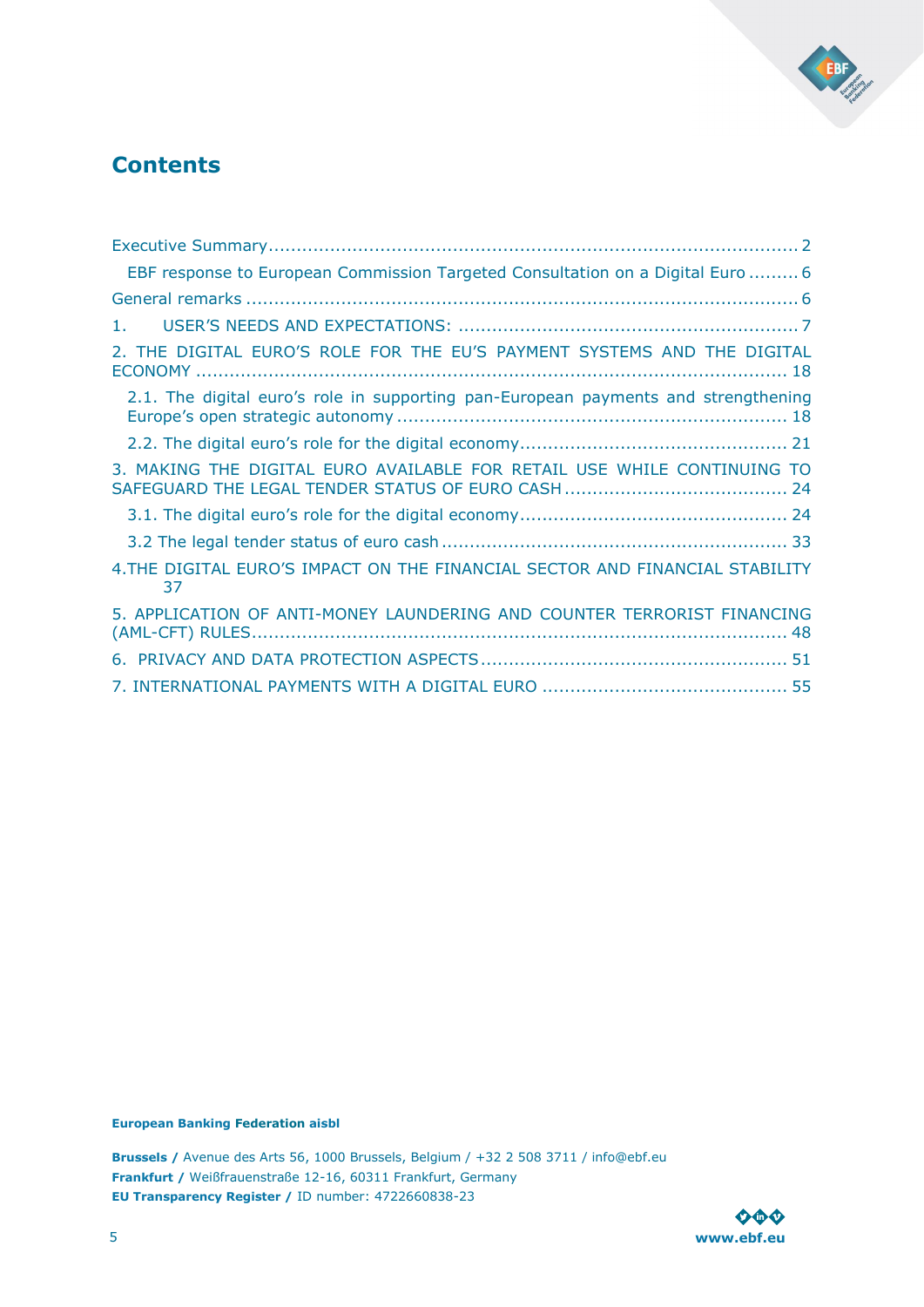# Contents

Executive Summary ........................................................................................................ 2

EBF response to European Commission Targeted Consultation on a Digital Euro ......... 6

General remarks ............................................................................................................ 6

1. USER'S NEEDS AND EXPECTATIONS: ..................................................................... 7

2. THE DIGITAL EURO'S ROLE FOR THE EU'S PAYMENT SYSTEMS AND THE DIGITAL ECONOMY ................................................................................................................ 18

2.1. The digital euro's role in supporting pan-European payments and strengthening Europe's open strategic autonomy ............................................................................ 18

2.2. The digital euro's role for the digital economy ...................................................... 21

3. MAKING THE DIGITAL EURO AVAILABLE FOR RETAIL USE WHILE CONTINUING TO SAFEGUARD THE LEGAL TENDER STATUS OF EURO CASH ....................................... 24

3.1. The digital euro's role for the digital economy ...................................................... 24

3.2 The legal tender status of euro cash ..................................................................... 33

4.THE DIGITAL EURO'S IMPACT ON THE FINANCIAL SECTOR AND FINANCIAL STABILITY 37

5. APPLICATION OF ANTI-MONEY LAUNDERING AND COUNTER TERRORIST FINANCING (AML-CFT) RULES ....................................................................................................... 48

6. PRIVACY AND DATA PROTECTION ASPECTS ............................................................ 51

7. INTERNATIONAL PAYMENTS WITH A DIGITAL EURO ................................................ 55

**European Banking Federation aisbl**

**Brussels /** Avenue des Arts 56, 1000 Brussels, Belgium / +32 2 508 3711 / info@ebf.eu
**Frankfurt /** Weißfrauenstraße 12-16, 60311 Frankfurt, Germany
**EU Transparency Register /** ID number: 4722660838-23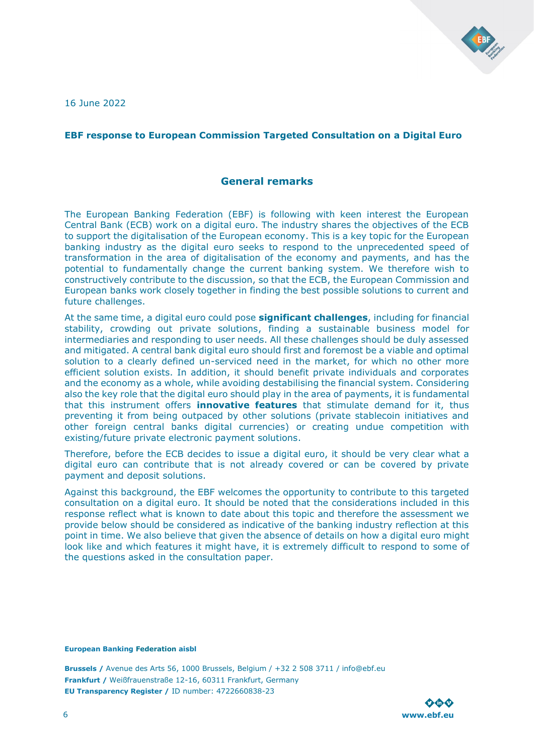16 June 2022

**EBF response to European Commission Targeted Consultation on a Digital Euro**

## General remarks

The European Banking Federation (EBF) is following with keen interest the European Central Bank (ECB) work on a digital euro. The industry shares the objectives of the ECB to support the digitalisation of the European economy. This is a key topic for the European banking industry as the digital euro seeks to respond to the unprecedented speed of transformation in the area of digitalisation of the economy and payments, and has the potential to fundamentally change the current banking system. We therefore wish to constructively contribute to the discussion, so that the ECB, the European Commission and European banks work closely together in finding the best possible solutions to current and future challenges.

At the same time, a digital euro could pose **significant challenges**, including for financial stability, crowding out private solutions, finding a sustainable business model for intermediaries and responding to user needs. All these challenges should be duly assessed and mitigated. A central bank digital euro should first and foremost be a viable and optimal solution to a clearly defined un-serviced need in the market, for which no other more efficient solution exists. In addition, it should benefit private individuals and corporates and the economy as a whole, while avoiding destabilising the financial system. Considering also the key role that the digital euro should play in the area of payments, it is fundamental that this instrument offers **innovative features** that stimulate demand for it, thus preventing it from being outpaced by other solutions (private stablecoin initiatives and other foreign central banks digital currencies) or creating undue competition with existing/future private electronic payment solutions.

Therefore, before the ECB decides to issue a digital euro, it should be very clear what a digital euro can contribute that is not already covered or can be covered by private payment and deposit solutions.

Against this background, the EBF welcomes the opportunity to contribute to this targeted consultation on a digital euro. It should be noted that the considerations included in this response reflect what is known to date about this topic and therefore the assessment we provide below should be considered as indicative of the banking industry reflection at this point in time. We also believe that given the absence of details on how a digital euro might look like and which features it might have, it is extremely difficult to respond to some of the questions asked in the consultation paper.

**European Banking Federation aisbl**

**Brussels /** Avenue des Arts 56, 1000 Brussels, Belgium / +32 2 508 3711 / info@ebf.eu
**Frankfurt /** Weißfrauenstraße 12-16, 60311 Frankfurt, Germany
**EU Transparency Register /** ID number: 4722660838-23

**www.ebf.eu**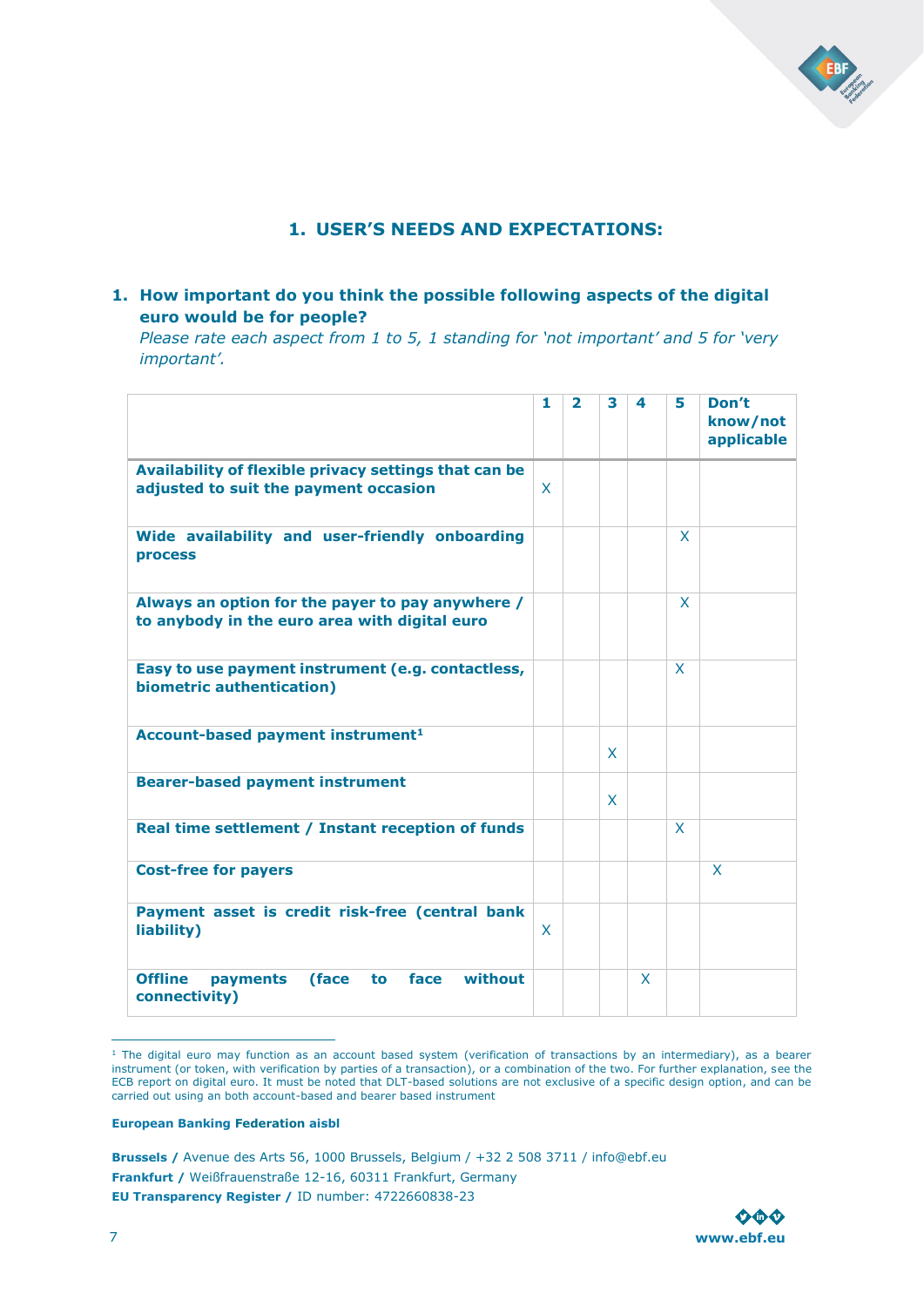## 1. USER'S NEEDS AND EXPECTATIONS:

**1. How important do you think the possible following aspects of the digital euro would be for people?**
*Please rate each aspect from 1 to 5, 1 standing for 'not important' and 5 for 'very important'.*

| | 1 | 2 | 3 | 4 | 5 | Don't know/not applicable |
|---|---|---|---|---|---|---|
| **Availability of flexible privacy settings that can be adjusted to suit the payment occasion** | X | | | | | |
| **Wide availability and user-friendly onboarding process** | | | | | X | |
| **Always an option for the payer to pay anywhere / to anybody in the euro area with digital euro** | | | | | X | |
| **Easy to use payment instrument (e.g. contactless, biometric authentication)** | | | | | X | |
| **Account-based payment instrument[1]** | | | X | | | |
| **Bearer-based payment instrument** | | | X | | | |
| **Real time settlement / Instant reception of funds** | | | | | X | |
| **Cost-free for payers** | | | | | | X |
| **Payment asset is credit risk-free (central bank liability)** | X | | | | | |
| **Offline payments (face to face without connectivity)** | | | | X | | |

[1] The digital euro may function as an account based system (verification of transactions by an intermediary), as a bearer instrument (or token, with verification by parties of a transaction), or a combination of the two. For further explanation, see the ECB report on digital euro. It must be noted that DLT-based solutions are not exclusive of a specific design option, and can be carried out using an both account-based and bearer based instrument

**European Banking Federation aisbl**

**Brussels /** Avenue des Arts 56, 1000 Brussels, Belgium / +32 2 508 3711 / info@ebf.eu
**Frankfurt /** Weißfrauenstraße 12-16, 60311 Frankfurt, Germany
**EU Transparency Register /** ID number: 4722660838-23

**www.ebf.eu**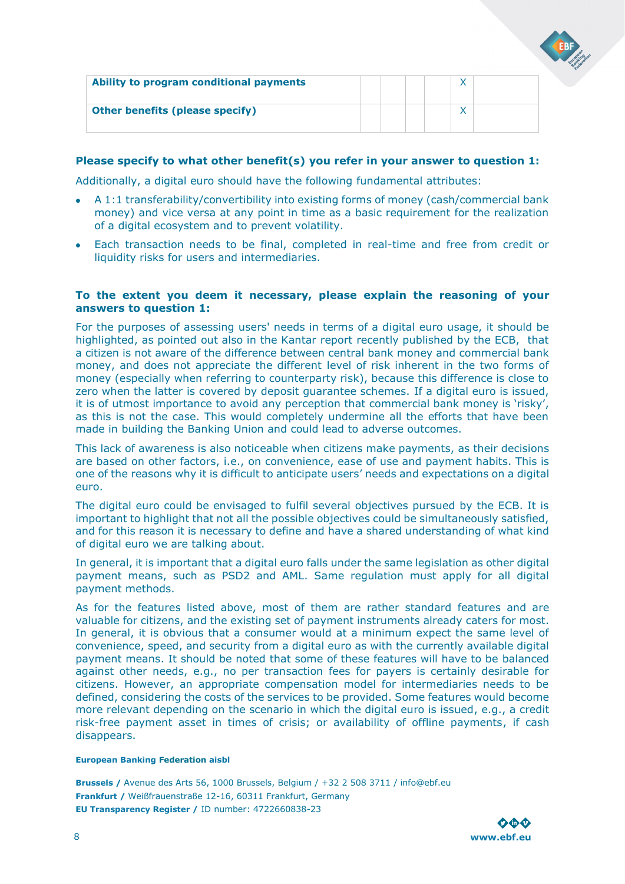| | | | | | | |
|---|---|---|---|---|---|---|
| **Ability to program conditional payments** | | | | | X | |
| **Other benefits (please specify)** | | | | | X | |

**Please specify to what other benefit(s) you refer in your answer to question 1:**

Additionally, a digital euro should have the following fundamental attributes:

- A 1:1 transferability/convertibility into existing forms of money (cash/commercial bank money) and vice versa at any point in time as a basic requirement for the realization of a digital ecosystem and to prevent volatility.
- Each transaction needs to be final, completed in real-time and free from credit or liquidity risks for users and intermediaries.

**To the extent you deem it necessary, please explain the reasoning of your answers to question 1:**

For the purposes of assessing users' needs in terms of a digital euro usage, it should be highlighted, as pointed out also in the Kantar report recently published by the ECB, that a citizen is not aware of the difference between central bank money and commercial bank money, and does not appreciate the different level of risk inherent in the two forms of money (especially when referring to counterparty risk), because this difference is close to zero when the latter is covered by deposit guarantee schemes. If a digital euro is issued, it is of utmost importance to avoid any perception that commercial bank money is 'risky', as this is not the case. This would completely undermine all the efforts that have been made in building the Banking Union and could lead to adverse outcomes.

This lack of awareness is also noticeable when citizens make payments, as their decisions are based on other factors, i.e., on convenience, ease of use and payment habits. This is one of the reasons why it is difficult to anticipate users' needs and expectations on a digital euro.

The digital euro could be envisaged to fulfil several objectives pursued by the ECB. It is important to highlight that not all the possible objectives could be simultaneously satisfied, and for this reason it is necessary to define and have a shared understanding of what kind of digital euro we are talking about.

In general, it is important that a digital euro falls under the same legislation as other digital payment means, such as PSD2 and AML. Same regulation must apply for all digital payment methods.

As for the features listed above, most of them are rather standard features and are valuable for citizens, and the existing set of payment instruments already caters for most. In general, it is obvious that a consumer would at a minimum expect the same level of convenience, speed, and security from a digital euro as with the currently available digital payment means. It should be noted that some of these features will have to be balanced against other needs, e.g., no per transaction fees for payers is certainly desirable for citizens. However, an appropriate compensation model for intermediaries needs to be defined, considering the costs of the services to be provided. Some features would become more relevant depending on the scenario in which the digital euro is issued, e.g., a credit risk-free payment asset in times of crisis; or availability of offline payments, if cash disappears.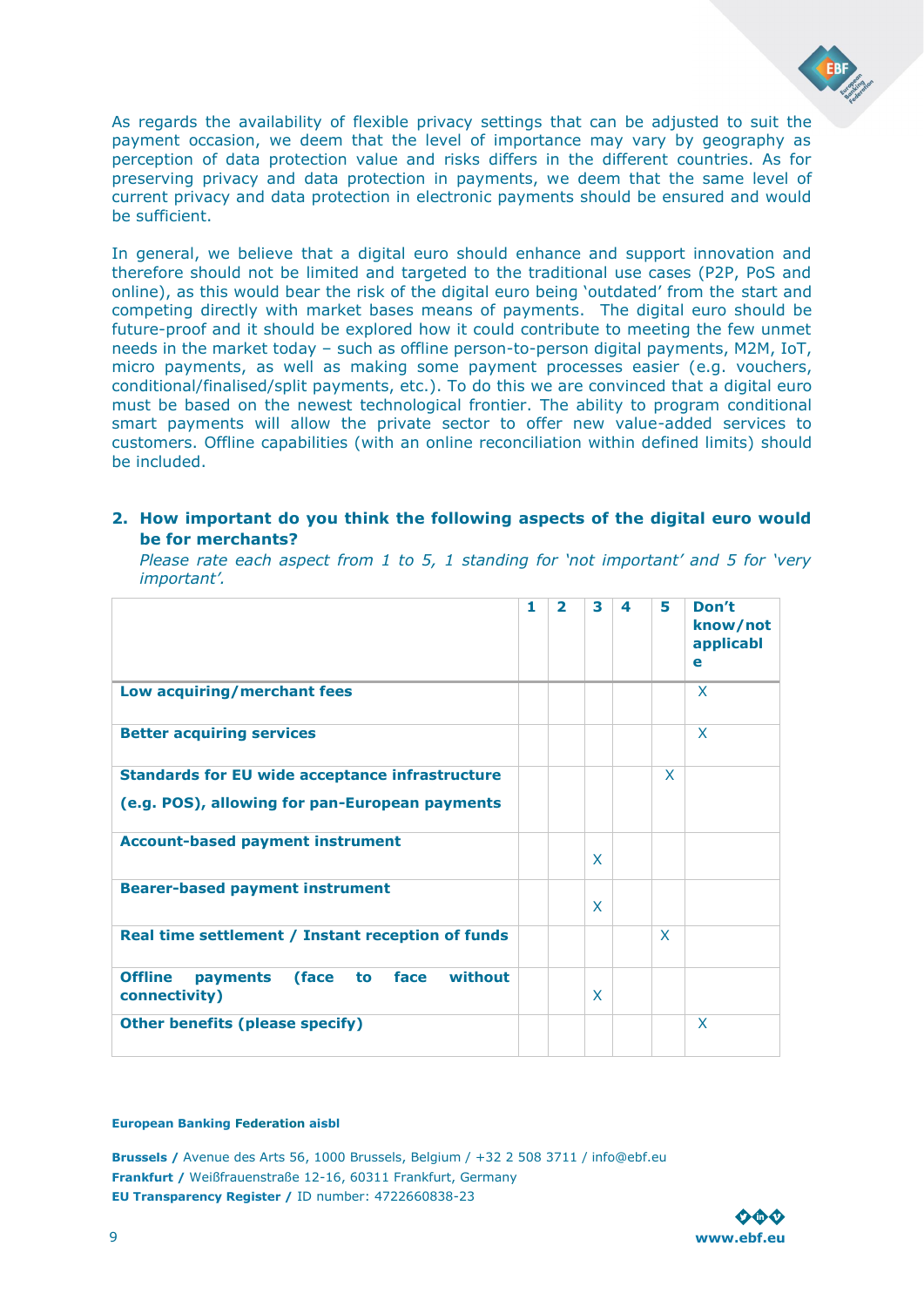As regards the availability of flexible privacy settings that can be adjusted to suit the payment occasion, we deem that the level of importance may vary by geography as perception of data protection value and risks differs in the different countries. As for preserving privacy and data protection in payments, we deem that the same level of current privacy and data protection in electronic payments should be ensured and would be sufficient.

In general, we believe that a digital euro should enhance and support innovation and therefore should not be limited and targeted to the traditional use cases (P2P, PoS and online), as this would bear the risk of the digital euro being 'outdated' from the start and competing directly with market bases means of payments. The digital euro should be future-proof and it should be explored how it could contribute to meeting the few unmet needs in the market today – such as offline person-to-person digital payments, M2M, IoT, micro payments, as well as making some payment processes easier (e.g. vouchers, conditional/finalised/split payments, etc.). To do this we are convinced that a digital euro must be based on the newest technological frontier. The ability to program conditional smart payments will allow the private sector to offer new value-added services to customers. Offline capabilities (with an online reconciliation within defined limits) should be included.

**2. How important do you think the following aspects of the digital euro would be for merchants?**

*Please rate each aspect from 1 to 5, 1 standing for 'not important' and 5 for 'very important'.*

| | 1 | 2 | 3 | 4 | 5 | Don't know/not applicable |
|---|---|---|---|---|---|---|
| **Low acquiring/merchant fees** | | | | | | X |
| **Better acquiring services** | | | | | | X |
| **Standards for EU wide acceptance infrastructure (e.g. POS), allowing for pan-European payments** | | | | | X | |
| **Account-based payment instrument** | | | X | | | |
| **Bearer-based payment instrument** | | | X | | | |
| **Real time settlement / Instant reception of funds** | | | | | X | |
| **Offline payments (face to face without connectivity)** | | | X | | | |
| **Other benefits (please specify)** | | | | | | X |

**European Banking Federation aisbl**

**Brussels /** Avenue des Arts 56, 1000 Brussels, Belgium / +32 2 508 3711 / info@ebf.eu
**Frankfurt /** Weißfrauenstraße 12-16, 60311 Frankfurt, Germany
**EU Transparency Register /** ID number: 4722660838-23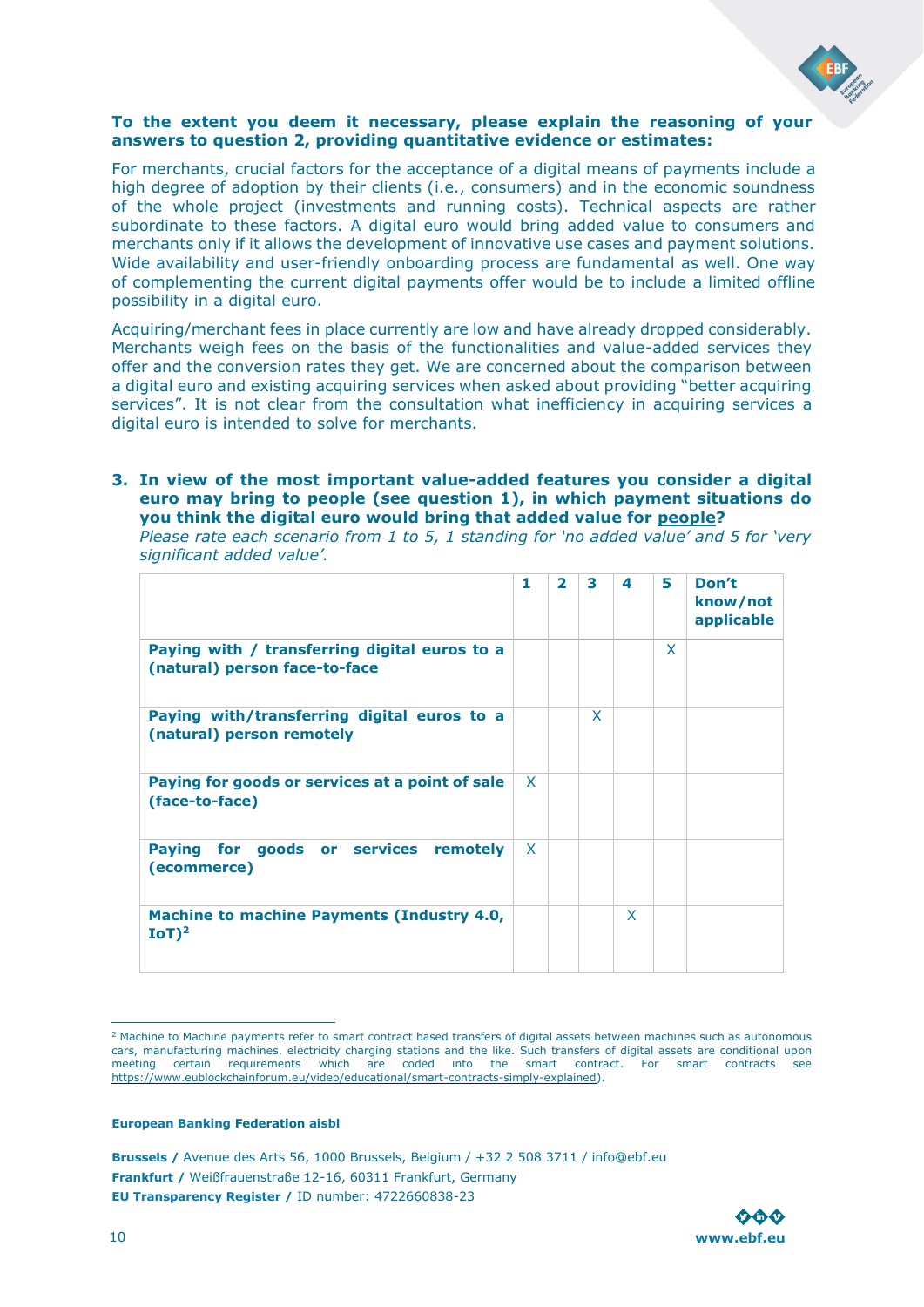**To the extent you deem it necessary, please explain the reasoning of your answers to question 2, providing quantitative evidence or estimates:**

For merchants, crucial factors for the acceptance of a digital means of payments include a high degree of adoption by their clients (i.e., consumers) and in the economic soundness of the whole project (investments and running costs). Technical aspects are rather subordinate to these factors. A digital euro would bring added value to consumers and merchants only if it allows the development of innovative use cases and payment solutions. Wide availability and user-friendly onboarding process are fundamental as well. One way of complementing the current digital payments offer would be to include a limited offline possibility in a digital euro.

Acquiring/merchant fees in place currently are low and have already dropped considerably. Merchants weigh fees on the basis of the functionalities and value-added services they offer and the conversion rates they get. We are concerned about the comparison between a digital euro and existing acquiring services when asked about providing "better acquiring services". It is not clear from the consultation what inefficiency in acquiring services a digital euro is intended to solve for merchants.

**3. In view of the most important value-added features you consider a digital euro may bring to people (see question 1), in which payment situations do you think the digital euro would bring that added value for <u>people</u>?**
*Please rate each scenario from 1 to 5, 1 standing for 'no added value' and 5 for 'very significant added value'.*

| | 1 | 2 | 3 | 4 | 5 | Don't know/not applicable |
|---|---|---|---|---|---|---|
| **Paying with / transferring digital euros to a (natural) person face-to-face** | | | | | X | |
| **Paying with/transferring digital euros to a (natural) person remotely** | | | X | | | |
| **Paying for goods or services at a point of sale (face-to-face)** | X | | | | | |
| **Paying for goods or services remotely (ecommerce)** | X | | | | | |
| **Machine to machine Payments (Industry 4.0, IoT)[2]** | | | | X | | |

[2] Machine to Machine payments refer to smart contract based transfers of digital assets between machines such as autonomous cars, manufacturing machines, electricity charging stations and the like. Such transfers of digital assets are conditional upon meeting certain requirements which are coded into the smart contract. For smart contracts see https://www.eublockchainforum.eu/video/educational/smart-contracts-simply-explained).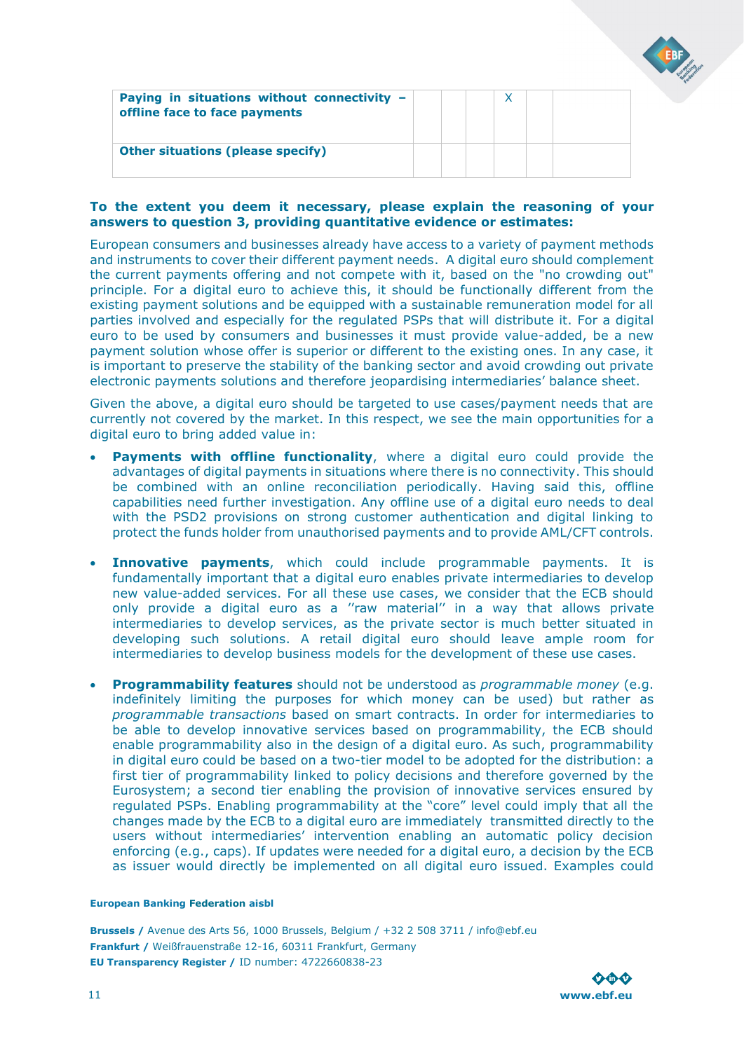| Paying in situations without connectivity – offline face to face payments | | | | X | | |
|---|---|---|---|---|---|---|
| **Other situations (please specify)** | | | | | | |

**To the extent you deem it necessary, please explain the reasoning of your answers to question 3, providing quantitative evidence or estimates:**

European consumers and businesses already have access to a variety of payment methods and instruments to cover their different payment needs. A digital euro should complement the current payments offering and not compete with it, based on the "no crowding out" principle. For a digital euro to achieve this, it should be functionally different from the existing payment solutions and be equipped with a sustainable remuneration model for all parties involved and especially for the regulated PSPs that will distribute it. For a digital euro to be used by consumers and businesses it must provide value-added, be a new payment solution whose offer is superior or different to the existing ones. In any case, it is important to preserve the stability of the banking sector and avoid crowding out private electronic payments solutions and therefore jeopardising intermediaries' balance sheet.

Given the above, a digital euro should be targeted to use cases/payment needs that are currently not covered by the market. In this respect, we see the main opportunities for a digital euro to bring added value in:

- **Payments with offline functionality**, where a digital euro could provide the advantages of digital payments in situations where there is no connectivity. This should be combined with an online reconciliation periodically. Having said this, offline capabilities need further investigation. Any offline use of a digital euro needs to deal with the PSD2 provisions on strong customer authentication and digital linking to protect the funds holder from unauthorised payments and to provide AML/CFT controls.

- **Innovative payments**, which could include programmable payments. It is fundamentally important that a digital euro enables private intermediaries to develop new value-added services. For all these use cases, we consider that the ECB should only provide a digital euro as a ''raw material'' in a way that allows private intermediaries to develop services, as the private sector is much better situated in developing such solutions. A retail digital euro should leave ample room for intermediaries to develop business models for the development of these use cases.

- **Programmability features** should not be understood as *programmable money* (e.g. indefinitely limiting the purposes for which money can be used) but rather as *programmable transactions* based on smart contracts. In order for intermediaries to be able to develop innovative services based on programmability, the ECB should enable programmability also in the design of a digital euro. As such, programmability in digital euro could be based on a two-tier model to be adopted for the distribution: a first tier of programmability linked to policy decisions and therefore governed by the Eurosystem; a second tier enabling the provision of innovative services ensured by regulated PSPs. Enabling programmability at the "core" level could imply that all the changes made by the ECB to a digital euro are immediately transmitted directly to the users without intermediaries' intervention enabling an automatic policy decision enforcing (e.g., caps). If updates were needed for a digital euro, a decision by the ECB as issuer would directly be implemented on all digital euro issued. Examples could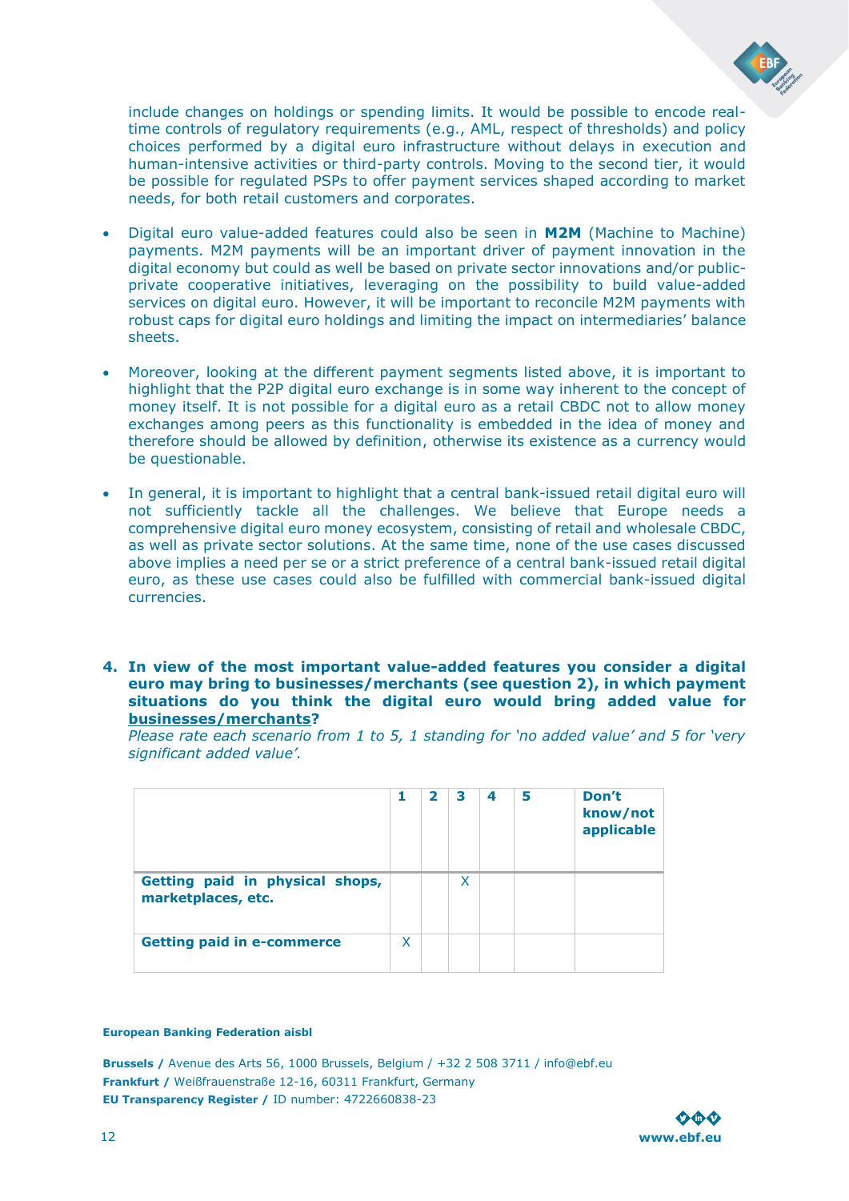include changes on holdings or spending limits. It would be possible to encode real-time controls of regulatory requirements (e.g., AML, respect of thresholds) and policy choices performed by a digital euro infrastructure without delays in execution and human-intensive activities or third-party controls. Moving to the second tier, it would be possible for regulated PSPs to offer payment services shaped according to market needs, for both retail customers and corporates.

- Digital euro value-added features could also be seen in **M2M** (Machine to Machine) payments. M2M payments will be an important driver of payment innovation in the digital economy but could as well be based on private sector innovations and/or public-private cooperative initiatives, leveraging on the possibility to build value-added services on digital euro. However, it will be important to reconcile M2M payments with robust caps for digital euro holdings and limiting the impact on intermediaries' balance sheets.

- Moreover, looking at the different payment segments listed above, it is important to highlight that the P2P digital euro exchange is in some way inherent to the concept of money itself. It is not possible for a digital euro as a retail CBDC not to allow money exchanges among peers as this functionality is embedded in the idea of money and therefore should be allowed by definition, otherwise its existence as a currency would be questionable.

- In general, it is important to highlight that a central bank-issued retail digital euro will not sufficiently tackle all the challenges. We believe that Europe needs a comprehensive digital euro money ecosystem, consisting of retail and wholesale CBDC, as well as private sector solutions. At the same time, none of the use cases discussed above implies a need per se or a strict preference of a central bank-issued retail digital euro, as these use cases could also be fulfilled with commercial bank-issued digital currencies.

**4. In view of the most important value-added features you consider a digital euro may bring to businesses/merchants (see question 2), in which payment situations do you think the digital euro would bring added value for <u>businesses/merchants</u>?**

*Please rate each scenario from 1 to 5, 1 standing for 'no added value' and 5 for 'very significant added value'.*

| | 1 | 2 | 3 | 4 | 5 | Don't know/not applicable |
|---|---|---|---|---|---|---|
| **Getting paid in physical shops, marketplaces, etc.** | | | X | | | |
| **Getting paid in e-commerce** | X | | | | | |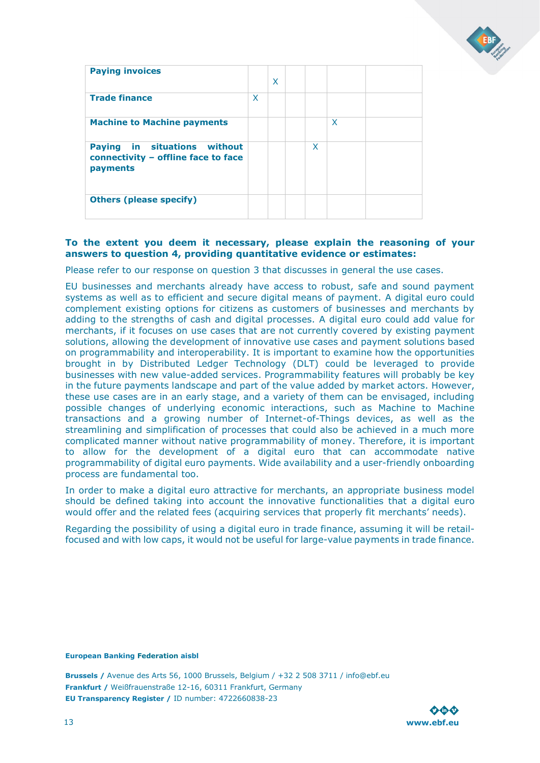| | | | | | | |
|---|---|---|---|---|---|---|
| **Paying invoices** | | X | | | | |
| **Trade finance** | X | | | | | |
| **Machine to Machine payments** | | | | | X | |
| **Paying in situations without connectivity – offline face to face payments** | | | | X | | |
| **Others (please specify)** | | | | | | |

**To the extent you deem it necessary, please explain the reasoning of your answers to question 4, providing quantitative evidence or estimates:**

Please refer to our response on question 3 that discusses in general the use cases.

EU businesses and merchants already have access to robust, safe and sound payment systems as well as to efficient and secure digital means of payment. A digital euro could complement existing options for citizens as customers of businesses and merchants by adding to the strengths of cash and digital processes. A digital euro could add value for merchants, if it focuses on use cases that are not currently covered by existing payment solutions, allowing the development of innovative use cases and payment solutions based on programmability and interoperability. It is important to examine how the opportunities brought in by Distributed Ledger Technology (DLT) could be leveraged to provide businesses with new value-added services. Programmability features will probably be key in the future payments landscape and part of the value added by market actors. However, these use cases are in an early stage, and a variety of them can be envisaged, including possible changes of underlying economic interactions, such as Machine to Machine transactions and a growing number of Internet-of-Things devices, as well as the streamlining and simplification of processes that could also be achieved in a much more complicated manner without native programmability of money. Therefore, it is important to allow for the development of a digital euro that can accommodate native programmability of digital euro payments. Wide availability and a user-friendly onboarding process are fundamental too.

In order to make a digital euro attractive for merchants, an appropriate business model should be defined taking into account the innovative functionalities that a digital euro would offer and the related fees (acquiring services that properly fit merchants' needs).

Regarding the possibility of using a digital euro in trade finance, assuming it will be retail-focused and with low caps, it would not be useful for large-value payments in trade finance.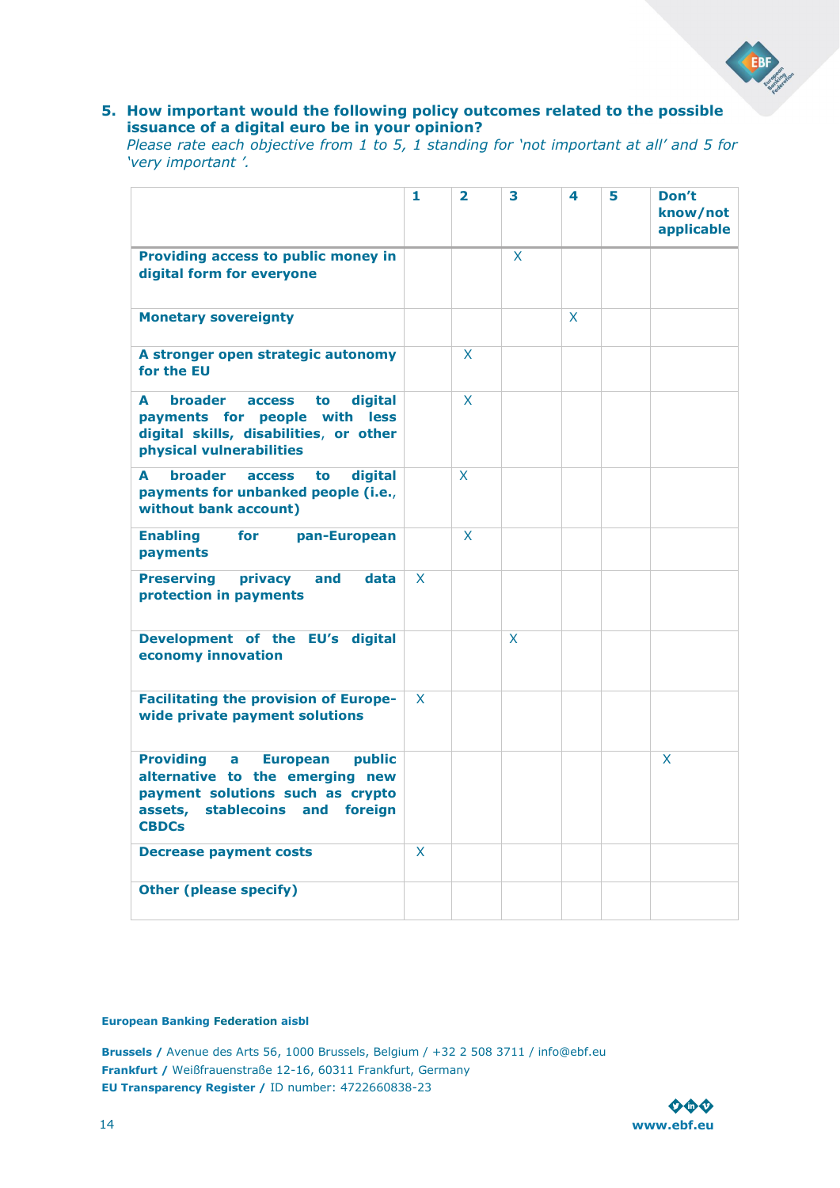**5. How important would the following policy outcomes related to the possible issuance of a digital euro be in your opinion?**

*Please rate each objective from 1 to 5, 1 standing for 'not important at all' and 5 for 'very important '.*

| | 1 | 2 | 3 | 4 | 5 | Don't know/not applicable |
|---|---|---|---|---|---|---|
| **Providing access to public money in digital form for everyone** | | | X | | | |
| **Monetary sovereignty** | | | | X | | |
| **A stronger open strategic autonomy for the EU** | | X | | | | |
| **A broader access to digital payments for people with less digital skills, disabilities, or other physical vulnerabilities** | | X | | | | |
| **A broader access to digital payments for unbanked people (i.e., without bank account)** | | X | | | | |
| **Enabling for pan-European payments** | | X | | | | |
| **Preserving privacy and data protection in payments** | X | | | | | |
| **Development of the EU's digital economy innovation** | | | X | | | |
| **Facilitating the provision of Europe-wide private payment solutions** | X | | | | | |
| **Providing a European public alternative to the emerging new payment solutions such as crypto assets, stablecoins and foreign CBDCs** | | | | | | X |
| **Decrease payment costs** | X | | | | | |
| **Other (please specify)** | | | | | | |

**European Banking Federation aisbl**

**Brussels /** Avenue des Arts 56, 1000 Brussels, Belgium / +32 2 508 3711 / info@ebf.eu
**Frankfurt /** Weißfrauenstraße 12-16, 60311 Frankfurt, Germany
**EU Transparency Register /** ID number: 4722660838-23

**www.ebf.eu**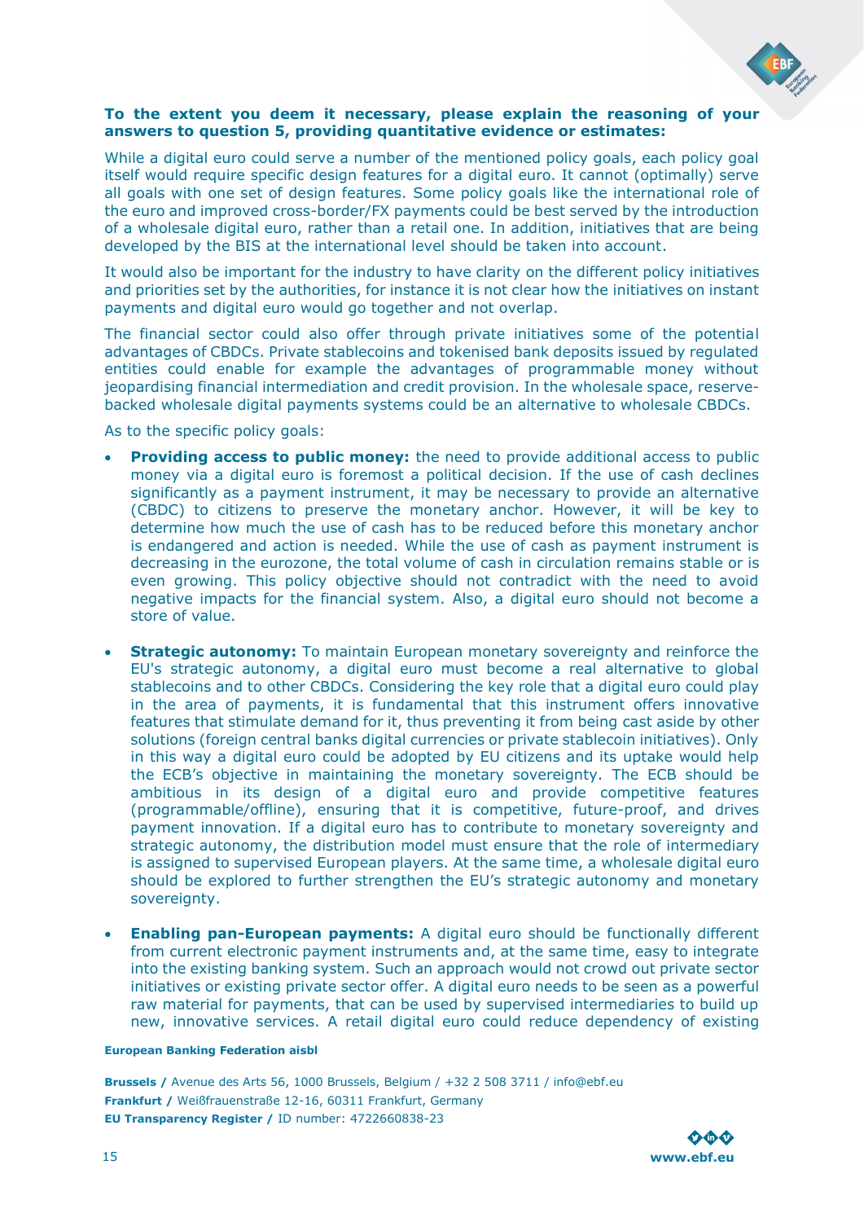**To the extent you deem it necessary, please explain the reasoning of your answers to question 5, providing quantitative evidence or estimates:**

While a digital euro could serve a number of the mentioned policy goals, each policy goal itself would require specific design features for a digital euro. It cannot (optimally) serve all goals with one set of design features. Some policy goals like the international role of the euro and improved cross-border/FX payments could be best served by the introduction of a wholesale digital euro, rather than a retail one. In addition, initiatives that are being developed by the BIS at the international level should be taken into account.

It would also be important for the industry to have clarity on the different policy initiatives and priorities set by the authorities, for instance it is not clear how the initiatives on instant payments and digital euro would go together and not overlap.

The financial sector could also offer through private initiatives some of the potential advantages of CBDCs. Private stablecoins and tokenised bank deposits issued by regulated entities could enable for example the advantages of programmable money without jeopardising financial intermediation and credit provision. In the wholesale space, reserve-backed wholesale digital payments systems could be an alternative to wholesale CBDCs.

As to the specific policy goals:

- **Providing access to public money:** the need to provide additional access to public money via a digital euro is foremost a political decision. If the use of cash declines significantly as a payment instrument, it may be necessary to provide an alternative (CBDC) to citizens to preserve the monetary anchor. However, it will be key to determine how much the use of cash has to be reduced before this monetary anchor is endangered and action is needed. While the use of cash as payment instrument is decreasing in the eurozone, the total volume of cash in circulation remains stable or is even growing. This policy objective should not contradict with the need to avoid negative impacts for the financial system. Also, a digital euro should not become a store of value.

- **Strategic autonomy:** To maintain European monetary sovereignty and reinforce the EU's strategic autonomy, a digital euro must become a real alternative to global stablecoins and to other CBDCs. Considering the key role that a digital euro could play in the area of payments, it is fundamental that this instrument offers innovative features that stimulate demand for it, thus preventing it from being cast aside by other solutions (foreign central banks digital currencies or private stablecoin initiatives). Only in this way a digital euro could be adopted by EU citizens and its uptake would help the ECB's objective in maintaining the monetary sovereignty. The ECB should be ambitious in its design of a digital euro and provide competitive features (programmable/offline), ensuring that it is competitive, future-proof, and drives payment innovation. If a digital euro has to contribute to monetary sovereignty and strategic autonomy, the distribution model must ensure that the role of intermediary is assigned to supervised European players. At the same time, a wholesale digital euro should be explored to further strengthen the EU's strategic autonomy and monetary sovereignty.

- **Enabling pan-European payments:** A digital euro should be functionally different from current electronic payment instruments and, at the same time, easy to integrate into the existing banking system. Such an approach would not crowd out private sector initiatives or existing private sector offer. A digital euro needs to be seen as a powerful raw material for payments, that can be used by supervised intermediaries to build up new, innovative services. A retail digital euro could reduce dependency of existing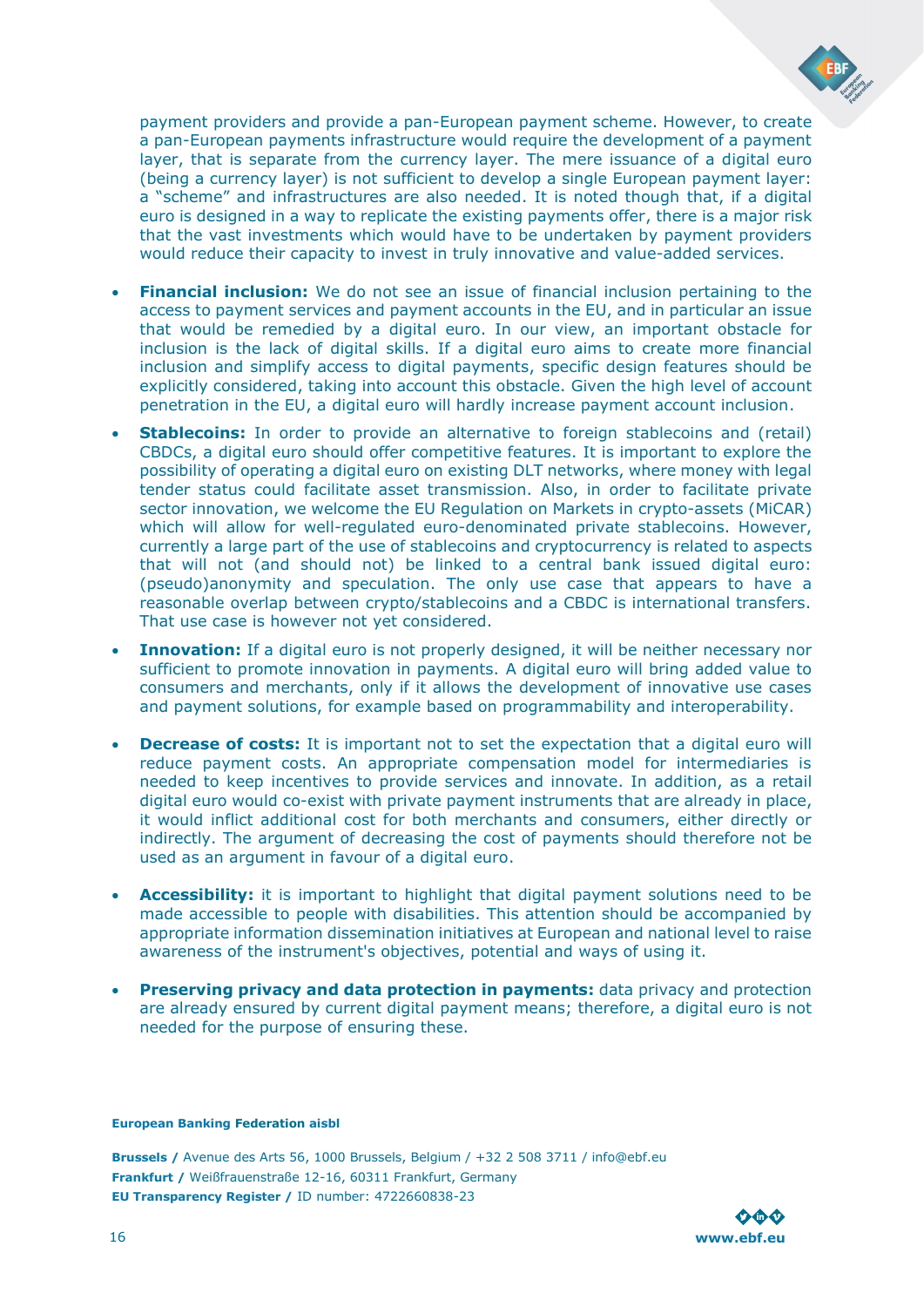payment providers and provide a pan-European payment scheme. However, to create a pan-European payments infrastructure would require the development of a payment layer, that is separate from the currency layer. The mere issuance of a digital euro (being a currency layer) is not sufficient to develop a single European payment layer: a "scheme" and infrastructures are also needed. It is noted though that, if a digital euro is designed in a way to replicate the existing payments offer, there is a major risk that the vast investments which would have to be undertaken by payment providers would reduce their capacity to invest in truly innovative and value-added services.

- **Financial inclusion:** We do not see an issue of financial inclusion pertaining to the access to payment services and payment accounts in the EU, and in particular an issue that would be remedied by a digital euro. In our view, an important obstacle for inclusion is the lack of digital skills. If a digital euro aims to create more financial inclusion and simplify access to digital payments, specific design features should be explicitly considered, taking into account this obstacle. Given the high level of account penetration in the EU, a digital euro will hardly increase payment account inclusion.
- **Stablecoins:** In order to provide an alternative to foreign stablecoins and (retail) CBDCs, a digital euro should offer competitive features. It is important to explore the possibility of operating a digital euro on existing DLT networks, where money with legal tender status could facilitate asset transmission. Also, in order to facilitate private sector innovation, we welcome the EU Regulation on Markets in crypto-assets (MiCAR) which will allow for well-regulated euro-denominated private stablecoins. However, currently a large part of the use of stablecoins and cryptocurrency is related to aspects that will not (and should not) be linked to a central bank issued digital euro: (pseudo)anonymity and speculation. The only use case that appears to have a reasonable overlap between crypto/stablecoins and a CBDC is international transfers. That use case is however not yet considered.
- **Innovation:** If a digital euro is not properly designed, it will be neither necessary nor sufficient to promote innovation in payments. A digital euro will bring added value to consumers and merchants, only if it allows the development of innovative use cases and payment solutions, for example based on programmability and interoperability.
- **Decrease of costs:** It is important not to set the expectation that a digital euro will reduce payment costs. An appropriate compensation model for intermediaries is needed to keep incentives to provide services and innovate. In addition, as a retail digital euro would co-exist with private payment instruments that are already in place, it would inflict additional cost for both merchants and consumers, either directly or indirectly. The argument of decreasing the cost of payments should therefore not be used as an argument in favour of a digital euro.
- **Accessibility:** it is important to highlight that digital payment solutions need to be made accessible to people with disabilities. This attention should be accompanied by appropriate information dissemination initiatives at European and national level to raise awareness of the instrument's objectives, potential and ways of using it.
- **Preserving privacy and data protection in payments:** data privacy and protection are already ensured by current digital payment means; therefore, a digital euro is not needed for the purpose of ensuring these.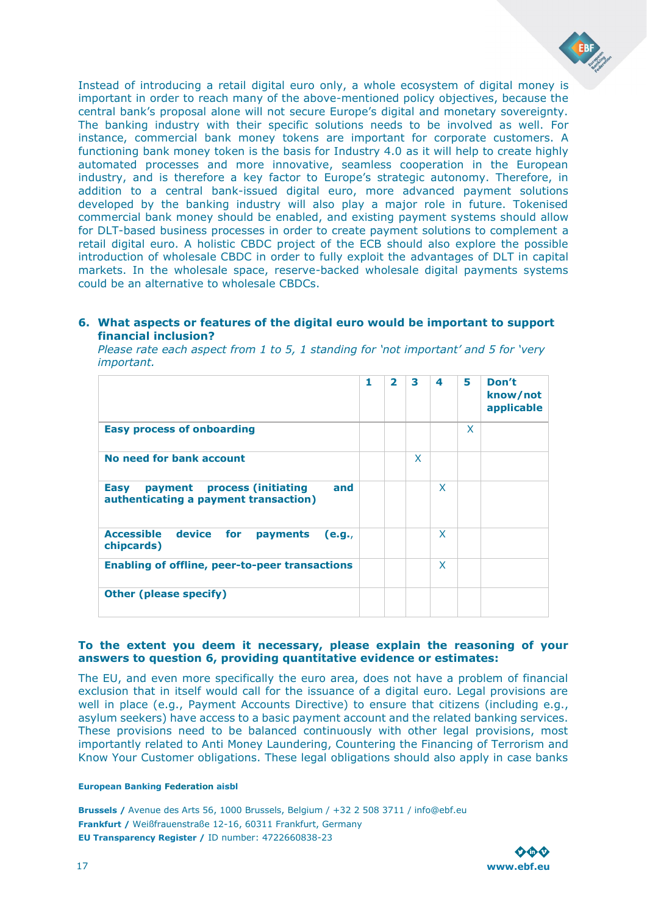Instead of introducing a retail digital euro only, a whole ecosystem of digital money is important in order to reach many of the above-mentioned policy objectives, because the central bank's proposal alone will not secure Europe's digital and monetary sovereignty. The banking industry with their specific solutions needs to be involved as well. For instance, commercial bank money tokens are important for corporate customers. A functioning bank money token is the basis for Industry 4.0 as it will help to create highly automated processes and more innovative, seamless cooperation in the European industry, and is therefore a key factor to Europe's strategic autonomy. Therefore, in addition to a central bank-issued digital euro, more advanced payment solutions developed by the banking industry will also play a major role in future. Tokenised commercial bank money should be enabled, and existing payment systems should allow for DLT-based business processes in order to create payment solutions to complement a retail digital euro. A holistic CBDC project of the ECB should also explore the possible introduction of wholesale CBDC in order to fully exploit the advantages of DLT in capital markets. In the wholesale space, reserve-backed wholesale digital payments systems could be an alternative to wholesale CBDCs.

**6. What aspects or features of the digital euro would be important to support financial inclusion?**

*Please rate each aspect from 1 to 5, 1 standing for 'not important' and 5 for 'very important.*

| | 1 | 2 | 3 | 4 | 5 | Don't know/not applicable |
|---|---|---|---|---|---|---|
| **Easy process of onboarding** | | | | | X | |
| **No need for bank account** | | | X | | | |
| **Easy payment process (initiating and authenticating a payment transaction)** | | | | X | | |
| **Accessible device for payments (e.g., chipcards)** | | | | X | | |
| **Enabling of offline, peer-to-peer transactions** | | | | X | | |
| **Other (please specify)** | | | | | | |

**To the extent you deem it necessary, please explain the reasoning of your answers to question 6, providing quantitative evidence or estimates:**

The EU, and even more specifically the euro area, does not have a problem of financial exclusion that in itself would call for the issuance of a digital euro. Legal provisions are well in place (e.g., Payment Accounts Directive) to ensure that citizens (including e.g., asylum seekers) have access to a basic payment account and the related banking services. These provisions need to be balanced continuously with other legal provisions, most importantly related to Anti Money Laundering, Countering the Financing of Terrorism and Know Your Customer obligations. These legal obligations should also apply in case banks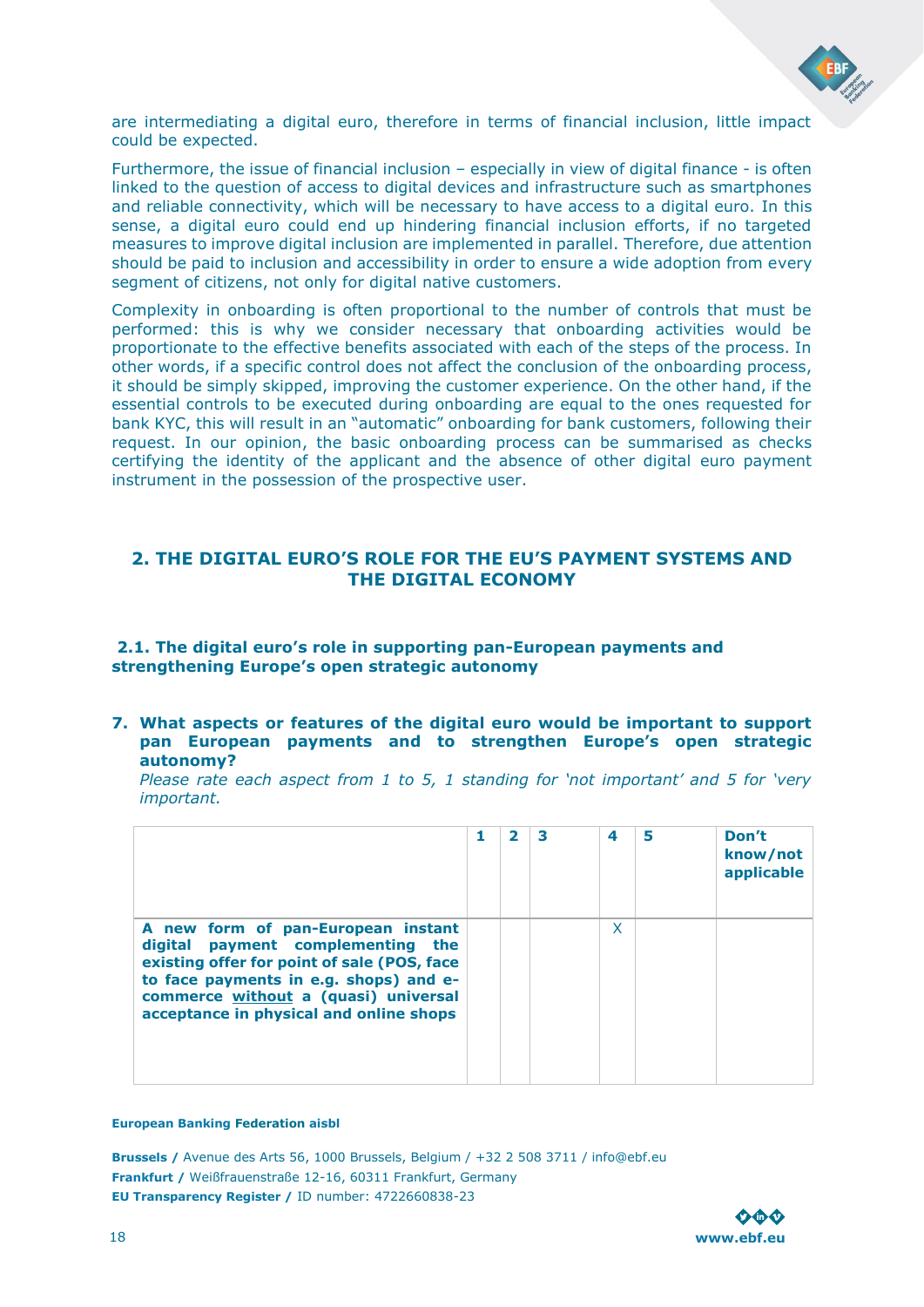are intermediating a digital euro, therefore in terms of financial inclusion, little impact could be expected.

Furthermore, the issue of financial inclusion – especially in view of digital finance - is often linked to the question of access to digital devices and infrastructure such as smartphones and reliable connectivity, which will be necessary to have access to a digital euro. In this sense, a digital euro could end up hindering financial inclusion efforts, if no targeted measures to improve digital inclusion are implemented in parallel. Therefore, due attention should be paid to inclusion and accessibility in order to ensure a wide adoption from every segment of citizens, not only for digital native customers.

Complexity in onboarding is often proportional to the number of controls that must be performed: this is why we consider necessary that onboarding activities would be proportionate to the effective benefits associated with each of the steps of the process. In other words, if a specific control does not affect the conclusion of the onboarding process, it should be simply skipped, improving the customer experience. On the other hand, if the essential controls to be executed during onboarding are equal to the ones requested for bank KYC, this will result in an "automatic" onboarding for bank customers, following their request. In our opinion, the basic onboarding process can be summarised as checks certifying the identity of the applicant and the absence of other digital euro payment instrument in the possession of the prospective user.

## 2. THE DIGITAL EURO'S ROLE FOR THE EU'S PAYMENT SYSTEMS AND THE DIGITAL ECONOMY

### 2.1. The digital euro's role in supporting pan-European payments and strengthening Europe's open strategic autonomy

**7. What aspects or features of the digital euro would be important to support pan European payments and to strengthen Europe's open strategic autonomy?**

*Please rate each aspect from 1 to 5, 1 standing for 'not important' and 5 for 'very important.*

| | 1 | 2 | 3 | 4 | 5 | Don't know/not applicable |
|---|---|---|---|---|---|---|
| **A new form of pan-European instant digital payment complementing the existing offer for point of sale (POS, face to face payments in e.g. shops) and e-commerce <u>without</u> a (quasi) universal acceptance in physical and online shops** | | | | X | | |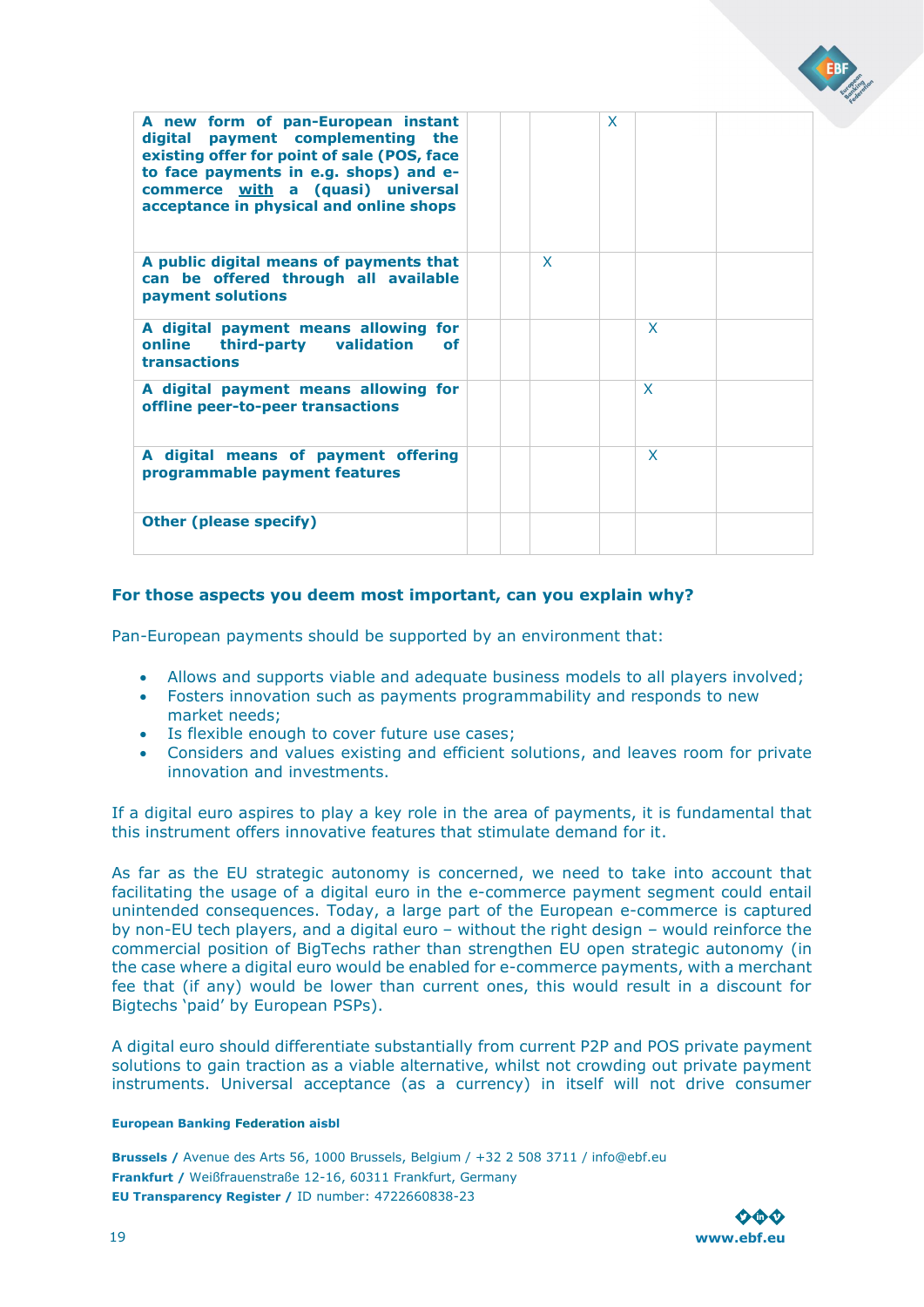| | | | | | | |
|---|---|---|---|---|---|---|
| **A new form of pan-European instant digital payment complementing the existing offer for point of sale (POS, face to face payments in e.g. shops) and e-commerce with a (quasi) universal acceptance in physical and online shops** | | | | X | | |
| **A public digital means of payments that can be offered through all available payment solutions** | | | X | | | |
| **A digital payment means allowing for online third-party validation of transactions** | | | | | X | |
| **A digital payment means allowing for offline peer-to-peer transactions** | | | | | X | |
| **A digital means of payment offering programmable payment features** | | | | | X | |
| **Other (please specify)** | | | | | | |

**For those aspects you deem most important, can you explain why?**

Pan-European payments should be supported by an environment that:

- Allows and supports viable and adequate business models to all players involved;
- Fosters innovation such as payments programmability and responds to new market needs;
- Is flexible enough to cover future use cases;
- Considers and values existing and efficient solutions, and leaves room for private innovation and investments.

If a digital euro aspires to play a key role in the area of payments, it is fundamental that this instrument offers innovative features that stimulate demand for it.

As far as the EU strategic autonomy is concerned, we need to take into account that facilitating the usage of a digital euro in the e-commerce payment segment could entail unintended consequences. Today, a large part of the European e-commerce is captured by non-EU tech players, and a digital euro – without the right design – would reinforce the commercial position of BigTechs rather than strengthen EU open strategic autonomy (in the case where a digital euro would be enabled for e-commerce payments, with a merchant fee that (if any) would be lower than current ones, this would result in a discount for Bigtechs 'paid' by European PSPs).

A digital euro should differentiate substantially from current P2P and POS private payment solutions to gain traction as a viable alternative, whilst not crowding out private payment instruments. Universal acceptance (as a currency) in itself will not drive consumer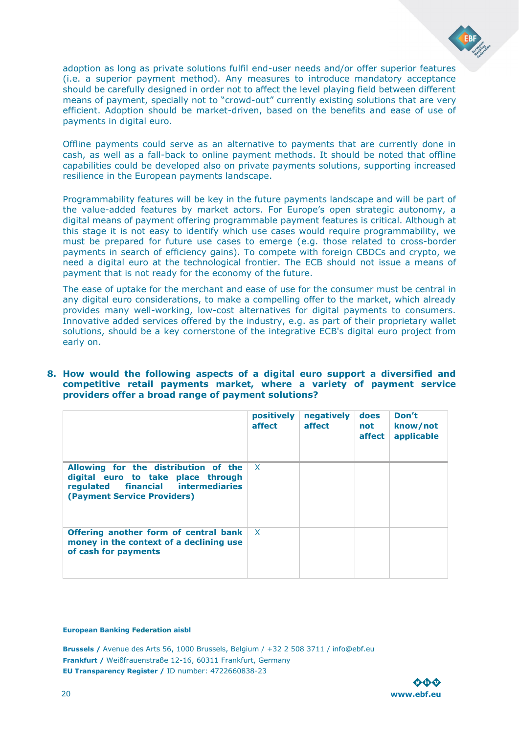adoption as long as private solutions fulfil end-user needs and/or offer superior features (i.e. a superior payment method). Any measures to introduce mandatory acceptance should be carefully designed in order not to affect the level playing field between different means of payment, specially not to "crowd-out" currently existing solutions that are very efficient. Adoption should be market-driven, based on the benefits and ease of use of payments in digital euro.

Offline payments could serve as an alternative to payments that are currently done in cash, as well as a fall-back to online payment methods. It should be noted that offline capabilities could be developed also on private payments solutions, supporting increased resilience in the European payments landscape.

Programmability features will be key in the future payments landscape and will be part of the value-added features by market actors. For Europe's open strategic autonomy, a digital means of payment offering programmable payment features is critical. Although at this stage it is not easy to identify which use cases would require programmability, we must be prepared for future use cases to emerge (e.g. those related to cross-border payments in search of efficiency gains). To compete with foreign CBDCs and crypto, we need a digital euro at the technological frontier. The ECB should not issue a means of payment that is not ready for the economy of the future.

The ease of uptake for the merchant and ease of use for the consumer must be central in any digital euro considerations, to make a compelling offer to the market, which already provides many well-working, low-cost alternatives for digital payments to consumers. Innovative added services offered by the industry, e.g. as part of their proprietary wallet solutions, should be a key cornerstone of the integrative ECB's digital euro project from early on.

**8. How would the following aspects of a digital euro support a diversified and competitive retail payments market, where a variety of payment service providers offer a broad range of payment solutions?**

| | positively affect | negatively affect | does not affect | Don't know/not applicable |
|---|---|---|---|---|
| **Allowing for the distribution of the digital euro to take place through regulated financial intermediaries (Payment Service Providers)** | X | | | |
| **Offering another form of central bank money in the context of a declining use of cash for payments** | X | | | |

**European Banking Federation aisbl**

**Brussels /** Avenue des Arts 56, 1000 Brussels, Belgium / +32 2 508 3711 / info@ebf.eu
**Frankfurt /** Weißfrauenstraße 12-16, 60311 Frankfurt, Germany
**EU Transparency Register /** ID number: 4722660838-23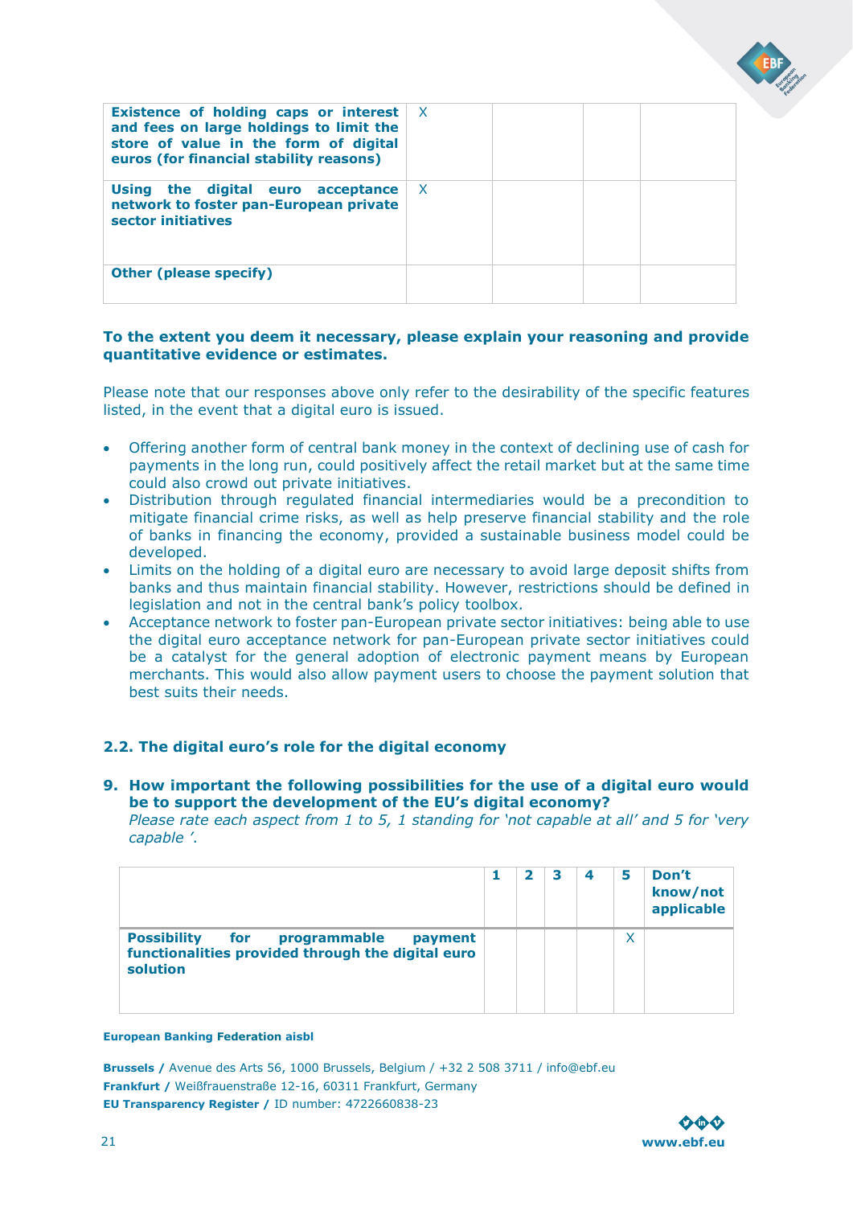| | | | | |
|---|---|---|---|---|
| **Existence of holding caps or interest and fees on large holdings to limit the store of value in the form of digital euros (for financial stability reasons)** | X | | | |
| **Using the digital euro acceptance network to foster pan-European private sector initiatives** | X | | | |
| **Other (please specify)** | | | | |

**To the extent you deem it necessary, please explain your reasoning and provide quantitative evidence or estimates.**

Please note that our responses above only refer to the desirability of the specific features listed, in the event that a digital euro is issued.

- Offering another form of central bank money in the context of declining use of cash for payments in the long run, could positively affect the retail market but at the same time could also crowd out private initiatives.
- Distribution through regulated financial intermediaries would be a precondition to mitigate financial crime risks, as well as help preserve financial stability and the role of banks in financing the economy, provided a sustainable business model could be developed.
- Limits on the holding of a digital euro are necessary to avoid large deposit shifts from banks and thus maintain financial stability. However, restrictions should be defined in legislation and not in the central bank's policy toolbox.
- Acceptance network to foster pan-European private sector initiatives: being able to use the digital euro acceptance network for pan-European private sector initiatives could be a catalyst for the general adoption of electronic payment means by European merchants. This would also allow payment users to choose the payment solution that best suits their needs.

## 2.2. The digital euro's role for the digital economy

**9. How important the following possibilities for the use of a digital euro would be to support the development of the EU's digital economy?**
*Please rate each aspect from 1 to 5, 1 standing for 'not capable at all' and 5 for 'very capable '.*

| | 1 | 2 | 3 | 4 | 5 | Don't know/not applicable |
|---|---|---|---|---|---|---|
| **Possibility for programmable payment functionalities provided through the digital euro solution** | | | | | X | |

**European Banking Federation aisbl**

**Brussels /** Avenue des Arts 56, 1000 Brussels, Belgium / +32 2 508 3711 / info@ebf.eu
**Frankfurt /** Weißfrauenstraße 12-16, 60311 Frankfurt, Germany
**EU Transparency Register /** ID number: 4722660838-23

**www.ebf.eu**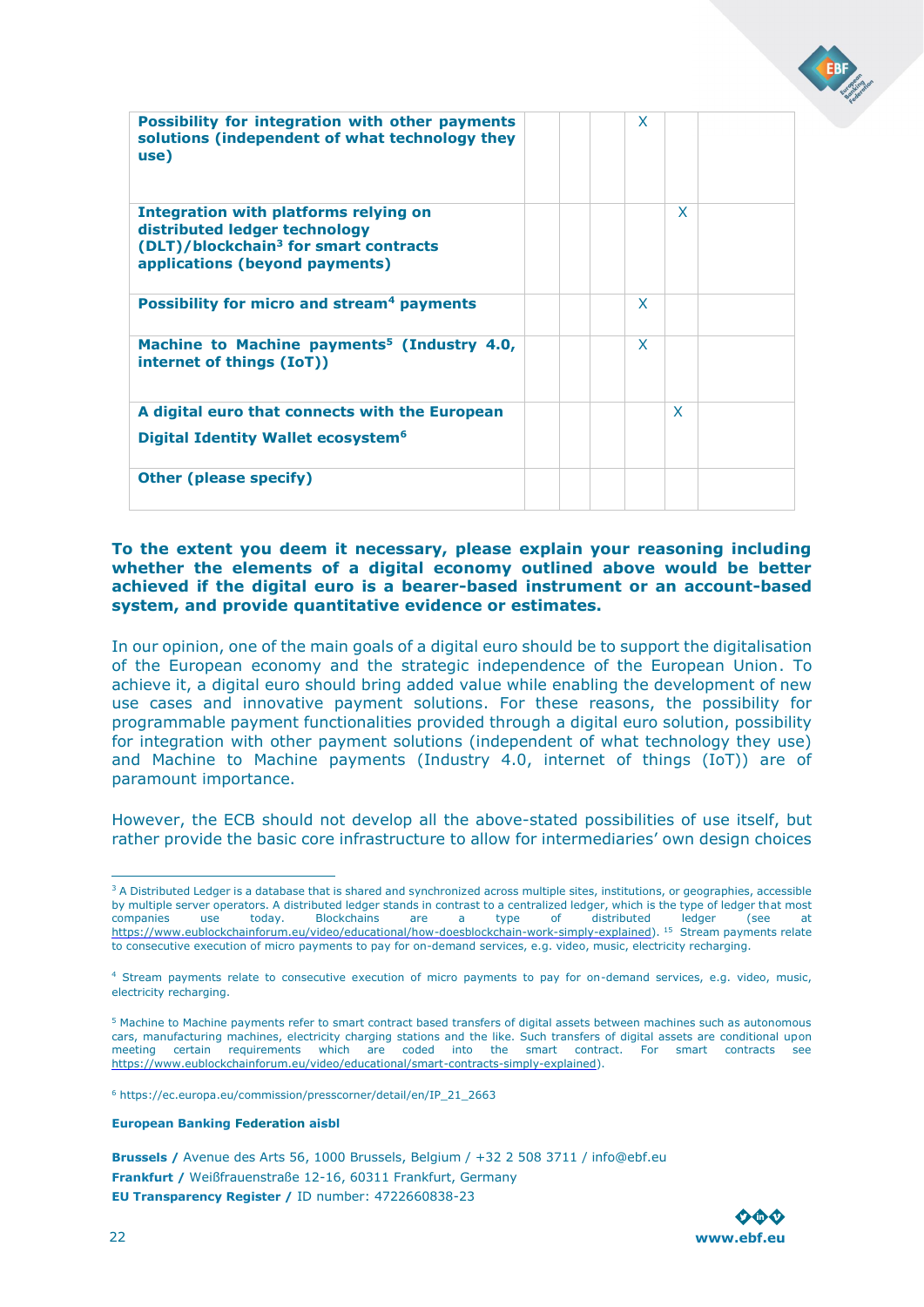| | | | | | | |
|---|---|---|---|---|---|---|
| **Possibility for integration with other payments solutions (independent of what technology they use)** | | | | X | | |
| **Integration with platforms relying on distributed ledger technology (DLT)/blockchain[3] for smart contracts applications (beyond payments)** | | | | | X | |
| **Possibility for micro and stream[4] payments** | | | | X | | |
| **Machine to Machine payments[5] (Industry 4.0, internet of things (IoT))** | | | | X | | |
| **A digital euro that connects with the European Digital Identity Wallet ecosystem[6]** | | | | | X | |
| **Other (please specify)** | | | | | | |

**To the extent you deem it necessary, please explain your reasoning including whether the elements of a digital economy outlined above would be better achieved if the digital euro is a bearer-based instrument or an account-based system, and provide quantitative evidence or estimates.**

In our opinion, one of the main goals of a digital euro should be to support the digitalisation of the European economy and the strategic independence of the European Union. To achieve it, a digital euro should bring added value while enabling the development of new use cases and innovative payment solutions. For these reasons, the possibility for programmable payment functionalities provided through a digital euro solution, possibility for integration with other payment solutions (independent of what technology they use) and Machine to Machine payments (Industry 4.0, internet of things (IoT)) are of paramount importance.

However, the ECB should not develop all the above-stated possibilities of use itself, but rather provide the basic core infrastructure to allow for intermediaries' own design choices

---

[3] A Distributed Ledger is a database that is shared and synchronized across multiple sites, institutions, or geographies, accessible by multiple server operators. A distributed ledger stands in contrast to a centralized ledger, which is the type of ledger that most companies use today. Blockchains are a type of distributed ledger (see at https://www.eublockchainforum.eu/video/educational/how-doesblockchain-work-simply-explained). [15] Stream payments relate to consecutive execution of micro payments to pay for on-demand services, e.g. video, music, electricity recharging.

[4] Stream payments relate to consecutive execution of micro payments to pay for on-demand services, e.g. video, music, electricity recharging.

[5] Machine to Machine payments refer to smart contract based transfers of digital assets between machines such as autonomous cars, manufacturing machines, electricity charging stations and the like. Such transfers of digital assets are conditional upon meeting certain requirements which are coded into the smart contract. For smart contracts see https://www.eublockchainforum.eu/video/educational/smart-contracts-simply-explained).

[6] https://ec.europa.eu/commission/presscorner/detail/en/IP_21_2663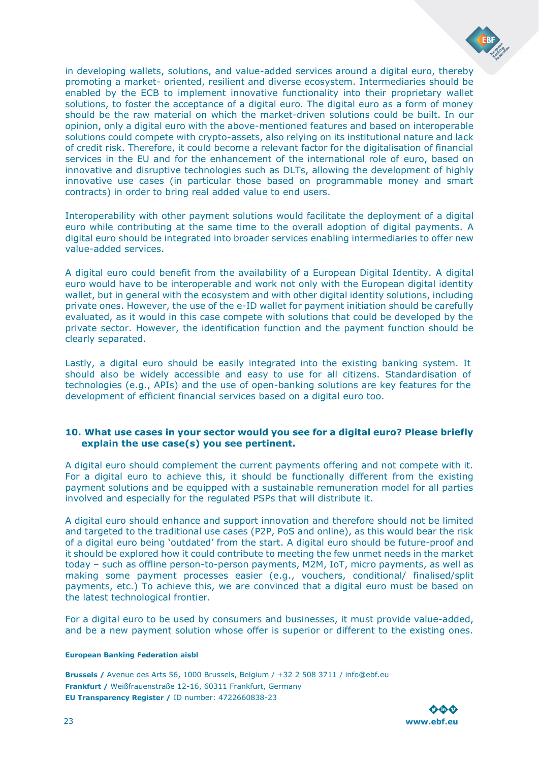in developing wallets, solutions, and value-added services around a digital euro, thereby promoting a market- oriented, resilient and diverse ecosystem. Intermediaries should be enabled by the ECB to implement innovative functionality into their proprietary wallet solutions, to foster the acceptance of a digital euro. The digital euro as a form of money should be the raw material on which the market-driven solutions could be built. In our opinion, only a digital euro with the above-mentioned features and based on interoperable solutions could compete with crypto-assets, also relying on its institutional nature and lack of credit risk. Therefore, it could become a relevant factor for the digitalisation of financial services in the EU and for the enhancement of the international role of euro, based on innovative and disruptive technologies such as DLTs, allowing the development of highly innovative use cases (in particular those based on programmable money and smart contracts) in order to bring real added value to end users.

Interoperability with other payment solutions would facilitate the deployment of a digital euro while contributing at the same time to the overall adoption of digital payments. A digital euro should be integrated into broader services enabling intermediaries to offer new value-added services.

A digital euro could benefit from the availability of a European Digital Identity. A digital euro would have to be interoperable and work not only with the European digital identity wallet, but in general with the ecosystem and with other digital identity solutions, including private ones. However, the use of the e-ID wallet for payment initiation should be carefully evaluated, as it would in this case compete with solutions that could be developed by the private sector. However, the identification function and the payment function should be clearly separated.

Lastly, a digital euro should be easily integrated into the existing banking system. It should also be widely accessible and easy to use for all citizens. Standardisation of technologies (e.g., APIs) and the use of open-banking solutions are key features for the development of efficient financial services based on a digital euro too.

**10. What use cases in your sector would you see for a digital euro? Please briefly explain the use case(s) you see pertinent.**

A digital euro should complement the current payments offering and not compete with it. For a digital euro to achieve this, it should be functionally different from the existing payment solutions and be equipped with a sustainable remuneration model for all parties involved and especially for the regulated PSPs that will distribute it.

A digital euro should enhance and support innovation and therefore should not be limited and targeted to the traditional use cases (P2P, PoS and online), as this would bear the risk of a digital euro being 'outdated' from the start. A digital euro should be future-proof and it should be explored how it could contribute to meeting the few unmet needs in the market today – such as offline person-to-person payments, M2M, IoT, micro payments, as well as making some payment processes easier (e.g., vouchers, conditional/ finalised/split payments, etc.) To achieve this, we are convinced that a digital euro must be based on the latest technological frontier.

For a digital euro to be used by consumers and businesses, it must provide value-added, and be a new payment solution whose offer is superior or different to the existing ones.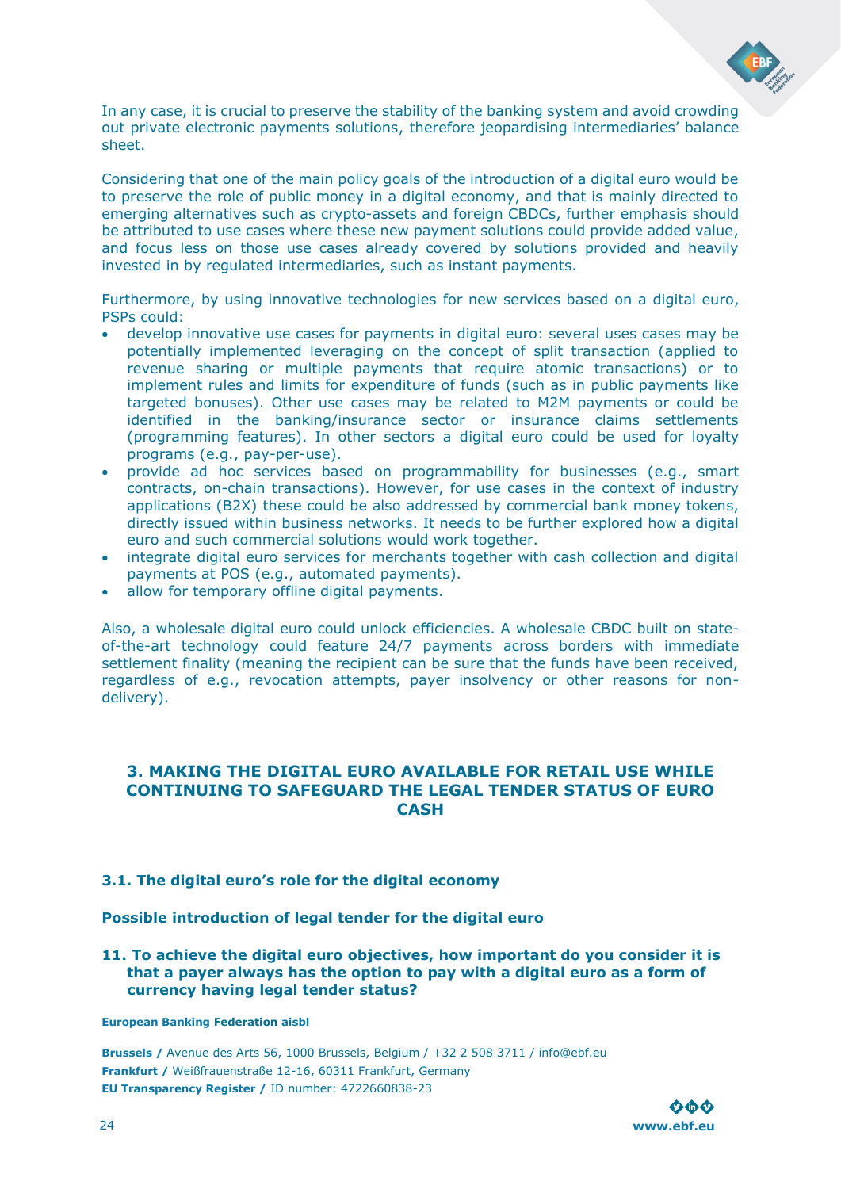In any case, it is crucial to preserve the stability of the banking system and avoid crowding out private electronic payments solutions, therefore jeopardising intermediaries' balance sheet.

Considering that one of the main policy goals of the introduction of a digital euro would be to preserve the role of public money in a digital economy, and that is mainly directed to emerging alternatives such as crypto-assets and foreign CBDCs, further emphasis should be attributed to use cases where these new payment solutions could provide added value, and focus less on those use cases already covered by solutions provided and heavily invested in by regulated intermediaries, such as instant payments.

Furthermore, by using innovative technologies for new services based on a digital euro, PSPs could:

- develop innovative use cases for payments in digital euro: several uses cases may be potentially implemented leveraging on the concept of split transaction (applied to revenue sharing or multiple payments that require atomic transactions) or to implement rules and limits for expenditure of funds (such as in public payments like targeted bonuses). Other use cases may be related to M2M payments or could be identified in the banking/insurance sector or insurance claims settlements (programming features). In other sectors a digital euro could be used for loyalty programs (e.g., pay-per-use).
- provide ad hoc services based on programmability for businesses (e.g., smart contracts, on-chain transactions). However, for use cases in the context of industry applications (B2X) these could be also addressed by commercial bank money tokens, directly issued within business networks. It needs to be further explored how a digital euro and such commercial solutions would work together.
- integrate digital euro services for merchants together with cash collection and digital payments at POS (e.g., automated payments).
- allow for temporary offline digital payments.

Also, a wholesale digital euro could unlock efficiencies. A wholesale CBDC built on state-of-the-art technology could feature 24/7 payments across borders with immediate settlement finality (meaning the recipient can be sure that the funds have been received, regardless of e.g., revocation attempts, payer insolvency or other reasons for non-delivery).

## 3. MAKING THE DIGITAL EURO AVAILABLE FOR RETAIL USE WHILE CONTINUING TO SAFEGUARD THE LEGAL TENDER STATUS OF EURO CASH

### 3.1. The digital euro's role for the digital economy

#### Possible introduction of legal tender for the digital euro

#### 11. To achieve the digital euro objectives, how important do you consider it is that a payer always has the option to pay with a digital euro as a form of currency having legal tender status?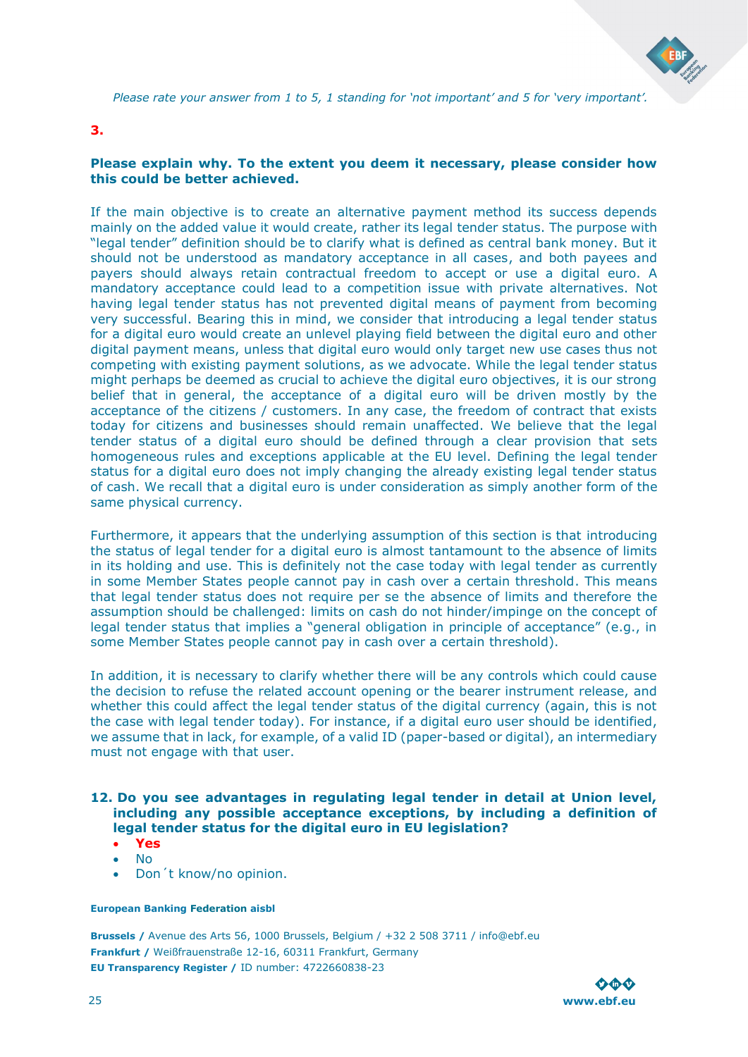*Please rate your answer from 1 to 5, 1 standing for 'not important' and 5 for 'very important'.*

**3.**

**Please explain why. To the extent you deem it necessary, please consider how this could be better achieved.**

If the main objective is to create an alternative payment method its success depends mainly on the added value it would create, rather its legal tender status. The purpose with "legal tender" definition should be to clarify what is defined as central bank money. But it should not be understood as mandatory acceptance in all cases, and both payees and payers should always retain contractual freedom to accept or use a digital euro. A mandatory acceptance could lead to a competition issue with private alternatives. Not having legal tender status has not prevented digital means of payment from becoming very successful. Bearing this in mind, we consider that introducing a legal tender status for a digital euro would create an unlevel playing field between the digital euro and other digital payment means, unless that digital euro would only target new use cases thus not competing with existing payment solutions, as we advocate. While the legal tender status might perhaps be deemed as crucial to achieve the digital euro objectives, it is our strong belief that in general, the acceptance of a digital euro will be driven mostly by the acceptance of the citizens / customers. In any case, the freedom of contract that exists today for citizens and businesses should remain unaffected. We believe that the legal tender status of a digital euro should be defined through a clear provision that sets homogeneous rules and exceptions applicable at the EU level. Defining the legal tender status for a digital euro does not imply changing the already existing legal tender status of cash. We recall that a digital euro is under consideration as simply another form of the same physical currency.

Furthermore, it appears that the underlying assumption of this section is that introducing the status of legal tender for a digital euro is almost tantamount to the absence of limits in its holding and use. This is definitely not the case today with legal tender as currently in some Member States people cannot pay in cash over a certain threshold. This means that legal tender status does not require per se the absence of limits and therefore the assumption should be challenged: limits on cash do not hinder/impinge on the concept of legal tender status that implies a "general obligation in principle of acceptance" (e.g., in some Member States people cannot pay in cash over a certain threshold).

In addition, it is necessary to clarify whether there will be any controls which could cause the decision to refuse the related account opening or the bearer instrument release, and whether this could affect the legal tender status of the digital currency (again, this is not the case with legal tender today). For instance, if a digital euro user should be identified, we assume that in lack, for example, of a valid ID (paper-based or digital), an intermediary must not engage with that user.

**12. Do you see advantages in regulating legal tender in detail at Union level, including any possible acceptance exceptions, by including a definition of legal tender status for the digital euro in EU legislation?**

- **Yes**
- No
- Don´t know/no opinion.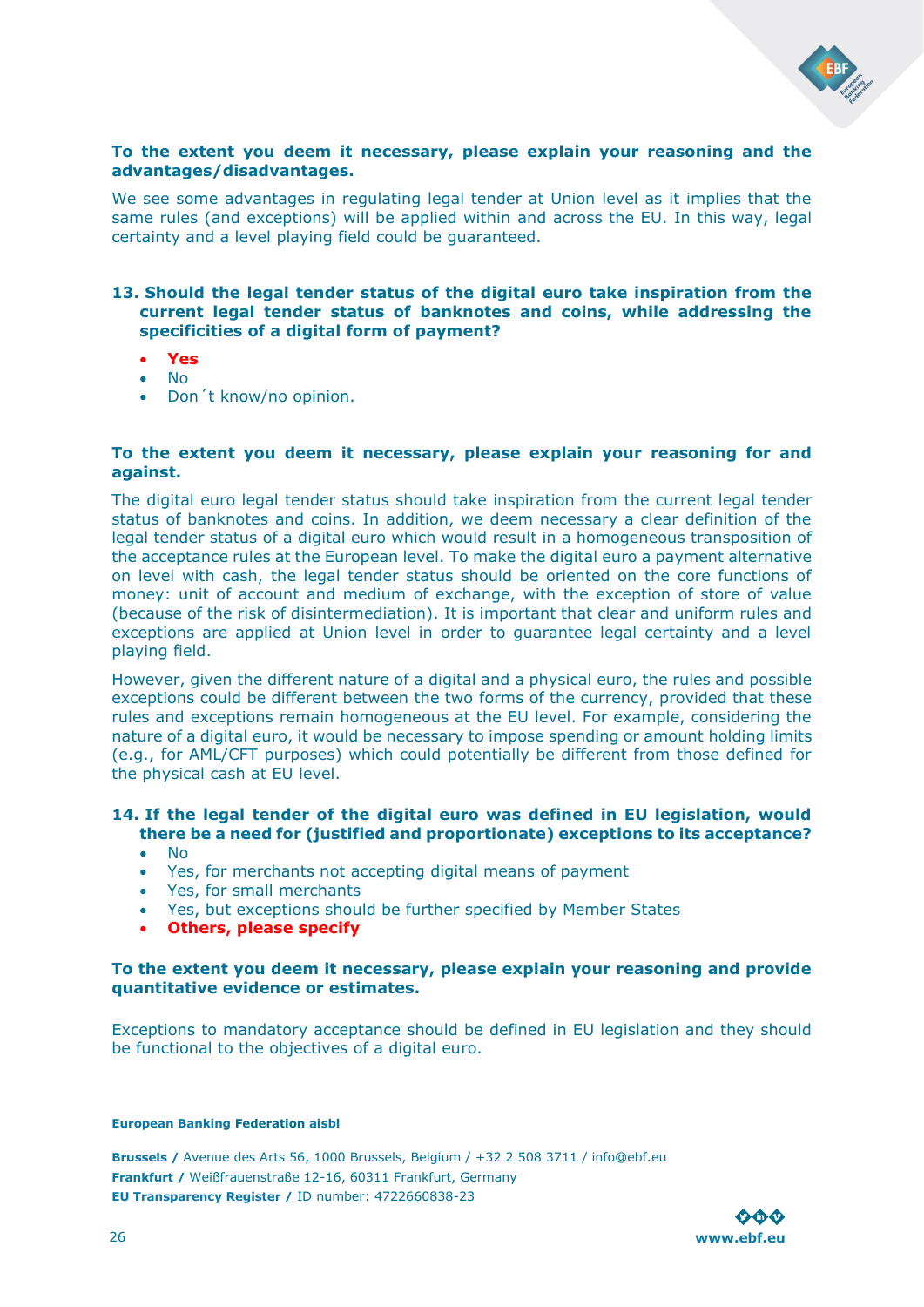**To the extent you deem it necessary, please explain your reasoning and the advantages/disadvantages.**

We see some advantages in regulating legal tender at Union level as it implies that the same rules (and exceptions) will be applied within and across the EU. In this way, legal certainty and a level playing field could be guaranteed.

**13. Should the legal tender status of the digital euro take inspiration from the current legal tender status of banknotes and coins, while addressing the specificities of a digital form of payment?**

- **Yes**
- No
- Don´t know/no opinion.

**To the extent you deem it necessary, please explain your reasoning for and against.**

The digital euro legal tender status should take inspiration from the current legal tender status of banknotes and coins. In addition, we deem necessary a clear definition of the legal tender status of a digital euro which would result in a homogeneous transposition of the acceptance rules at the European level. To make the digital euro a payment alternative on level with cash, the legal tender status should be oriented on the core functions of money: unit of account and medium of exchange, with the exception of store of value (because of the risk of disintermediation). It is important that clear and uniform rules and exceptions are applied at Union level in order to guarantee legal certainty and a level playing field.

However, given the different nature of a digital and a physical euro, the rules and possible exceptions could be different between the two forms of the currency, provided that these rules and exceptions remain homogeneous at the EU level. For example, considering the nature of a digital euro, it would be necessary to impose spending or amount holding limits (e.g., for AML/CFT purposes) which could potentially be different from those defined for the physical cash at EU level.

**14. If the legal tender of the digital euro was defined in EU legislation, would there be a need for (justified and proportionate) exceptions to its acceptance?**

- No
- Yes, for merchants not accepting digital means of payment
- Yes, for small merchants
- Yes, but exceptions should be further specified by Member States
- **Others, please specify**

**To the extent you deem it necessary, please explain your reasoning and provide quantitative evidence or estimates.**

Exceptions to mandatory acceptance should be defined in EU legislation and they should be functional to the objectives of a digital euro.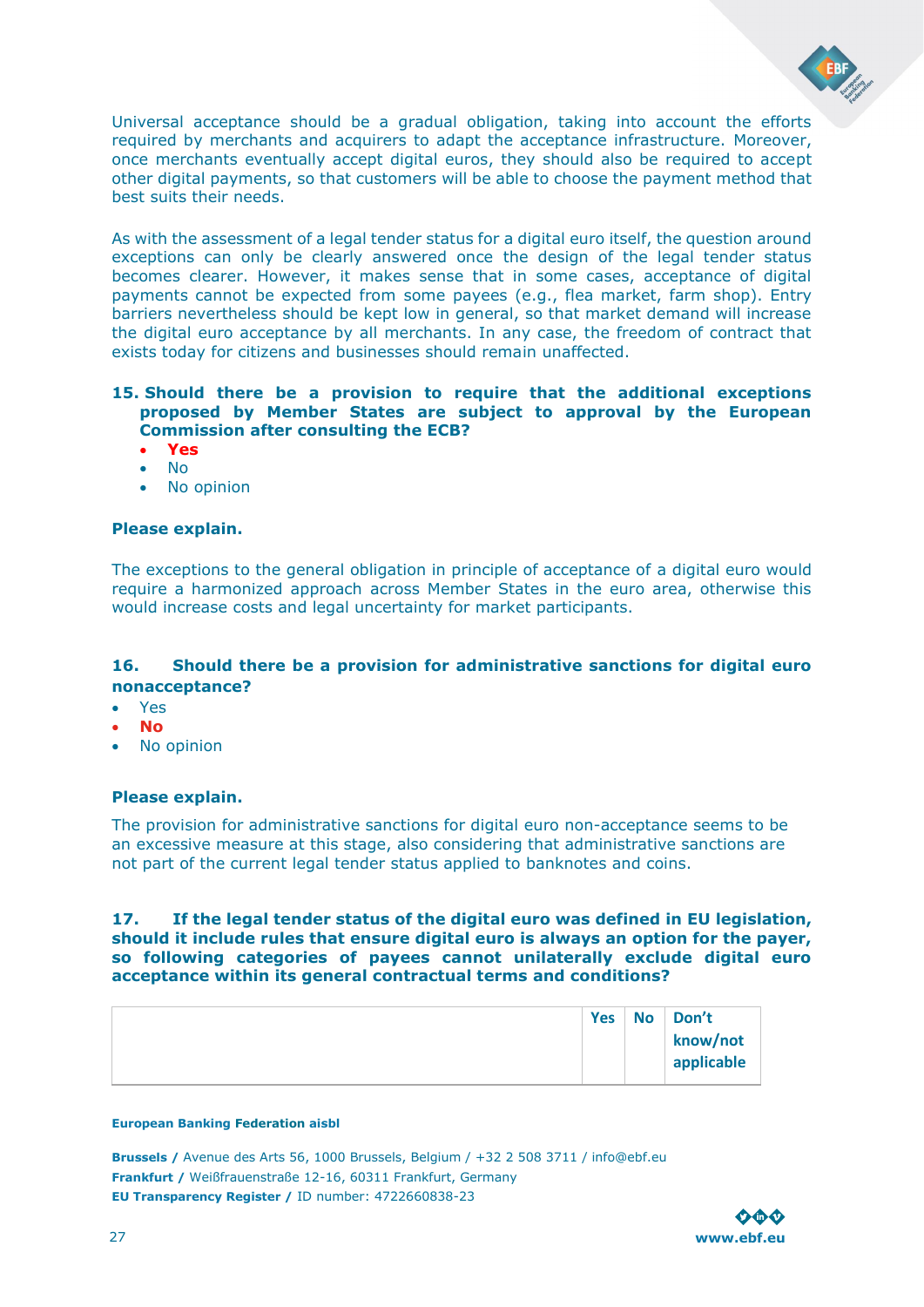Universal acceptance should be a gradual obligation, taking into account the efforts required by merchants and acquirers to adapt the acceptance infrastructure. Moreover, once merchants eventually accept digital euros, they should also be required to accept other digital payments, so that customers will be able to choose the payment method that best suits their needs.

As with the assessment of a legal tender status for a digital euro itself, the question around exceptions can only be clearly answered once the design of the legal tender status becomes clearer. However, it makes sense that in some cases, acceptance of digital payments cannot be expected from some payees (e.g., flea market, farm shop). Entry barriers nevertheless should be kept low in general, so that market demand will increase the digital euro acceptance by all merchants. In any case, the freedom of contract that exists today for citizens and businesses should remain unaffected.

**15. Should there be a provision to require that the additional exceptions proposed by Member States are subject to approval by the European Commission after consulting the ECB?**

- **Yes**
- No
- No opinion

**Please explain.**

The exceptions to the general obligation in principle of acceptance of a digital euro would require a harmonized approach across Member States in the euro area, otherwise this would increase costs and legal uncertainty for market participants.

**16. Should there be a provision for administrative sanctions for digital euro nonacceptance?**

- Yes
- **No**
- No opinion

**Please explain.**

The provision for administrative sanctions for digital euro non-acceptance seems to be an excessive measure at this stage, also considering that administrative sanctions are not part of the current legal tender status applied to banknotes and coins.

**17. If the legal tender status of the digital euro was defined in EU legislation, should it include rules that ensure digital euro is always an option for the payer, so following categories of payees cannot unilaterally exclude digital euro acceptance within its general contractual terms and conditions?**

| | Yes | No | Don't know/not applicable |
|---|---|---|---|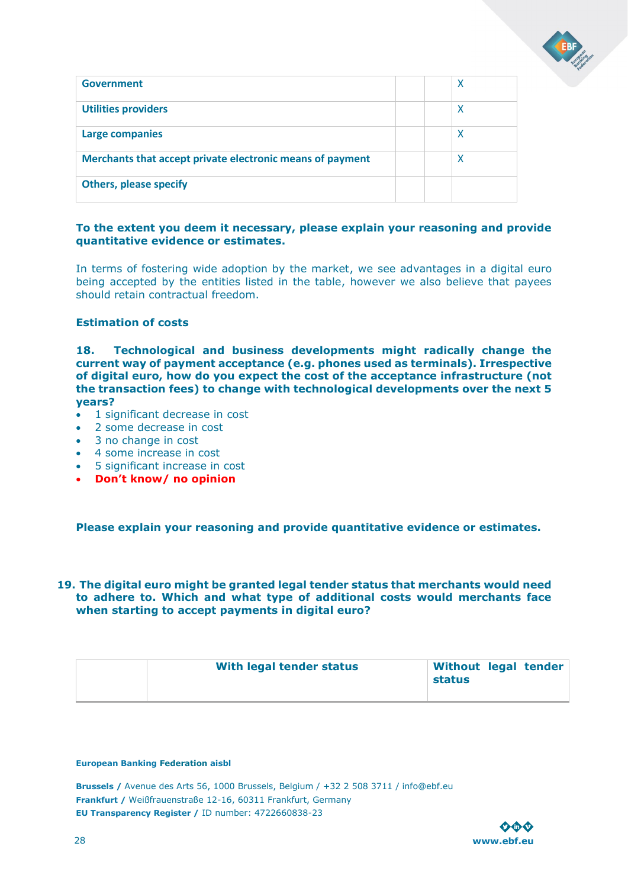| | | | |
|---|---|---|---|
| **Government** | | | X |
| **Utilities providers** | | | X |
| **Large companies** | | | X |
| **Merchants that accept private electronic means of payment** | | | X |
| **Others, please specify** | | | |

**To the extent you deem it necessary, please explain your reasoning and provide quantitative evidence or estimates.**

In terms of fostering wide adoption by the market, we see advantages in a digital euro being accepted by the entities listed in the table, however we also believe that payees should retain contractual freedom.

**Estimation of costs**

**18. Technological and business developments might radically change the current way of payment acceptance (e.g. phones used as terminals). Irrespective of digital euro, how do you expect the cost of the acceptance infrastructure (not the transaction fees) to change with technological developments over the next 5 years?**

- 1 significant decrease in cost
- 2 some decrease in cost
- 3 no change in cost
- 4 some increase in cost
- 5 significant increase in cost
- **Don't know/ no opinion**

**Please explain your reasoning and provide quantitative evidence or estimates.**

**19. The digital euro might be granted legal tender status that merchants would need to adhere to. Which and what type of additional costs would merchants face when starting to accept payments in digital euro?**

| | With legal tender status | Without legal tender status |
|---|---|---|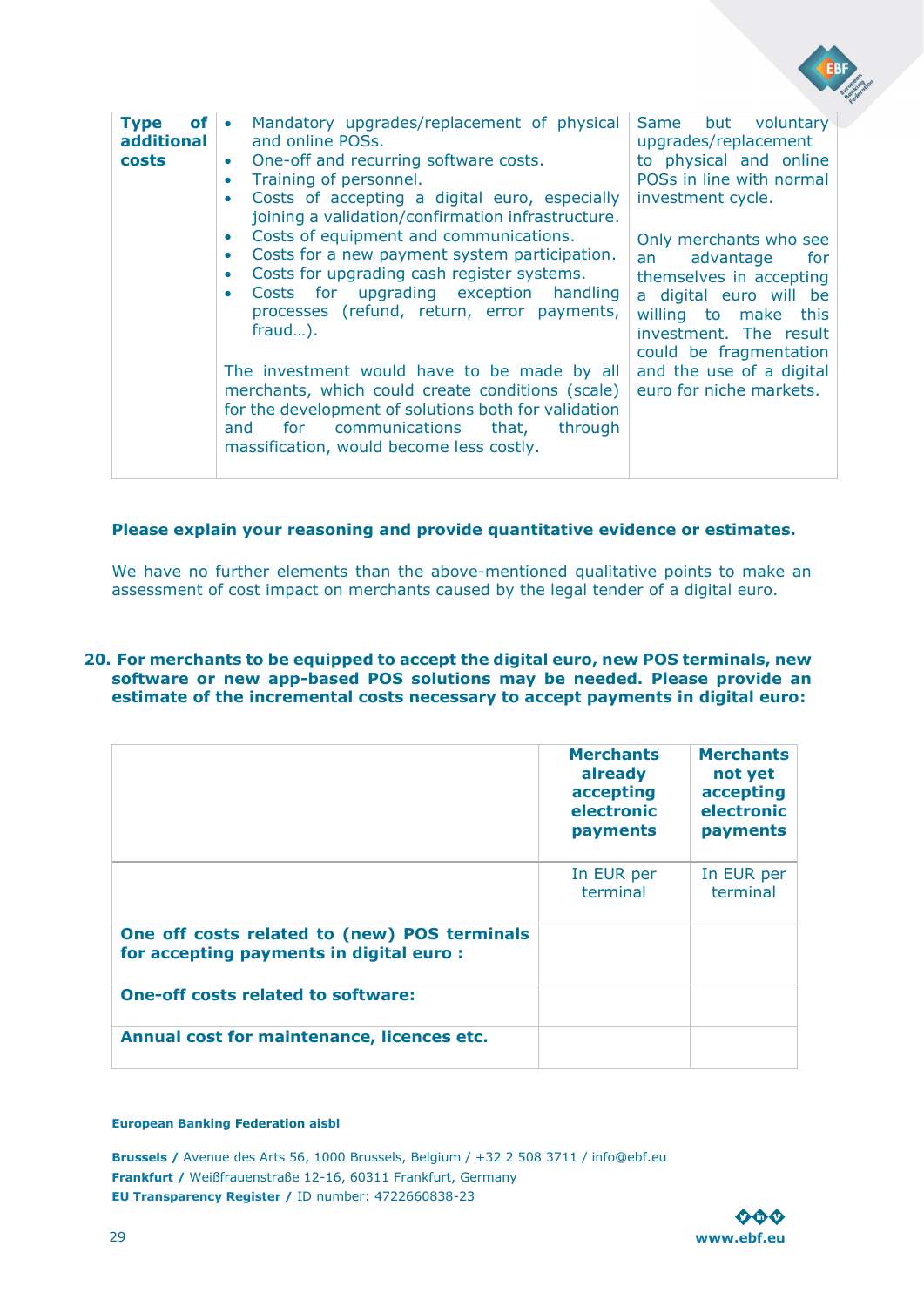| **Type of additional costs** | • Mandatory upgrades/replacement of physical and online POSs.<br>• One-off and recurring software costs.<br>• Training of personnel.<br>• Costs of accepting a digital euro, especially joining a validation/confirmation infrastructure.<br>• Costs of equipment and communications.<br>• Costs for a new payment system participation.<br>• Costs for upgrading cash register systems.<br>• Costs for upgrading exception handling processes (refund, return, error payments, fraud…).<br><br>The investment would have to be made by all merchants, which could create conditions (scale) for the development of solutions both for validation and for communications that, through massification, would become less costly. | Same but voluntary upgrades/replacement to physical and online POSs in line with normal investment cycle.<br><br>Only merchants who see an advantage for themselves in accepting a digital euro will be willing to make this investment. The result could be fragmentation and the use of a digital euro for niche markets. |
|---|---|---|

**Please explain your reasoning and provide quantitative evidence or estimates.**

We have no further elements than the above-mentioned qualitative points to make an assessment of cost impact on merchants caused by the legal tender of a digital euro.

**20. For merchants to be equipped to accept the digital euro, new POS terminals, new software or new app-based POS solutions may be needed. Please provide an estimate of the incremental costs necessary to accept payments in digital euro:**

| | **Merchants already accepting electronic payments** | **Merchants not yet accepting electronic payments** |
|---|---|---|
| | In EUR per terminal | In EUR per terminal |
| **One off costs related to (new) POS terminals for accepting payments in digital euro :** | | |
| **One-off costs related to software:** | | |
| **Annual cost for maintenance, licences etc.** | | |

**European Banking Federation aisbl**

**Brussels /** Avenue des Arts 56, 1000 Brussels, Belgium / +32 2 508 3711 / info@ebf.eu
**Frankfurt /** Weißfrauenstraße 12-16, 60311 Frankfurt, Germany
**EU Transparency Register /** ID number: 4722660838-23

www.ebf.eu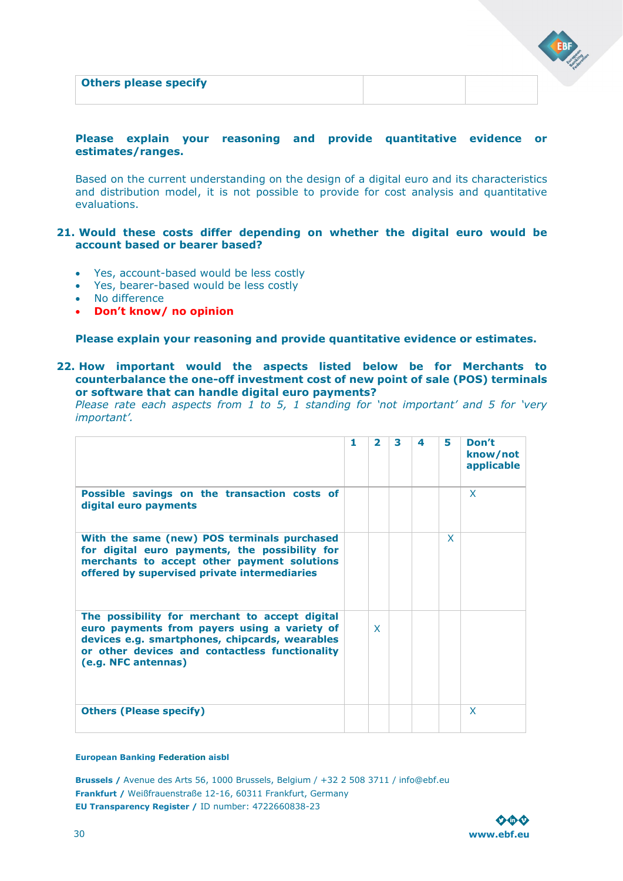| **Others please specify** | | |
|---|---|---|

**Please explain your reasoning and provide quantitative evidence or estimates/ranges.**

Based on the current understanding on the design of a digital euro and its characteristics and distribution model, it is not possible to provide for cost analysis and quantitative evaluations.

**21. Would these costs differ depending on whether the digital euro would be account based or bearer based?**

- Yes, account-based would be less costly
- Yes, bearer-based would be less costly
- No difference
- **Don't know/ no opinion**

**Please explain your reasoning and provide quantitative evidence or estimates.**

**22. How important would the aspects listed below be for Merchants to counterbalance the one-off investment cost of new point of sale (POS) terminals or software that can handle digital euro payments?**
*Please rate each aspects from 1 to 5, 1 standing for 'not important' and 5 for 'very important'.*

| | 1 | 2 | 3 | 4 | 5 | Don't know/not applicable |
|---|---|---|---|---|---|---|
| **Possible savings on the transaction costs of digital euro payments** | | | | | | X |
| **With the same (new) POS terminals purchased for digital euro payments, the possibility for merchants to accept other payment solutions offered by supervised private intermediaries** | | | | | X | |
| **The possibility for merchant to accept digital euro payments from payers using a variety of devices e.g. smartphones, chipcards, wearables or other devices and contactless functionality (e.g. NFC antennas)** | | X | | | | |
| **Others (Please specify)** | | | | | | X |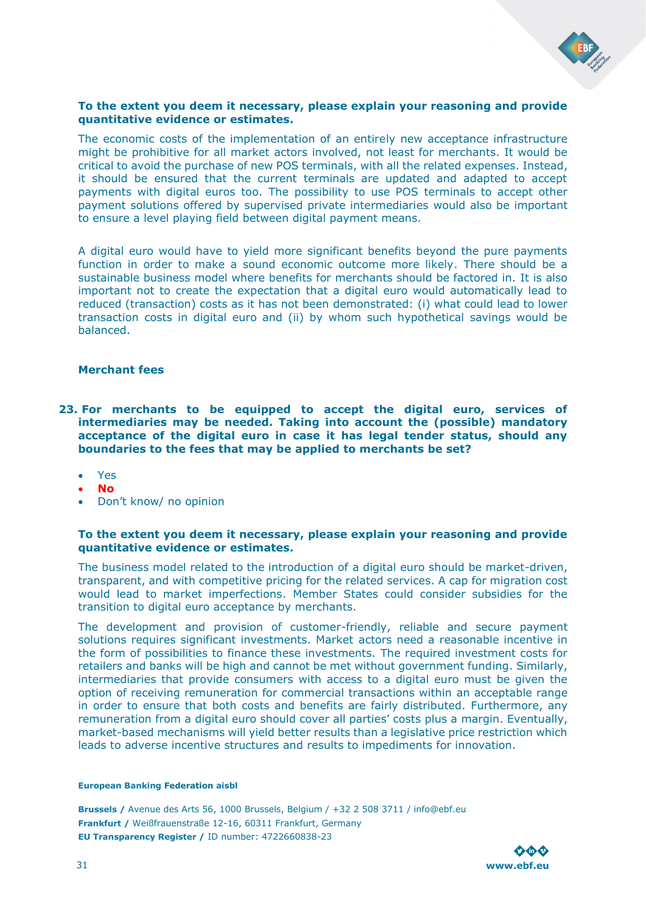**To the extent you deem it necessary, please explain your reasoning and provide quantitative evidence or estimates.**

The economic costs of the implementation of an entirely new acceptance infrastructure might be prohibitive for all market actors involved, not least for merchants. It would be critical to avoid the purchase of new POS terminals, with all the related expenses. Instead, it should be ensured that the current terminals are updated and adapted to accept payments with digital euros too. The possibility to use POS terminals to accept other payment solutions offered by supervised private intermediaries would also be important to ensure a level playing field between digital payment means.

A digital euro would have to yield more significant benefits beyond the pure payments function in order to make a sound economic outcome more likely. There should be a sustainable business model where benefits for merchants should be factored in. It is also important not to create the expectation that a digital euro would automatically lead to reduced (transaction) costs as it has not been demonstrated: (i) what could lead to lower transaction costs in digital euro and (ii) by whom such hypothetical savings would be balanced.

### Merchant fees

**23. For merchants to be equipped to accept the digital euro, services of intermediaries may be needed. Taking into account the (possible) mandatory acceptance of the digital euro in case it has legal tender status, should any boundaries to the fees that may be applied to merchants be set?**

- Yes
- **No**
- Don't know/ no opinion

**To the extent you deem it necessary, please explain your reasoning and provide quantitative evidence or estimates.**

The business model related to the introduction of a digital euro should be market-driven, transparent, and with competitive pricing for the related services. A cap for migration cost would lead to market imperfections. Member States could consider subsidies for the transition to digital euro acceptance by merchants.

The development and provision of customer-friendly, reliable and secure payment solutions requires significant investments. Market actors need a reasonable incentive in the form of possibilities to finance these investments. The required investment costs for retailers and banks will be high and cannot be met without government funding. Similarly, intermediaries that provide consumers with access to a digital euro must be given the option of receiving remuneration for commercial transactions within an acceptable range in order to ensure that both costs and benefits are fairly distributed. Furthermore, any remuneration from a digital euro should cover all parties' costs plus a margin. Eventually, market-based mechanisms will yield better results than a legislative price restriction which leads to adverse incentive structures and results to impediments for innovation.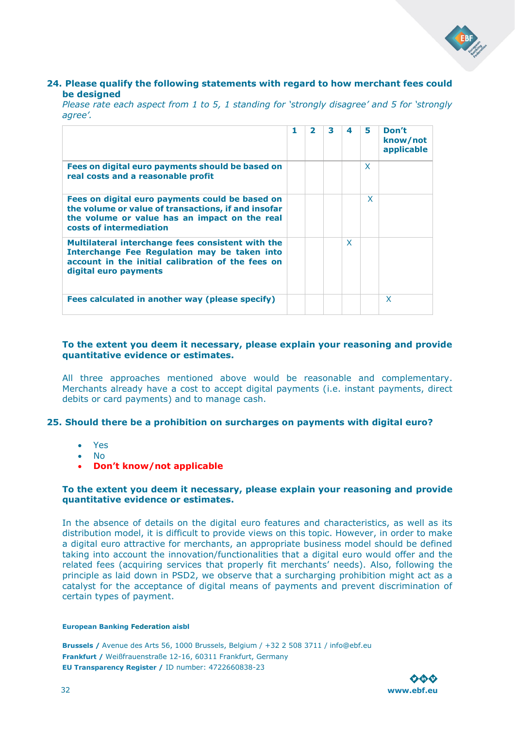### 24. Please qualify the following statements with regard to how merchant fees could be designed

*Please rate each aspect from 1 to 5, 1 standing for 'strongly disagree' and 5 for 'strongly agree'.*

| | 1 | 2 | 3 | 4 | 5 | Don't know/not applicable |
|---|---|---|---|---|---|---|
| **Fees on digital euro payments should be based on real costs and a reasonable profit** | | | | | X | |
| **Fees on digital euro payments could be based on the volume or value of transactions, if and insofar the volume or value has an impact on the real costs of intermediation** | | | | | X | |
| **Multilateral interchange fees consistent with the Interchange Fee Regulation may be taken into account in the initial calibration of the fees on digital euro payments** | | | | X | | |
| **Fees calculated in another way (please specify)** | | | | | | X |

**To the extent you deem it necessary, please explain your reasoning and provide quantitative evidence or estimates.**

All three approaches mentioned above would be reasonable and complementary. Merchants already have a cost to accept digital payments (i.e. instant payments, direct debits or card payments) and to manage cash.

### 25. Should there be a prohibition on surcharges on payments with digital euro?

- Yes
- No
- **Don't know/not applicable**

**To the extent you deem it necessary, please explain your reasoning and provide quantitative evidence or estimates.**

In the absence of details on the digital euro features and characteristics, as well as its distribution model, it is difficult to provide views on this topic. However, in order to make a digital euro attractive for merchants, an appropriate business model should be defined taking into account the innovation/functionalities that a digital euro would offer and the related fees (acquiring services that properly fit merchants' needs). Also, following the principle as laid down in PSD2, we observe that a surcharging prohibition might act as a catalyst for the acceptance of digital means of payments and prevent discrimination of certain types of payment.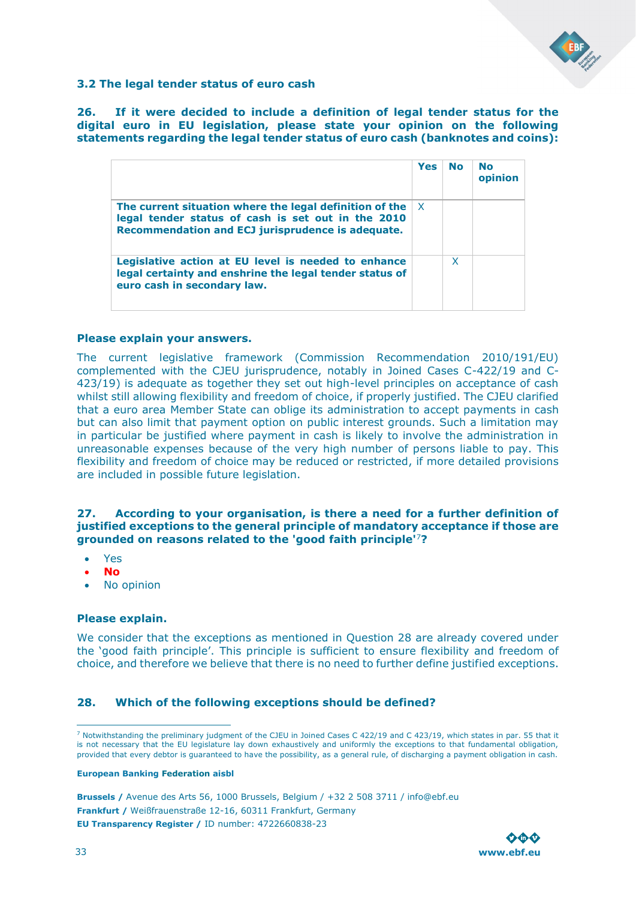### 3.2 The legal tender status of euro cash

**26. If it were decided to include a definition of legal tender status for the digital euro in EU legislation, please state your opinion on the following statements regarding the legal tender status of euro cash (banknotes and coins):**

| | Yes | No | No opinion |
|---|---|---|---|
| **The current situation where the legal definition of the legal tender status of cash is set out in the 2010 Recommendation and ECJ jurisprudence is adequate.** | X | | |
| **Legislative action at EU level is needed to enhance legal certainty and enshrine the legal tender status of euro cash in secondary law.** | | X | |

**Please explain your answers.**

The current legislative framework (Commission Recommendation 2010/191/EU) complemented with the CJEU jurisprudence, notably in Joined Cases C-422/19 and C-423/19) is adequate as together they set out high-level principles on acceptance of cash whilst still allowing flexibility and freedom of choice, if properly justified. The CJEU clarified that a euro area Member State can oblige its administration to accept payments in cash but can also limit that payment option on public interest grounds. Such a limitation may in particular be justified where payment in cash is likely to involve the administration in unreasonable expenses because of the very high number of persons liable to pay. This flexibility and freedom of choice may be reduced or restricted, if more detailed provisions are included in possible future legislation.

**27. According to your organisation, is there a need for a further definition of justified exceptions to the general principle of mandatory acceptance if those are grounded on reasons related to the 'good faith principle'[7]?**

- Yes
- **No**
- No opinion

**Please explain.**

We consider that the exceptions as mentioned in Question 28 are already covered under the 'good faith principle'. This principle is sufficient to ensure flexibility and freedom of choice, and therefore we believe that there is no need to further define justified exceptions.

**28. Which of the following exceptions should be defined?**

[7] Notwithstanding the preliminary judgment of the CJEU in Joined Cases C 422/19 and C 423/19, which states in par. 55 that it is not necessary that the EU legislature lay down exhaustively and uniformly the exceptions to that fundamental obligation, provided that every debtor is guaranteed to have the possibility, as a general rule, of discharging a payment obligation in cash.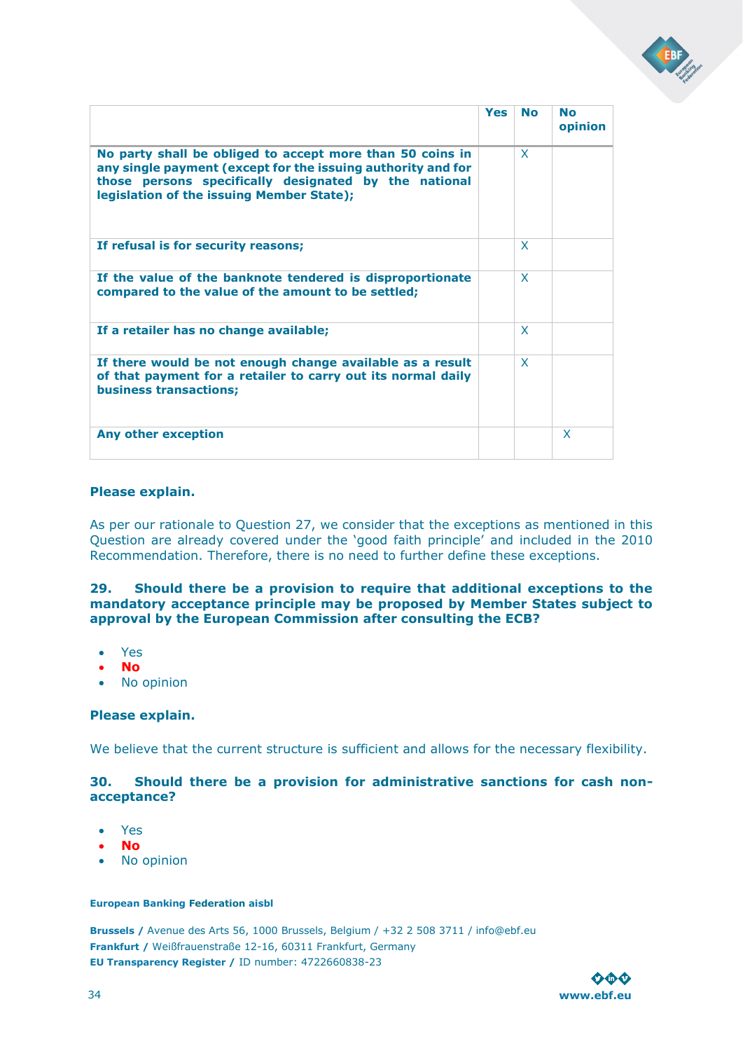| | Yes | No | No opinion |
|---|---|---|---|
| **No party shall be obliged to accept more than 50 coins in any single payment (except for the issuing authority and for those persons specifically designated by the national legislation of the issuing Member State);** | | X | |
| **If refusal is for security reasons;** | | X | |
| **If the value of the banknote tendered is disproportionate compared to the value of the amount to be settled;** | | X | |
| **If a retailer has no change available;** | | X | |
| **If there would be not enough change available as a result of that payment for a retailer to carry out its normal daily business transactions;** | | X | |
| **Any other exception** | | | X |

**Please explain.**

As per our rationale to Question 27, we consider that the exceptions as mentioned in this Question are already covered under the 'good faith principle' and included in the 2010 Recommendation. Therefore, there is no need to further define these exceptions.

**29. Should there be a provision to require that additional exceptions to the mandatory acceptance principle may be proposed by Member States subject to approval by the European Commission after consulting the ECB?**

- Yes
- **No**
- No opinion

**Please explain.**

We believe that the current structure is sufficient and allows for the necessary flexibility.

**30. Should there be a provision for administrative sanctions for cash non-acceptance?**

- Yes
- **No**
- No opinion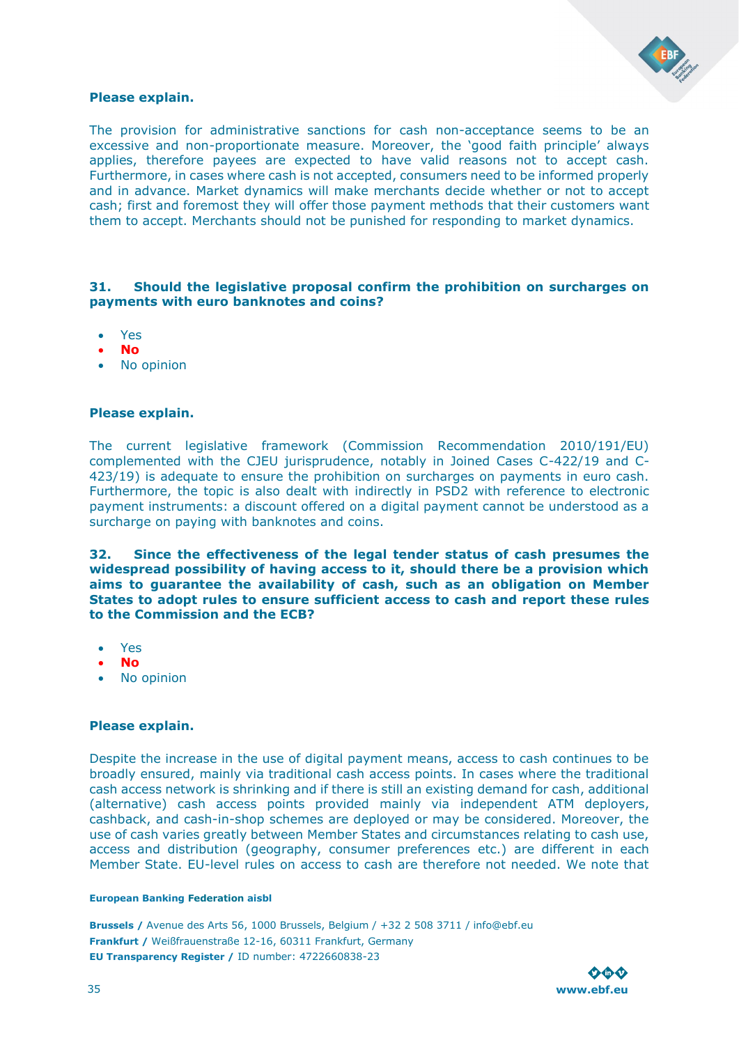**Please explain.**

The provision for administrative sanctions for cash non-acceptance seems to be an excessive and non-proportionate measure. Moreover, the 'good faith principle' always applies, therefore payees are expected to have valid reasons not to accept cash. Furthermore, in cases where cash is not accepted, consumers need to be informed properly and in advance. Market dynamics will make merchants decide whether or not to accept cash; first and foremost they will offer those payment methods that their customers want them to accept. Merchants should not be punished for responding to market dynamics.

**31. Should the legislative proposal confirm the prohibition on surcharges on payments with euro banknotes and coins?**

- Yes
- **No**
- No opinion

**Please explain.**

The current legislative framework (Commission Recommendation 2010/191/EU) complemented with the CJEU jurisprudence, notably in Joined Cases C-422/19 and C-423/19) is adequate to ensure the prohibition on surcharges on payments in euro cash. Furthermore, the topic is also dealt with indirectly in PSD2 with reference to electronic payment instruments: a discount offered on a digital payment cannot be understood as a surcharge on paying with banknotes and coins.

**32. Since the effectiveness of the legal tender status of cash presumes the widespread possibility of having access to it, should there be a provision which aims to guarantee the availability of cash, such as an obligation on Member States to adopt rules to ensure sufficient access to cash and report these rules to the Commission and the ECB?**

- Yes
- **No**
- No opinion

**Please explain.**

Despite the increase in the use of digital payment means, access to cash continues to be broadly ensured, mainly via traditional cash access points. In cases where the traditional cash access network is shrinking and if there is still an existing demand for cash, additional (alternative) cash access points provided mainly via independent ATM deployers, cashback, and cash-in-shop schemes are deployed or may be considered. Moreover, the use of cash varies greatly between Member States and circumstances relating to cash use, access and distribution (geography, consumer preferences etc.) are different in each Member State. EU-level rules on access to cash are therefore not needed. We note that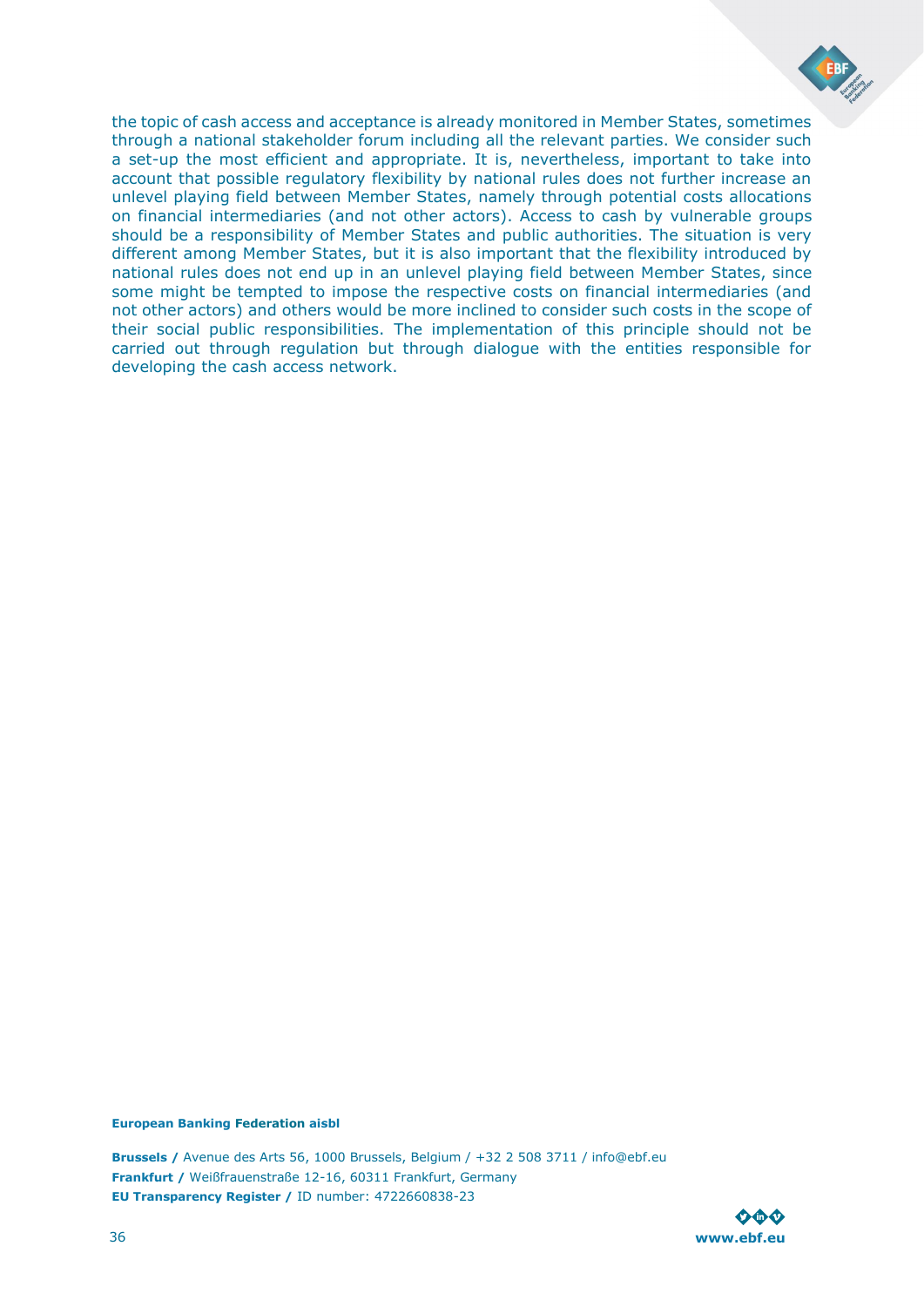the topic of cash access and acceptance is already monitored in Member States, sometimes through a national stakeholder forum including all the relevant parties. We consider such a set-up the most efficient and appropriate. It is, nevertheless, important to take into account that possible regulatory flexibility by national rules does not further increase an unlevel playing field between Member States, namely through potential costs allocations on financial intermediaries (and not other actors). Access to cash by vulnerable groups should be a responsibility of Member States and public authorities. The situation is very different among Member States, but it is also important that the flexibility introduced by national rules does not end up in an unlevel playing field between Member States, since some might be tempted to impose the respective costs on financial intermediaries (and not other actors) and others would be more inclined to consider such costs in the scope of their social public responsibilities. The implementation of this principle should not be carried out through regulation but through dialogue with the entities responsible for developing the cash access network.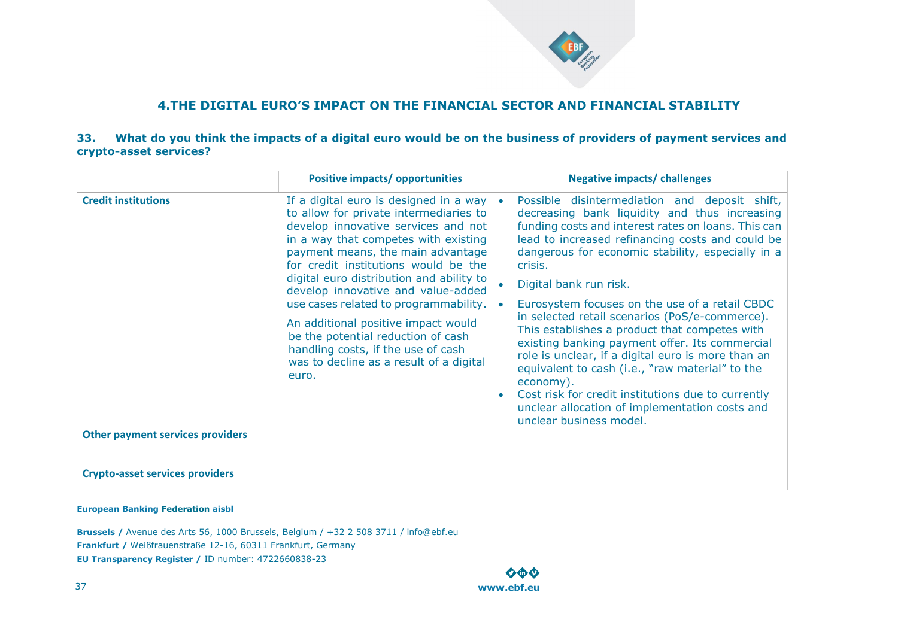## 4.THE DIGITAL EURO'S IMPACT ON THE FINANCIAL SECTOR AND FINANCIAL STABILITY

### 33. What do you think the impacts of a digital euro would be on the business of providers of payment services and crypto-asset services?

| | Positive impacts/ opportunities | Negative impacts/ challenges |
|---|---|---|
| **Credit institutions** | If a digital euro is designed in a way to allow for private intermediaries to develop innovative services and not in a way that competes with existing payment means, the main advantage for credit institutions would be the digital euro distribution and ability to develop innovative and value-added use cases related to programmability.<br><br>An additional positive impact would be the potential reduction of cash handling costs, if the use of cash was to decline as a result of a digital euro. | • Possible disintermediation and deposit shift, decreasing bank liquidity and thus increasing funding costs and interest rates on loans. This can lead to increased refinancing costs and could be dangerous for economic stability, especially in a crisis.<br>• Digital bank run risk.<br>• Eurosystem focuses on the use of a retail CBDC in selected retail scenarios (PoS/e-commerce). This establishes a product that competes with existing banking payment offer. Its commercial role is unclear, if a digital euro is more than an equivalent to cash (i.e., "raw material" to the economy).<br>• Cost risk for credit institutions due to currently unclear allocation of implementation costs and unclear business model. |
| **Other payment services providers** | | |
| **Crypto-asset services providers** | | |

**European Banking Federation aisbl**

**Brussels /** Avenue des Arts 56, 1000 Brussels, Belgium / +32 2 508 3711 / info@ebf.eu
**Frankfurt /** Weißfrauenstraße 12-16, 60311 Frankfurt, Germany
**EU Transparency Register /** ID number: 4722660838-23

**www.ebf.eu**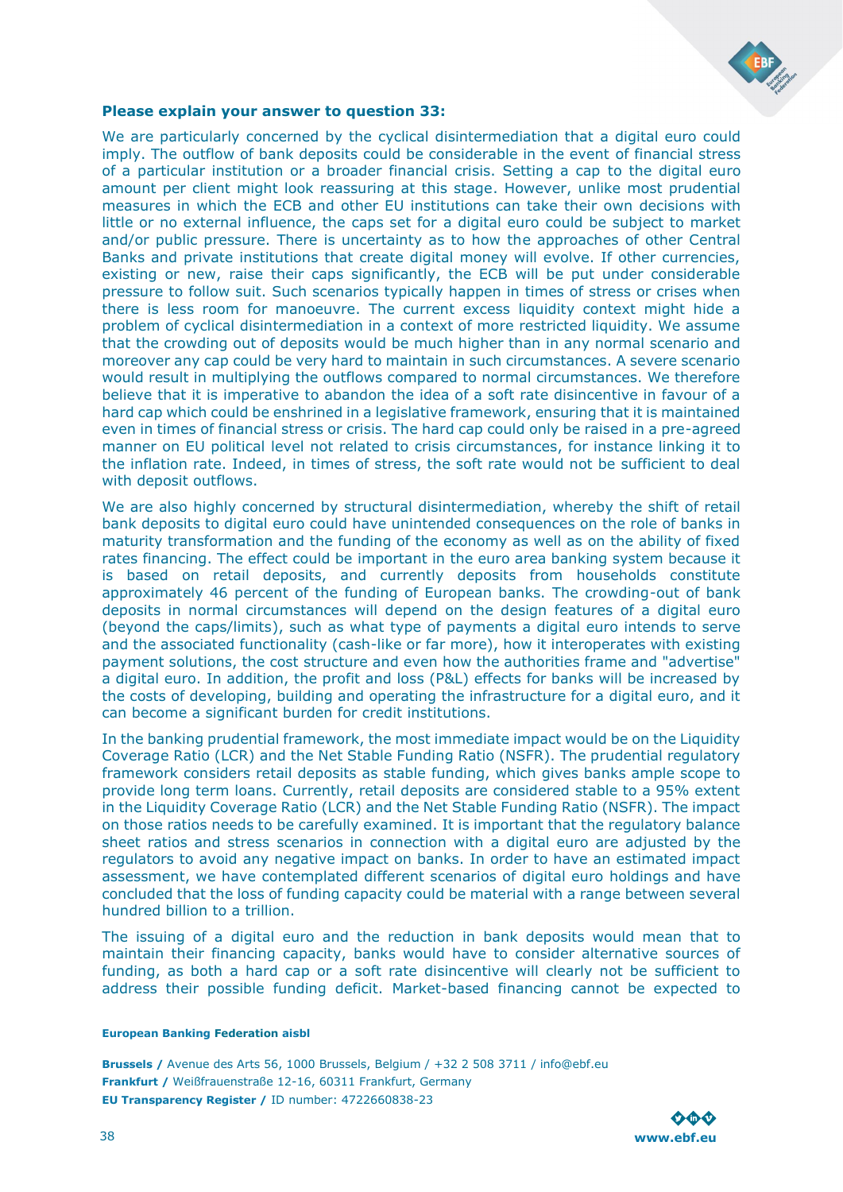**Please explain your answer to question 33:**

We are particularly concerned by the cyclical disintermediation that a digital euro could imply. The outflow of bank deposits could be considerable in the event of financial stress of a particular institution or a broader financial crisis. Setting a cap to the digital euro amount per client might look reassuring at this stage. However, unlike most prudential measures in which the ECB and other EU institutions can take their own decisions with little or no external influence, the caps set for a digital euro could be subject to market and/or public pressure. There is uncertainty as to how the approaches of other Central Banks and private institutions that create digital money will evolve. If other currencies, existing or new, raise their caps significantly, the ECB will be put under considerable pressure to follow suit. Such scenarios typically happen in times of stress or crises when there is less room for manoeuvre. The current excess liquidity context might hide a problem of cyclical disintermediation in a context of more restricted liquidity. We assume that the crowding out of deposits would be much higher than in any normal scenario and moreover any cap could be very hard to maintain in such circumstances. A severe scenario would result in multiplying the outflows compared to normal circumstances. We therefore believe that it is imperative to abandon the idea of a soft rate disincentive in favour of a hard cap which could be enshrined in a legislative framework, ensuring that it is maintained even in times of financial stress or crisis. The hard cap could only be raised in a pre-agreed manner on EU political level not related to crisis circumstances, for instance linking it to the inflation rate. Indeed, in times of stress, the soft rate would not be sufficient to deal with deposit outflows.

We are also highly concerned by structural disintermediation, whereby the shift of retail bank deposits to digital euro could have unintended consequences on the role of banks in maturity transformation and the funding of the economy as well as on the ability of fixed rates financing. The effect could be important in the euro area banking system because it is based on retail deposits, and currently deposits from households constitute approximately 46 percent of the funding of European banks. The crowding-out of bank deposits in normal circumstances will depend on the design features of a digital euro (beyond the caps/limits), such as what type of payments a digital euro intends to serve and the associated functionality (cash-like or far more), how it interoperates with existing payment solutions, the cost structure and even how the authorities frame and "advertise" a digital euro. In addition, the profit and loss (P&L) effects for banks will be increased by the costs of developing, building and operating the infrastructure for a digital euro, and it can become a significant burden for credit institutions.

In the banking prudential framework, the most immediate impact would be on the Liquidity Coverage Ratio (LCR) and the Net Stable Funding Ratio (NSFR). The prudential regulatory framework considers retail deposits as stable funding, which gives banks ample scope to provide long term loans. Currently, retail deposits are considered stable to a 95% extent in the Liquidity Coverage Ratio (LCR) and the Net Stable Funding Ratio (NSFR). The impact on those ratios needs to be carefully examined. It is important that the regulatory balance sheet ratios and stress scenarios in connection with a digital euro are adjusted by the regulators to avoid any negative impact on banks. In order to have an estimated impact assessment, we have contemplated different scenarios of digital euro holdings and have concluded that the loss of funding capacity could be material with a range between several hundred billion to a trillion.

The issuing of a digital euro and the reduction in bank deposits would mean that to maintain their financing capacity, banks would have to consider alternative sources of funding, as both a hard cap or a soft rate disincentive will clearly not be sufficient to address their possible funding deficit. Market-based financing cannot be expected to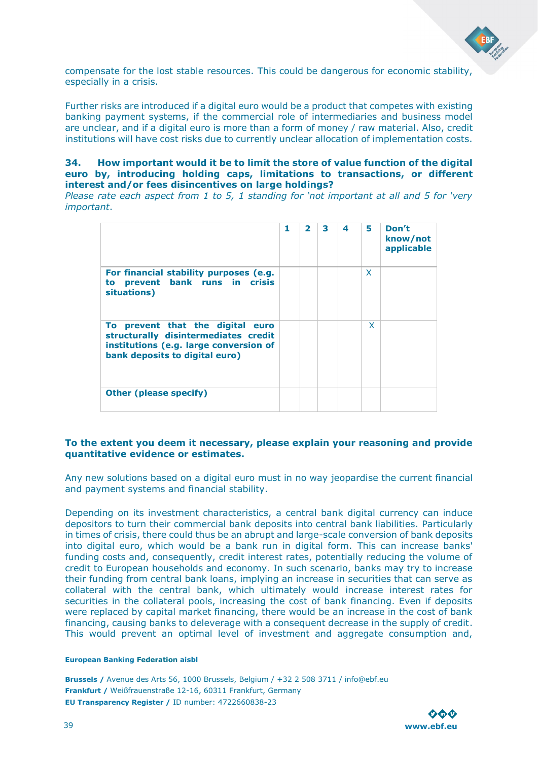compensate for the lost stable resources. This could be dangerous for economic stability, especially in a crisis.

Further risks are introduced if a digital euro would be a product that competes with existing banking payment systems, if the commercial role of intermediaries and business model are unclear, and if a digital euro is more than a form of money / raw material. Also, credit institutions will have cost risks due to currently unclear allocation of implementation costs.

**34. How important would it be to limit the store of value function of the digital euro by, introducing holding caps, limitations to transactions, or different interest and/or fees disincentives on large holdings?**

*Please rate each aspect from 1 to 5, 1 standing for 'not important at all and 5 for 'very important.*

| | 1 | 2 | 3 | 4 | 5 | Don't know/not applicable |
|---|---|---|---|---|---|---|
| **For financial stability purposes (e.g. to prevent bank runs in crisis situations)** | | | | | X | |
| **To prevent that the digital euro structurally disintermediates credit institutions (e.g. large conversion of bank deposits to digital euro)** | | | | | X | |
| **Other (please specify)** | | | | | | |

**To the extent you deem it necessary, please explain your reasoning and provide quantitative evidence or estimates.**

Any new solutions based on a digital euro must in no way jeopardise the current financial and payment systems and financial stability.

Depending on its investment characteristics, a central bank digital currency can induce depositors to turn their commercial bank deposits into central bank liabilities. Particularly in times of crisis, there could thus be an abrupt and large-scale conversion of bank deposits into digital euro, which would be a bank run in digital form. This can increase banks' funding costs and, consequently, credit interest rates, potentially reducing the volume of credit to European households and economy. In such scenario, banks may try to increase their funding from central bank loans, implying an increase in securities that can serve as collateral with the central bank, which ultimately would increase interest rates for securities in the collateral pools, increasing the cost of bank financing. Even if deposits were replaced by capital market financing, there would be an increase in the cost of bank financing, causing banks to deleverage with a consequent decrease in the supply of credit. This would prevent an optimal level of investment and aggregate consumption and,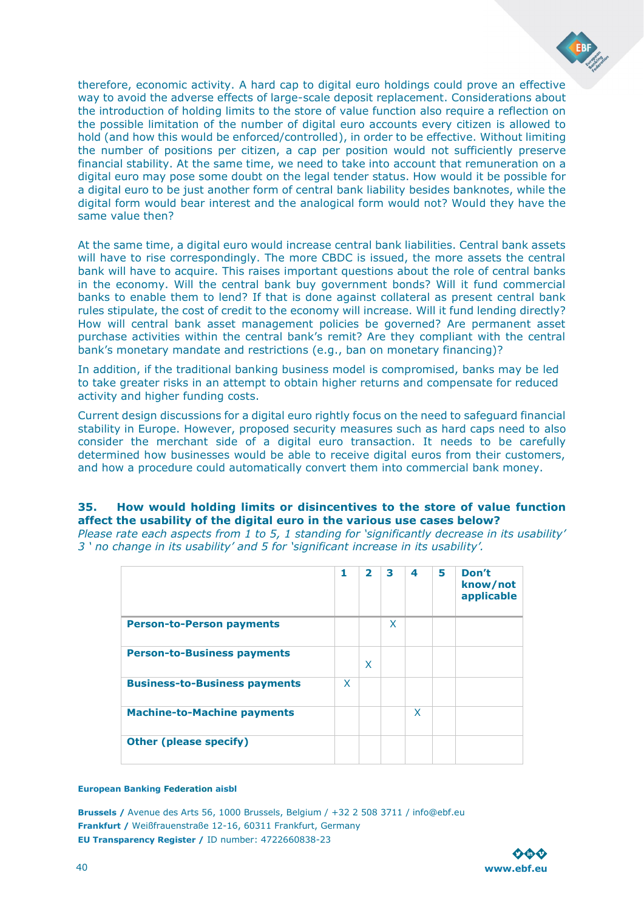therefore, economic activity. A hard cap to digital euro holdings could prove an effective way to avoid the adverse effects of large-scale deposit replacement. Considerations about the introduction of holding limits to the store of value function also require a reflection on the possible limitation of the number of digital euro accounts every citizen is allowed to hold (and how this would be enforced/controlled), in order to be effective. Without limiting the number of positions per citizen, a cap per position would not sufficiently preserve financial stability. At the same time, we need to take into account that remuneration on a digital euro may pose some doubt on the legal tender status. How would it be possible for a digital euro to be just another form of central bank liability besides banknotes, while the digital form would bear interest and the analogical form would not? Would they have the same value then?

At the same time, a digital euro would increase central bank liabilities. Central bank assets will have to rise correspondingly. The more CBDC is issued, the more assets the central bank will have to acquire. This raises important questions about the role of central banks in the economy. Will the central bank buy government bonds? Will it fund commercial banks to enable them to lend? If that is done against collateral as present central bank rules stipulate, the cost of credit to the economy will increase. Will it fund lending directly? How will central bank asset management policies be governed? Are permanent asset purchase activities within the central bank's remit? Are they compliant with the central bank's monetary mandate and restrictions (e.g., ban on monetary financing)?

In addition, if the traditional banking business model is compromised, banks may be led to take greater risks in an attempt to obtain higher returns and compensate for reduced activity and higher funding costs.

Current design discussions for a digital euro rightly focus on the need to safeguard financial stability in Europe. However, proposed security measures such as hard caps need to also consider the merchant side of a digital euro transaction. It needs to be carefully determined how businesses would be able to receive digital euros from their customers, and how a procedure could automatically convert them into commercial bank money.

**35. How would holding limits or disincentives to the store of value function affect the usability of the digital euro in the various use cases below?**

*Please rate each aspects from 1 to 5, 1 standing for 'significantly decrease in its usability' 3 ' no change in its usability' and 5 for 'significant increase in its usability'.*

| | 1 | 2 | 3 | 4 | 5 | Don't know/not applicable |
|---|---|---|---|---|---|---|
| **Person-to-Person payments** | | | X | | | |
| **Person-to-Business payments** | | X | | | | |
| **Business-to-Business payments** | X | | | | | |
| **Machine-to-Machine payments** | | | | X | | |
| **Other (please specify)** | | | | | | |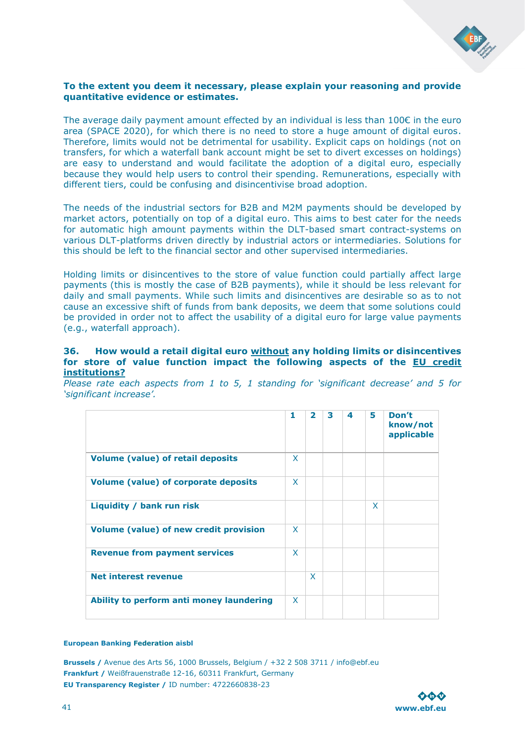**To the extent you deem it necessary, please explain your reasoning and provide quantitative evidence or estimates.**

The average daily payment amount effected by an individual is less than 100€ in the euro area (SPACE 2020), for which there is no need to store a huge amount of digital euros. Therefore, limits would not be detrimental for usability. Explicit caps on holdings (not on transfers, for which a waterfall bank account might be set to divert excesses on holdings) are easy to understand and would facilitate the adoption of a digital euro, especially because they would help users to control their spending. Remunerations, especially with different tiers, could be confusing and disincentivise broad adoption.

The needs of the industrial sectors for B2B and M2M payments should be developed by market actors, potentially on top of a digital euro. This aims to best cater for the needs for automatic high amount payments within the DLT-based smart contract-systems on various DLT-platforms driven directly by industrial actors or intermediaries. Solutions for this should be left to the financial sector and other supervised intermediaries.

Holding limits or disincentives to the store of value function could partially affect large payments (this is mostly the case of B2B payments), while it should be less relevant for daily and small payments. While such limits and disincentives are desirable so as to not cause an excessive shift of funds from bank deposits, we deem that some solutions could be provided in order not to affect the usability of a digital euro for large value payments (e.g., waterfall approach).

**36. How would a retail digital euro <u>without</u> any holding limits or disincentives for store of value function impact the following aspects of the <u>EU credit institutions?</u>**

*Please rate each aspects from 1 to 5, 1 standing for 'significant decrease' and 5 for 'significant increase'.*

| | 1 | 2 | 3 | 4 | 5 | Don't know/not applicable |
|---|---|---|---|---|---|---|
| **Volume (value) of retail deposits** | X | | | | | |
| **Volume (value) of corporate deposits** | X | | | | | |
| **Liquidity / bank run risk** | | | | | X | |
| **Volume (value) of new credit provision** | X | | | | | |
| **Revenue from payment services** | X | | | | | |
| **Net interest revenue** | | X | | | | |
| **Ability to perform anti money laundering** | X | | | | | |

**European Banking Federation aisbl**

**Brussels /** Avenue des Arts 56, 1000 Brussels, Belgium / +32 2 508 3711 / info@ebf.eu
**Frankfurt /** Weißfrauenstraße 12-16, 60311 Frankfurt, Germany
**EU Transparency Register /** ID number: 4722660838-23

**www.ebf.eu**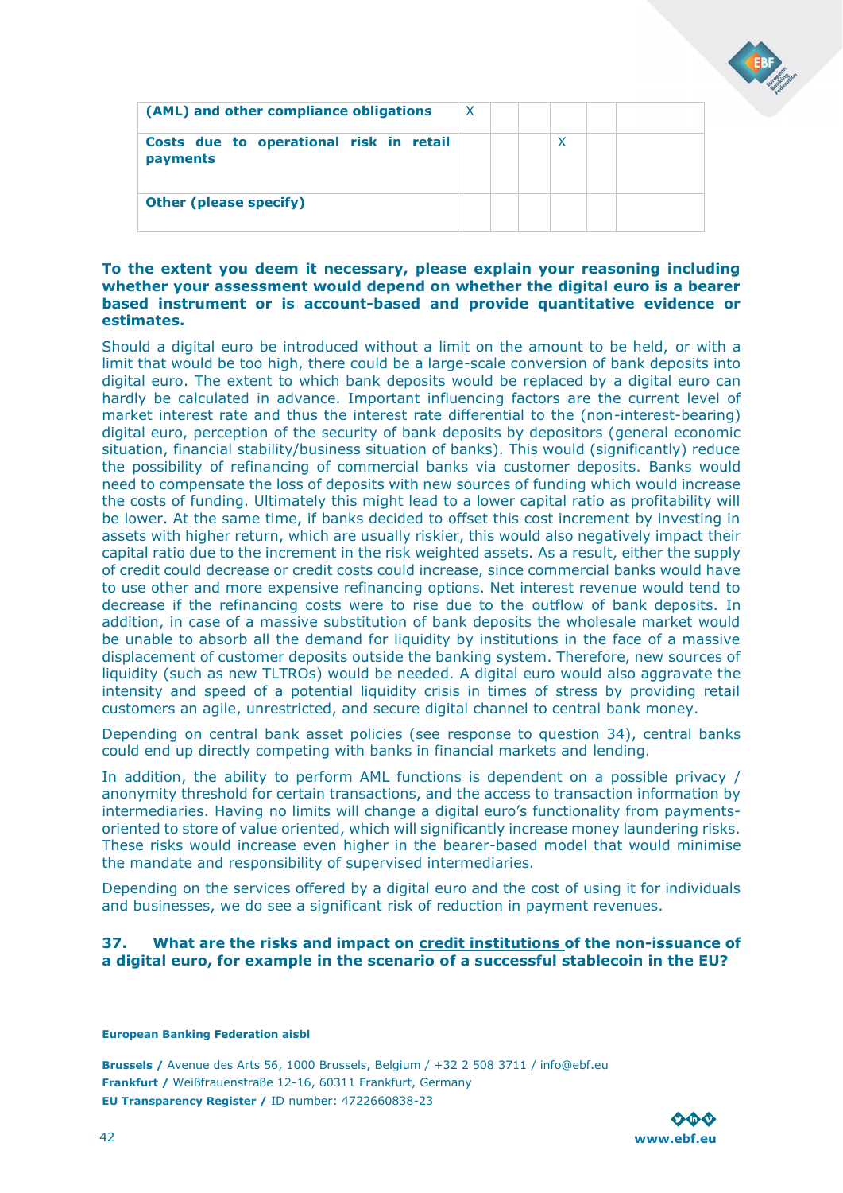| | | | | | | |
|---|---|---|---|---|---|---|
| **(AML) and other compliance obligations** | X | | | | | |
| **Costs due to operational risk in retail payments** | | | | X | | |
| **Other (please specify)** | | | | | | |

**To the extent you deem it necessary, please explain your reasoning including whether your assessment would depend on whether the digital euro is a bearer based instrument or is account-based and provide quantitative evidence or estimates.**

Should a digital euro be introduced without a limit on the amount to be held, or with a limit that would be too high, there could be a large-scale conversion of bank deposits into digital euro. The extent to which bank deposits would be replaced by a digital euro can hardly be calculated in advance. Important influencing factors are the current level of market interest rate and thus the interest rate differential to the (non-interest-bearing) digital euro, perception of the security of bank deposits by depositors (general economic situation, financial stability/business situation of banks). This would (significantly) reduce the possibility of refinancing of commercial banks via customer deposits. Banks would need to compensate the loss of deposits with new sources of funding which would increase the costs of funding. Ultimately this might lead to a lower capital ratio as profitability will be lower. At the same time, if banks decided to offset this cost increment by investing in assets with higher return, which are usually riskier, this would also negatively impact their capital ratio due to the increment in the risk weighted assets. As a result, either the supply of credit could decrease or credit costs could increase, since commercial banks would have to use other and more expensive refinancing options. Net interest revenue would tend to decrease if the refinancing costs were to rise due to the outflow of bank deposits. In addition, in case of a massive substitution of bank deposits the wholesale market would be unable to absorb all the demand for liquidity by institutions in the face of a massive displacement of customer deposits outside the banking system. Therefore, new sources of liquidity (such as new TLTROs) would be needed. A digital euro would also aggravate the intensity and speed of a potential liquidity crisis in times of stress by providing retail customers an agile, unrestricted, and secure digital channel to central bank money.

Depending on central bank asset policies (see response to question 34), central banks could end up directly competing with banks in financial markets and lending.

In addition, the ability to perform AML functions is dependent on a possible privacy / anonymity threshold for certain transactions, and the access to transaction information by intermediaries. Having no limits will change a digital euro's functionality from payments-oriented to store of value oriented, which will significantly increase money laundering risks. These risks would increase even higher in the bearer-based model that would minimise the mandate and responsibility of supervised intermediaries.

Depending on the services offered by a digital euro and the cost of using it for individuals and businesses, we do see a significant risk of reduction in payment revenues.

**37. What are the risks and impact on credit institutions of the non-issuance of a digital euro, for example in the scenario of a successful stablecoin in the EU?**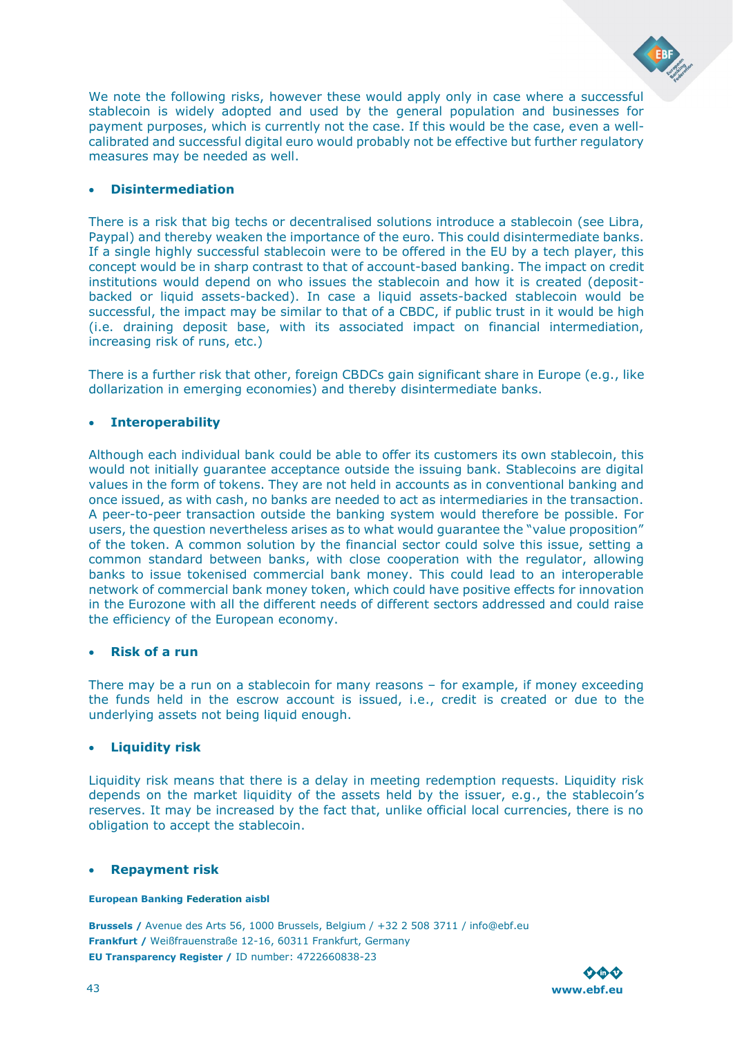We note the following risks, however these would apply only in case where a successful stablecoin is widely adopted and used by the general population and businesses for payment purposes, which is currently not the case. If this would be the case, even a well-calibrated and successful digital euro would probably not be effective but further regulatory measures may be needed as well.

- **Disintermediation**

There is a risk that big techs or decentralised solutions introduce a stablecoin (see Libra, Paypal) and thereby weaken the importance of the euro. This could disintermediate banks. If a single highly successful stablecoin were to be offered in the EU by a tech player, this concept would be in sharp contrast to that of account-based banking. The impact on credit institutions would depend on who issues the stablecoin and how it is created (deposit-backed or liquid assets-backed). In case a liquid assets-backed stablecoin would be successful, the impact may be similar to that of a CBDC, if public trust in it would be high (i.e. draining deposit base, with its associated impact on financial intermediation, increasing risk of runs, etc.)

There is a further risk that other, foreign CBDCs gain significant share in Europe (e.g., like dollarization in emerging economies) and thereby disintermediate banks.

- **Interoperability**

Although each individual bank could be able to offer its customers its own stablecoin, this would not initially guarantee acceptance outside the issuing bank. Stablecoins are digital values in the form of tokens. They are not held in accounts as in conventional banking and once issued, as with cash, no banks are needed to act as intermediaries in the transaction. A peer-to-peer transaction outside the banking system would therefore be possible. For users, the question nevertheless arises as to what would guarantee the "value proposition" of the token. A common solution by the financial sector could solve this issue, setting a common standard between banks, with close cooperation with the regulator, allowing banks to issue tokenised commercial bank money. This could lead to an interoperable network of commercial bank money token, which could have positive effects for innovation in the Eurozone with all the different needs of different sectors addressed and could raise the efficiency of the European economy.

- **Risk of a run**

There may be a run on a stablecoin for many reasons – for example, if money exceeding the funds held in the escrow account is issued, i.e., credit is created or due to the underlying assets not being liquid enough.

- **Liquidity risk**

Liquidity risk means that there is a delay in meeting redemption requests. Liquidity risk depends on the market liquidity of the assets held by the issuer, e.g., the stablecoin's reserves. It may be increased by the fact that, unlike official local currencies, there is no obligation to accept the stablecoin.

- **Repayment risk**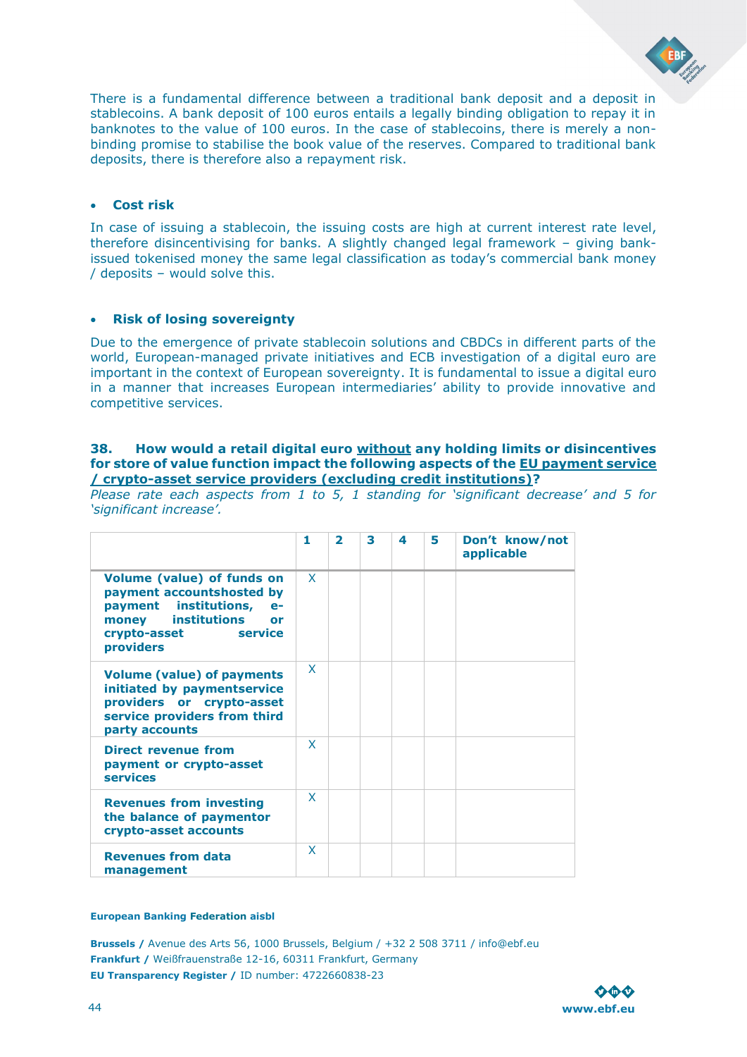There is a fundamental difference between a traditional bank deposit and a deposit in stablecoins. A bank deposit of 100 euros entails a legally binding obligation to repay it in banknotes to the value of 100 euros. In the case of stablecoins, there is merely a non-binding promise to stabilise the book value of the reserves. Compared to traditional bank deposits, there is therefore also a repayment risk.

- **Cost risk**

In case of issuing a stablecoin, the issuing costs are high at current interest rate level, therefore disincentivising for banks. A slightly changed legal framework – giving bank-issued tokenised money the same legal classification as today's commercial bank money / deposits – would solve this.

- **Risk of losing sovereignty**

Due to the emergence of private stablecoin solutions and CBDCs in different parts of the world, European-managed private initiatives and ECB investigation of a digital euro are important in the context of European sovereignty. It is fundamental to issue a digital euro in a manner that increases European intermediaries' ability to provide innovative and competitive services.

**38. How would a retail digital euro <u>without</u> any holding limits or disincentives for store of value function impact the following aspects of the <u>EU payment service / crypto-asset service providers (excluding credit institutions)</u>?**

*Please rate each aspects from 1 to 5, 1 standing for 'significant decrease' and 5 for 'significant increase'.*

| | 1 | 2 | 3 | 4 | 5 | Don't know/not applicable |
|---|---|---|---|---|---|---|
| **Volume (value) of funds on payment accountshosted by payment institutions, e-money institutions or crypto-asset service providers** | X | | | | | |
| **Volume (value) of payments initiated by paymentservice providers or crypto-asset service providers from third party accounts** | X | | | | | |
| **Direct revenue from payment or crypto-asset services** | X | | | | | |
| **Revenues from investing the balance of paymentor crypto-asset accounts** | X | | | | | |
| **Revenues from data management** | X | | | | | |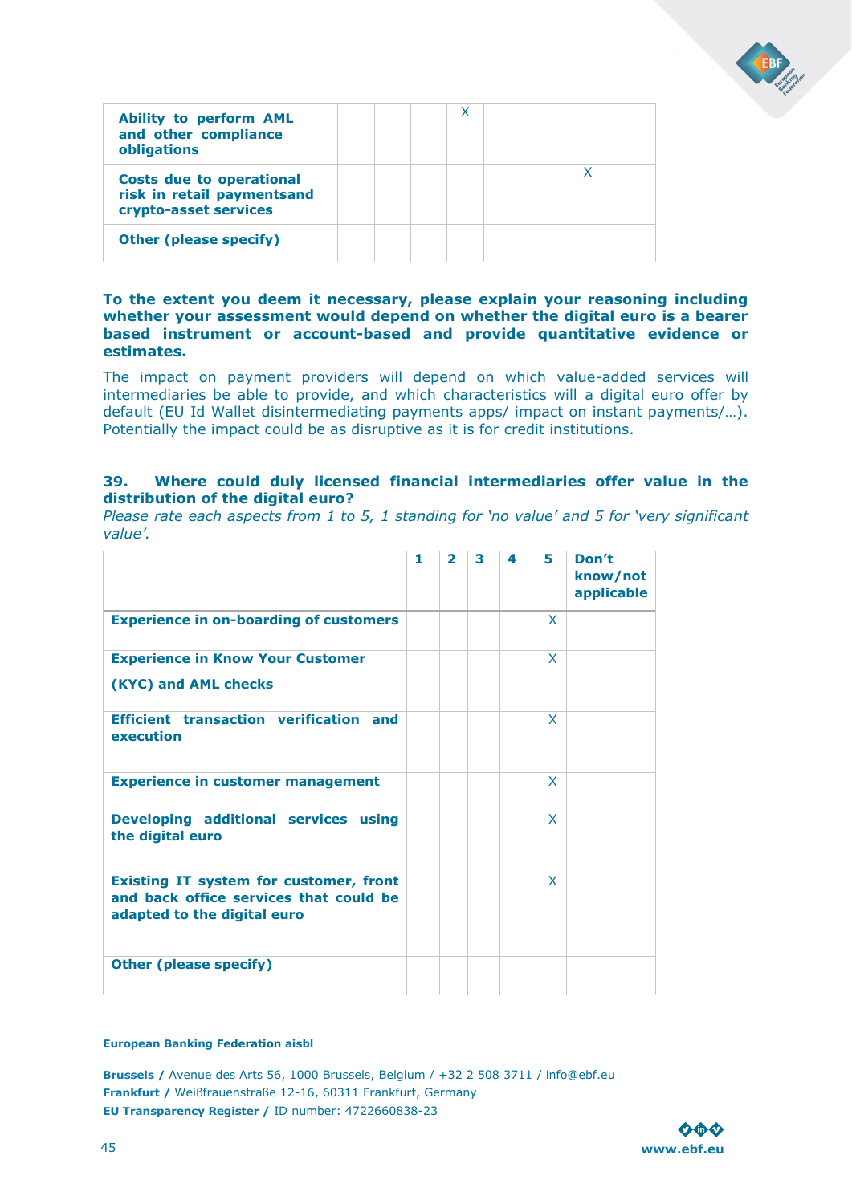| | | | | | | |
|---|---|---|---|---|---|---|
| **Ability to perform AML and other compliance obligations** | | | | X | | |
| **Costs due to operational risk in retail paymentsand crypto-asset services** | | | | | | X |
| **Other (please specify)** | | | | | | |

**To the extent you deem it necessary, please explain your reasoning including whether your assessment would depend on whether the digital euro is a bearer based instrument or account-based and provide quantitative evidence or estimates.**

The impact on payment providers will depend on which value-added services will intermediaries be able to provide, and which characteristics will a digital euro offer by default (EU Id Wallet disintermediating payments apps/ impact on instant payments/…). Potentially the impact could be as disruptive as it is for credit institutions.

**39. Where could duly licensed financial intermediaries offer value in the distribution of the digital euro?**

*Please rate each aspects from 1 to 5, 1 standing for 'no value' and 5 for 'very significant value'.*

| | 1 | 2 | 3 | 4 | 5 | Don't know/not applicable |
|---|---|---|---|---|---|---|
| **Experience in on-boarding of customers** | | | | | X | |
| **Experience in Know Your Customer (KYC) and AML checks** | | | | | X | |
| **Efficient transaction verification and execution** | | | | | X | |
| **Experience in customer management** | | | | | X | |
| **Developing additional services using the digital euro** | | | | | X | |
| **Existing IT system for customer, front and back office services that could be adapted to the digital euro** | | | | | X | |
| **Other (please specify)** | | | | | | |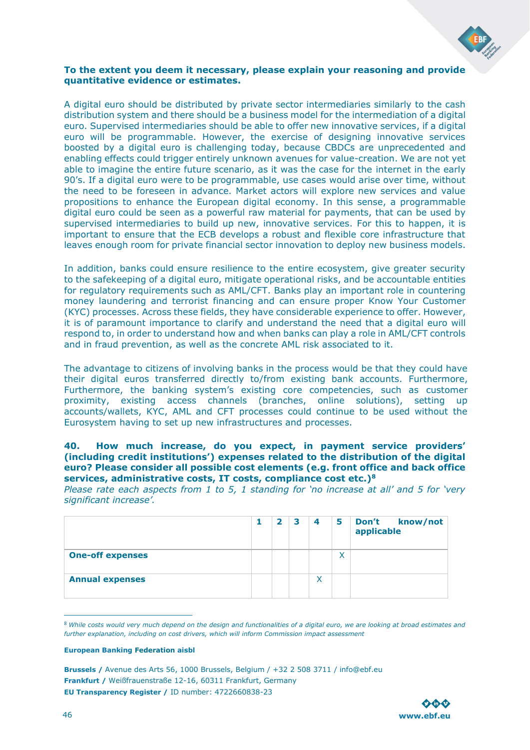**To the extent you deem it necessary, please explain your reasoning and provide quantitative evidence or estimates.**

A digital euro should be distributed by private sector intermediaries similarly to the cash distribution system and there should be a business model for the intermediation of a digital euro. Supervised intermediaries should be able to offer new innovative services, if a digital euro will be programmable. However, the exercise of designing innovative services boosted by a digital euro is challenging today, because CBDCs are unprecedented and enabling effects could trigger entirely unknown avenues for value-creation. We are not yet able to imagine the entire future scenario, as it was the case for the internet in the early 90's. If a digital euro were to be programmable, use cases would arise over time, without the need to be foreseen in advance. Market actors will explore new services and value propositions to enhance the European digital economy. In this sense, a programmable digital euro could be seen as a powerful raw material for payments, that can be used by supervised intermediaries to build up new, innovative services. For this to happen, it is important to ensure that the ECB develops a robust and flexible core infrastructure that leaves enough room for private financial sector innovation to deploy new business models.

In addition, banks could ensure resilience to the entire ecosystem, give greater security to the safekeeping of a digital euro, mitigate operational risks, and be accountable entities for regulatory requirements such as AML/CFT. Banks play an important role in countering money laundering and terrorist financing and can ensure proper Know Your Customer (KYC) processes. Across these fields, they have considerable experience to offer. However, it is of paramount importance to clarify and understand the need that a digital euro will respond to, in order to understand how and when banks can play a role in AML/CFT controls and in fraud prevention, as well as the concrete AML risk associated to it.

The advantage to citizens of involving banks in the process would be that they could have their digital euros transferred directly to/from existing bank accounts. Furthermore, Furthermore, the banking system's existing core competencies, such as customer proximity, existing access channels (branches, online solutions), setting up accounts/wallets, KYC, AML and CFT processes could continue to be used without the Eurosystem having to set up new infrastructures and processes.

**40. How much increase, do you expect, in payment service providers' (including credit institutions') expenses related to the distribution of the digital euro? Please consider all possible cost elements (e.g. front office and back office services, administrative costs, IT costs, compliance cost etc.)[8]**

*Please rate each aspects from 1 to 5, 1 standing for 'no increase at all' and 5 for 'very significant increase'.*

| | 1 | 2 | 3 | 4 | 5 | Don't know/not applicable |
|---|---|---|---|---|---|---|
| **One-off expenses** | | | | | X | |
| **Annual expenses** | | | | X | | |

[8] *While costs would very much depend on the design and functionalities of a digital euro, we are looking at broad estimates and further explanation, including on cost drivers, which will inform Commission impact assessment*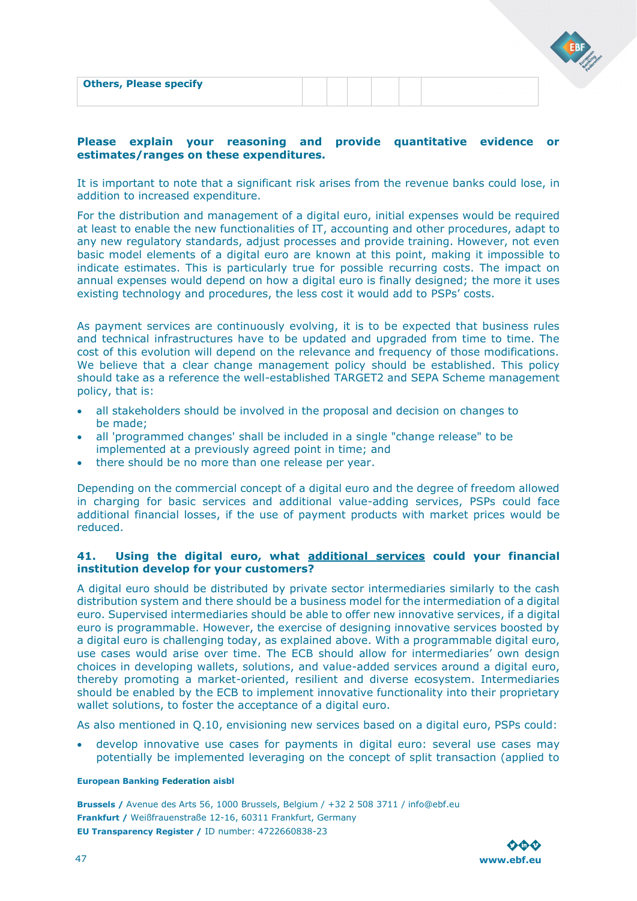| Others, Please specify | | | | | | |
|---|---|---|---|---|---|---|

**Please explain your reasoning and provide quantitative evidence or estimates/ranges on these expenditures.**

It is important to note that a significant risk arises from the revenue banks could lose, in addition to increased expenditure.

For the distribution and management of a digital euro, initial expenses would be required at least to enable the new functionalities of IT, accounting and other procedures, adapt to any new regulatory standards, adjust processes and provide training. However, not even basic model elements of a digital euro are known at this point, making it impossible to indicate estimates. This is particularly true for possible recurring costs. The impact on annual expenses would depend on how a digital euro is finally designed; the more it uses existing technology and procedures, the less cost it would add to PSPs' costs.

As payment services are continuously evolving, it is to be expected that business rules and technical infrastructures have to be updated and upgraded from time to time. The cost of this evolution will depend on the relevance and frequency of those modifications. We believe that a clear change management policy should be established. This policy should take as a reference the well-established TARGET2 and SEPA Scheme management policy, that is:

- all stakeholders should be involved in the proposal and decision on changes to be made;
- all 'programmed changes' shall be included in a single "change release" to be implemented at a previously agreed point in time; and
- there should be no more than one release per year.

Depending on the commercial concept of a digital euro and the degree of freedom allowed in charging for basic services and additional value-adding services, PSPs could face additional financial losses, if the use of payment products with market prices would be reduced.

**41. Using the digital euro, what <u>additional services</u> could your financial institution develop for your customers?**

A digital euro should be distributed by private sector intermediaries similarly to the cash distribution system and there should be a business model for the intermediation of a digital euro. Supervised intermediaries should be able to offer new innovative services, if a digital euro is programmable. However, the exercise of designing innovative services boosted by a digital euro is challenging today, as explained above. With a programmable digital euro, use cases would arise over time. The ECB should allow for intermediaries' own design choices in developing wallets, solutions, and value-added services around a digital euro, thereby promoting a market-oriented, resilient and diverse ecosystem. Intermediaries should be enabled by the ECB to implement innovative functionality into their proprietary wallet solutions, to foster the acceptance of a digital euro.

As also mentioned in Q.10, envisioning new services based on a digital euro, PSPs could:

- develop innovative use cases for payments in digital euro: several use cases may potentially be implemented leveraging on the concept of split transaction (applied to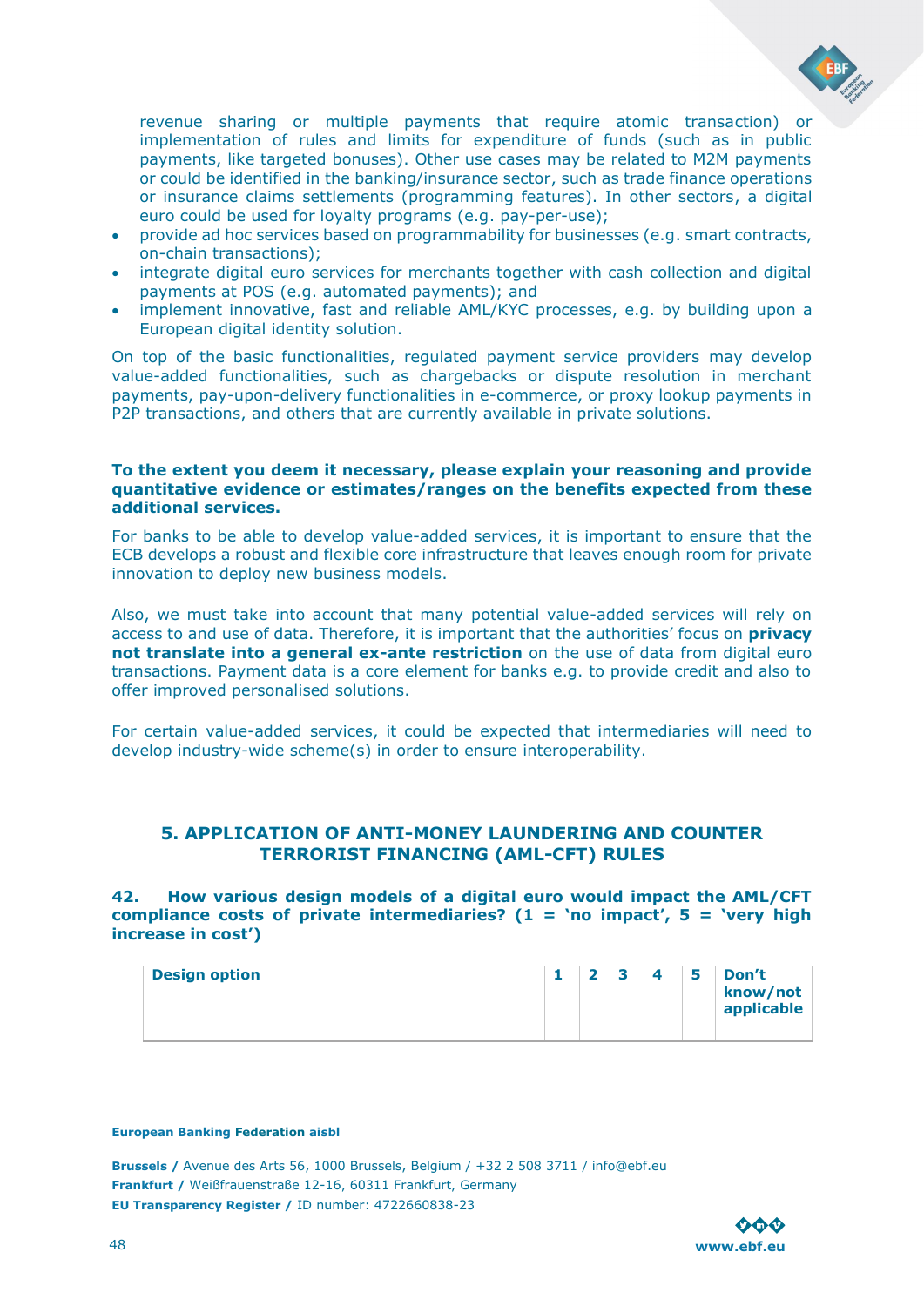revenue sharing or multiple payments that require atomic transaction) or implementation of rules and limits for expenditure of funds (such as in public payments, like targeted bonuses). Other use cases may be related to M2M payments or could be identified in the banking/insurance sector, such as trade finance operations or insurance claims settlements (programming features). In other sectors, a digital euro could be used for loyalty programs (e.g. pay-per-use);

- provide ad hoc services based on programmability for businesses (e.g. smart contracts, on-chain transactions);
- integrate digital euro services for merchants together with cash collection and digital payments at POS (e.g. automated payments); and
- implement innovative, fast and reliable AML/KYC processes, e.g. by building upon a European digital identity solution.

On top of the basic functionalities, regulated payment service providers may develop value-added functionalities, such as chargebacks or dispute resolution in merchant payments, pay-upon-delivery functionalities in e-commerce, or proxy lookup payments in P2P transactions, and others that are currently available in private solutions.

**To the extent you deem it necessary, please explain your reasoning and provide quantitative evidence or estimates/ranges on the benefits expected from these additional services.**

For banks to be able to develop value-added services, it is important to ensure that the ECB develops a robust and flexible core infrastructure that leaves enough room for private innovation to deploy new business models.

Also, we must take into account that many potential value-added services will rely on access to and use of data. Therefore, it is important that the authorities' focus on **privacy not translate into a general ex-ante restriction** on the use of data from digital euro transactions. Payment data is a core element for banks e.g. to provide credit and also to offer improved personalised solutions.

For certain value-added services, it could be expected that intermediaries will need to develop industry-wide scheme(s) in order to ensure interoperability.

## 5. APPLICATION OF ANTI-MONEY LAUNDERING AND COUNTER TERRORIST FINANCING (AML-CFT) RULES

**42. How various design models of a digital euro would impact the AML/CFT compliance costs of private intermediaries? (1 = 'no impact', 5 = 'very high increase in cost')**

| Design option | 1 | 2 | 3 | 4 | 5 | Don't know/not applicable |
|---|---|---|---|---|---|---|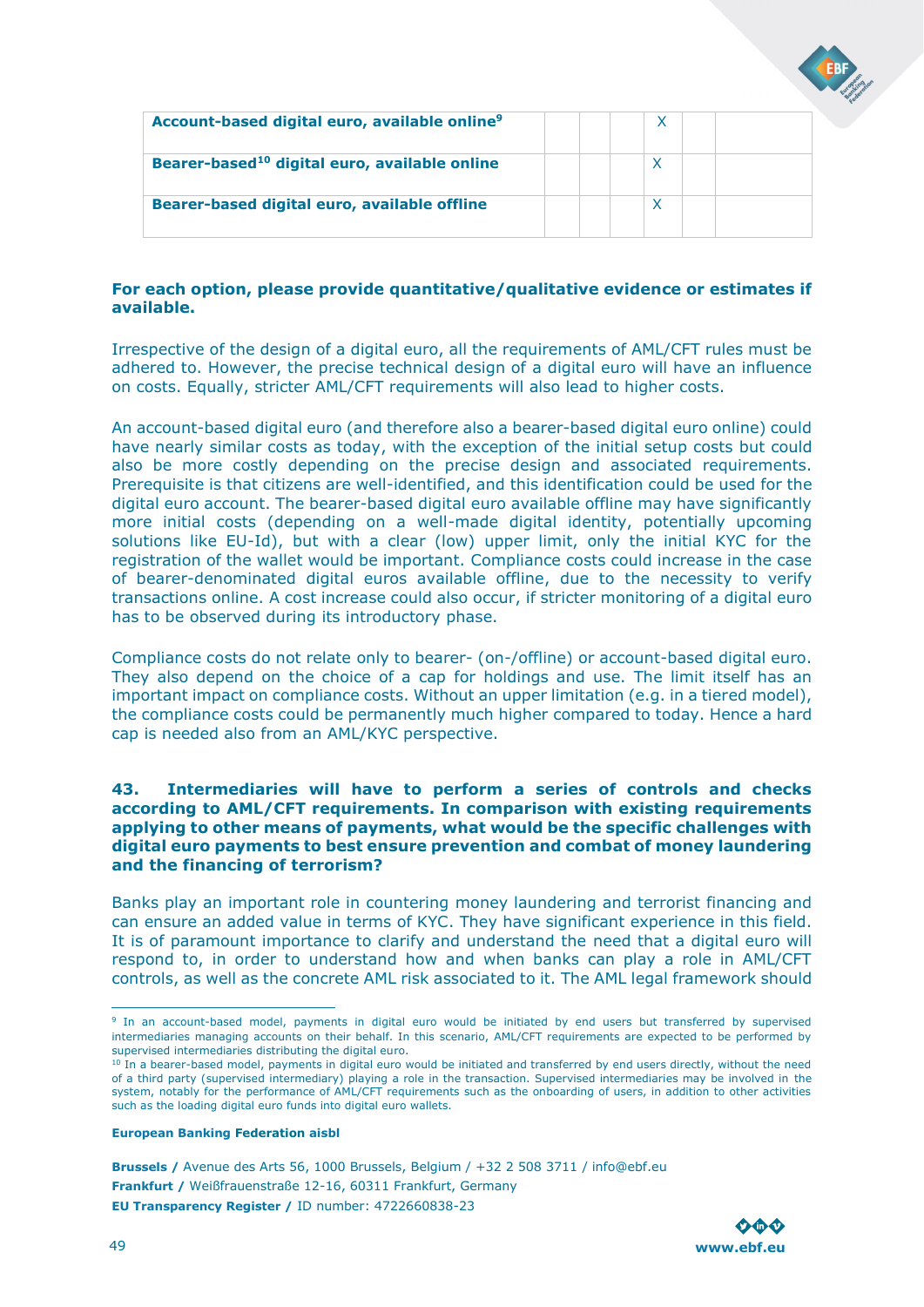| | | | | | | |
|---|---|---|---|---|---|---|
| **Account-based digital euro, available online[9]** | | | | X | | |
| **Bearer-based[10] digital euro, available online** | | | | X | | |
| **Bearer-based digital euro, available offline** | | | | X | | |

**For each option, please provide quantitative/qualitative evidence or estimates if available.**

Irrespective of the design of a digital euro, all the requirements of AML/CFT rules must be adhered to. However, the precise technical design of a digital euro will have an influence on costs. Equally, stricter AML/CFT requirements will also lead to higher costs.

An account-based digital euro (and therefore also a bearer-based digital euro online) could have nearly similar costs as today, with the exception of the initial setup costs but could also be more costly depending on the precise design and associated requirements. Prerequisite is that citizens are well-identified, and this identification could be used for the digital euro account. The bearer-based digital euro available offline may have significantly more initial costs (depending on a well-made digital identity, potentially upcoming solutions like EU-Id), but with a clear (low) upper limit, only the initial KYC for the registration of the wallet would be important. Compliance costs could increase in the case of bearer-denominated digital euros available offline, due to the necessity to verify transactions online. A cost increase could also occur, if stricter monitoring of a digital euro has to be observed during its introductory phase.

Compliance costs do not relate only to bearer- (on-/offline) or account-based digital euro. They also depend on the choice of a cap for holdings and use. The limit itself has an important impact on compliance costs. Without an upper limitation (e.g. in a tiered model), the compliance costs could be permanently much higher compared to today. Hence a hard cap is needed also from an AML/KYC perspective.

**43. Intermediaries will have to perform a series of controls and checks according to AML/CFT requirements. In comparison with existing requirements applying to other means of payments, what would be the specific challenges with digital euro payments to best ensure prevention and combat of money laundering and the financing of terrorism?**

Banks play an important role in countering money laundering and terrorist financing and can ensure an added value in terms of KYC. They have significant experience in this field. It is of paramount importance to clarify and understand the need that a digital euro will respond to, in order to understand how and when banks can play a role in AML/CFT controls, as well as the concrete AML risk associated to it. The AML legal framework should

---

[9] In an account-based model, payments in digital euro would be initiated by end users but transferred by supervised intermediaries managing accounts on their behalf. In this scenario, AML/CFT requirements are expected to be performed by supervised intermediaries distributing the digital euro.

[10] In a bearer-based model, payments in digital euro would be initiated and transferred by end users directly, without the need of a third party (supervised intermediary) playing a role in the transaction. Supervised intermediaries may be involved in the system, notably for the performance of AML/CFT requirements such as the onboarding of users, in addition to other activities such as the loading digital euro funds into digital euro wallets.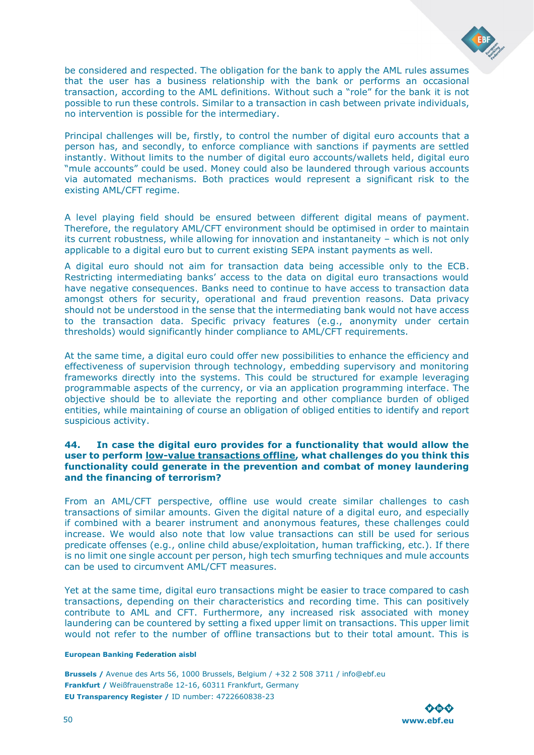be considered and respected. The obligation for the bank to apply the AML rules assumes that the user has a business relationship with the bank or performs an occasional transaction, according to the AML definitions. Without such a "role" for the bank it is not possible to run these controls. Similar to a transaction in cash between private individuals, no intervention is possible for the intermediary.

Principal challenges will be, firstly, to control the number of digital euro accounts that a person has, and secondly, to enforce compliance with sanctions if payments are settled instantly. Without limits to the number of digital euro accounts/wallets held, digital euro "mule accounts" could be used. Money could also be laundered through various accounts via automated mechanisms. Both practices would represent a significant risk to the existing AML/CFT regime.

A level playing field should be ensured between different digital means of payment. Therefore, the regulatory AML/CFT environment should be optimised in order to maintain its current robustness, while allowing for innovation and instantaneity – which is not only applicable to a digital euro but to current existing SEPA instant payments as well.

A digital euro should not aim for transaction data being accessible only to the ECB. Restricting intermediating banks' access to the data on digital euro transactions would have negative consequences. Banks need to continue to have access to transaction data amongst others for security, operational and fraud prevention reasons. Data privacy should not be understood in the sense that the intermediating bank would not have access to the transaction data. Specific privacy features (e.g., anonymity under certain thresholds) would significantly hinder compliance to AML/CFT requirements.

At the same time, a digital euro could offer new possibilities to enhance the efficiency and effectiveness of supervision through technology, embedding supervisory and monitoring frameworks directly into the systems. This could be structured for example leveraging programmable aspects of the currency, or via an application programming interface. The objective should be to alleviate the reporting and other compliance burden of obliged entities, while maintaining of course an obligation of obliged entities to identify and report suspicious activity.

**44. In case the digital euro provides for a functionality that would allow the user to perform <u>low-value transactions offline</u>, what challenges do you think this functionality could generate in the prevention and combat of money laundering and the financing of terrorism?**

From an AML/CFT perspective, offline use would create similar challenges to cash transactions of similar amounts. Given the digital nature of a digital euro, and especially if combined with a bearer instrument and anonymous features, these challenges could increase. We would also note that low value transactions can still be used for serious predicate offenses (e.g., online child abuse/exploitation, human trafficking, etc.). If there is no limit one single account per person, high tech smurfing techniques and mule accounts can be used to circumvent AML/CFT measures.

Yet at the same time, digital euro transactions might be easier to trace compared to cash transactions, depending on their characteristics and recording time. This can positively contribute to AML and CFT. Furthermore, any increased risk associated with money laundering can be countered by setting a fixed upper limit on transactions. This upper limit would not refer to the number of offline transactions but to their total amount. This is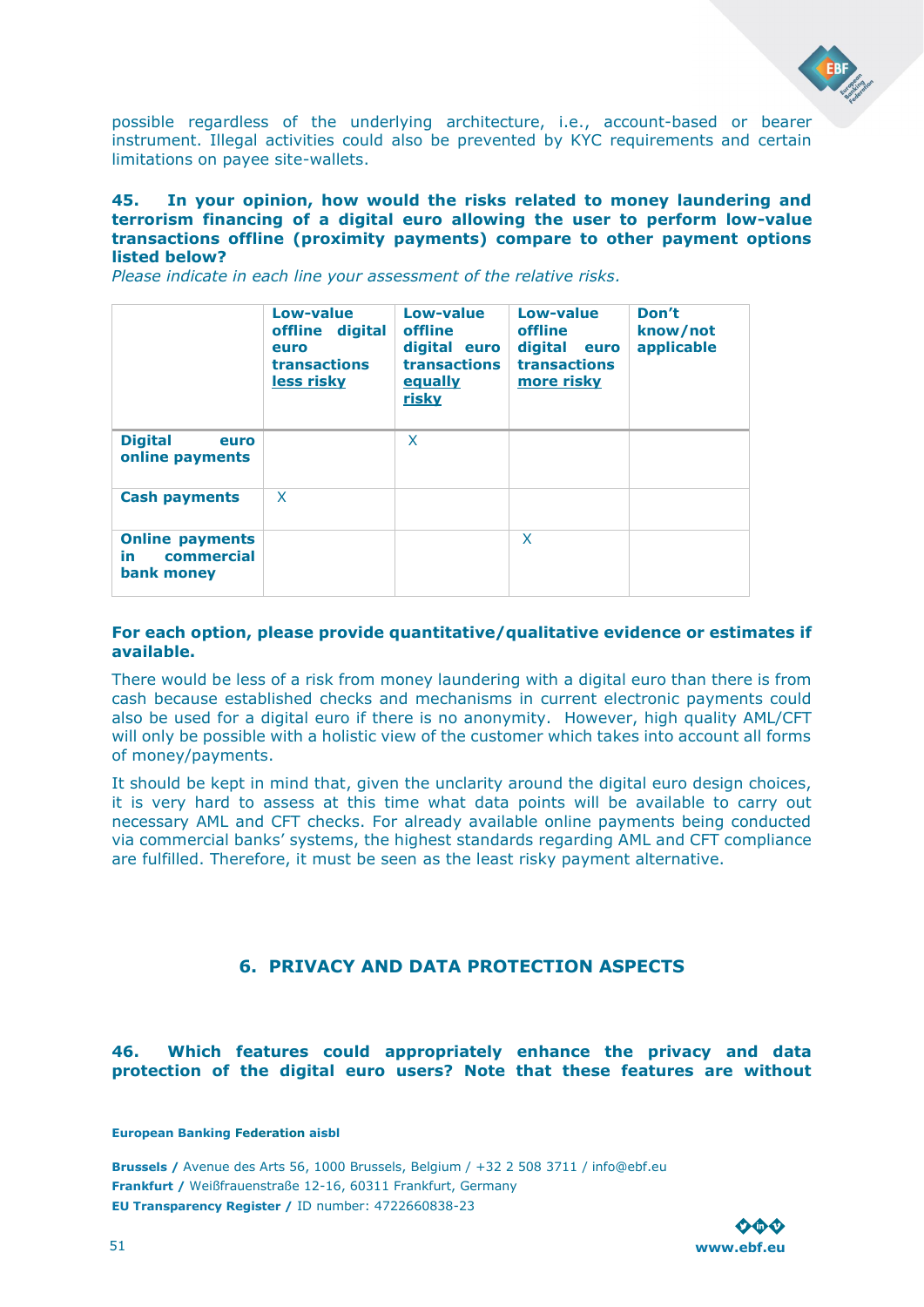possible regardless of the underlying architecture, i.e., account-based or bearer instrument. Illegal activities could also be prevented by KYC requirements and certain limitations on payee site-wallets.

**45. In your opinion, how would the risks related to money laundering and terrorism financing of a digital euro allowing the user to perform low-value transactions offline (proximity payments) compare to other payment options listed below?**

*Please indicate in each line your assessment of the relative risks.*

| | **Low-value offline digital euro transactions less risky** | **Low-value offline digital euro transactions equally risky** | **Low-value offline digital euro transactions more risky** | **Don't know/not applicable** |
|---|---|---|---|---|
| **Digital euro online payments** | | X | | |
| **Cash payments** | X | | | |
| **Online payments in commercial bank money** | | | X | |

**For each option, please provide quantitative/qualitative evidence or estimates if available.**

There would be less of a risk from money laundering with a digital euro than there is from cash because established checks and mechanisms in current electronic payments could also be used for a digital euro if there is no anonymity. However, high quality AML/CFT will only be possible with a holistic view of the customer which takes into account all forms of money/payments.

It should be kept in mind that, given the unclarity around the digital euro design choices, it is very hard to assess at this time what data points will be available to carry out necessary AML and CFT checks. For already available online payments being conducted via commercial banks' systems, the highest standards regarding AML and CFT compliance are fulfilled. Therefore, it must be seen as the least risky payment alternative.

## 6. PRIVACY AND DATA PROTECTION ASPECTS

**46. Which features could appropriately enhance the privacy and data protection of the digital euro users? Note that these features are without**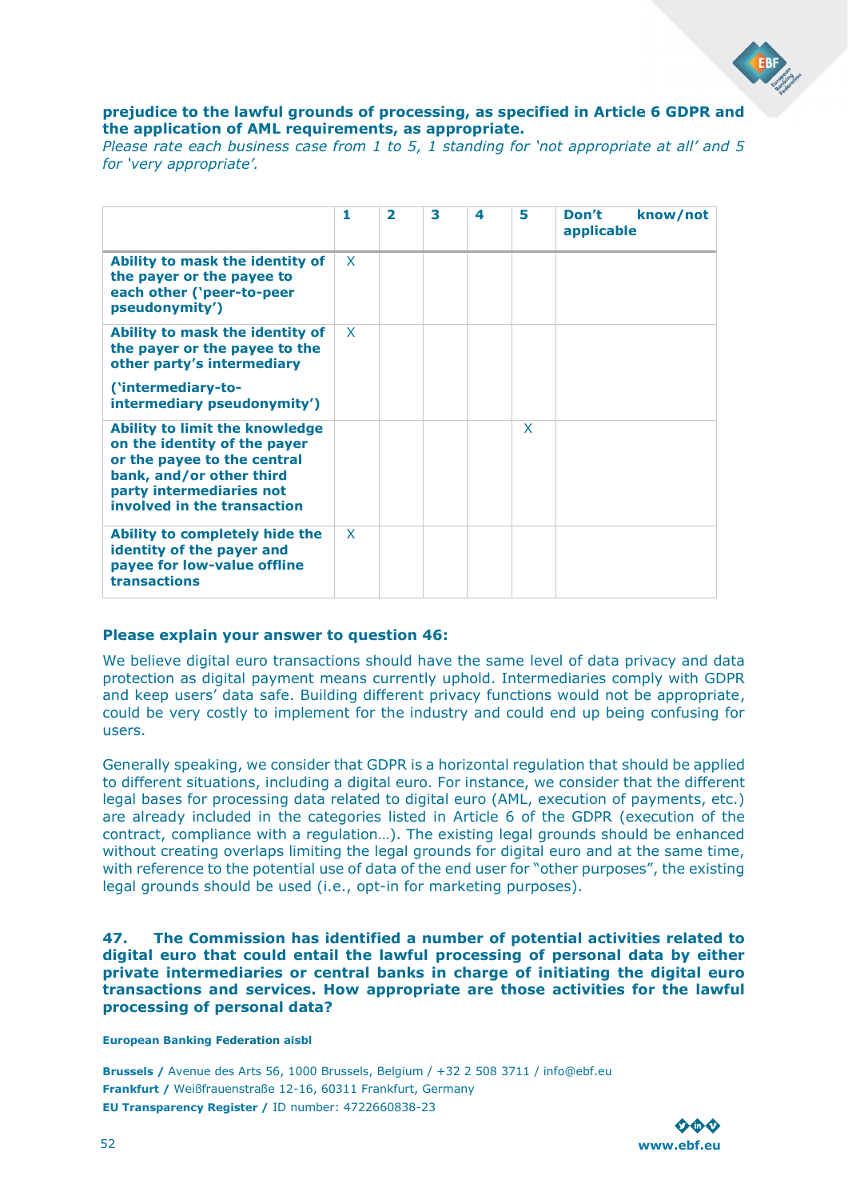**prejudice to the lawful grounds of processing, as specified in Article 6 GDPR and the application of AML requirements, as appropriate.**

*Please rate each business case from 1 to 5, 1 standing for 'not appropriate at all' and 5 for 'very appropriate'.*

| | 1 | 2 | 3 | 4 | 5 | Don't know/not applicable |
|---|---|---|---|---|---|---|
| **Ability to mask the identity of the payer or the payee to each other ('peer-to-peer pseudonymity')** | X | | | | | |
| **Ability to mask the identity of the payer or the payee to the other party's intermediary ('intermediary-to-intermediary pseudonymity')** | X | | | | | |
| **Ability to limit the knowledge on the identity of the payer or the payee to the central bank, and/or other third party intermediaries not involved in the transaction** | | | | | X | |
| **Ability to completely hide the identity of the payer and payee for low-value offline transactions** | X | | | | | |

**Please explain your answer to question 46:**

We believe digital euro transactions should have the same level of data privacy and data protection as digital payment means currently uphold. Intermediaries comply with GDPR and keep users' data safe. Building different privacy functions would not be appropriate, could be very costly to implement for the industry and could end up being confusing for users.

Generally speaking, we consider that GDPR is a horizontal regulation that should be applied to different situations, including a digital euro. For instance, we consider that the different legal bases for processing data related to digital euro (AML, execution of payments, etc.) are already included in the categories listed in Article 6 of the GDPR (execution of the contract, compliance with a regulation…). The existing legal grounds should be enhanced without creating overlaps limiting the legal grounds for digital euro and at the same time, with reference to the potential use of data of the end user for "other purposes", the existing legal grounds should be used (i.e., opt-in for marketing purposes).

**47. The Commission has identified a number of potential activities related to digital euro that could entail the lawful processing of personal data by either private intermediaries or central banks in charge of initiating the digital euro transactions and services. How appropriate are those activities for the lawful processing of personal data?**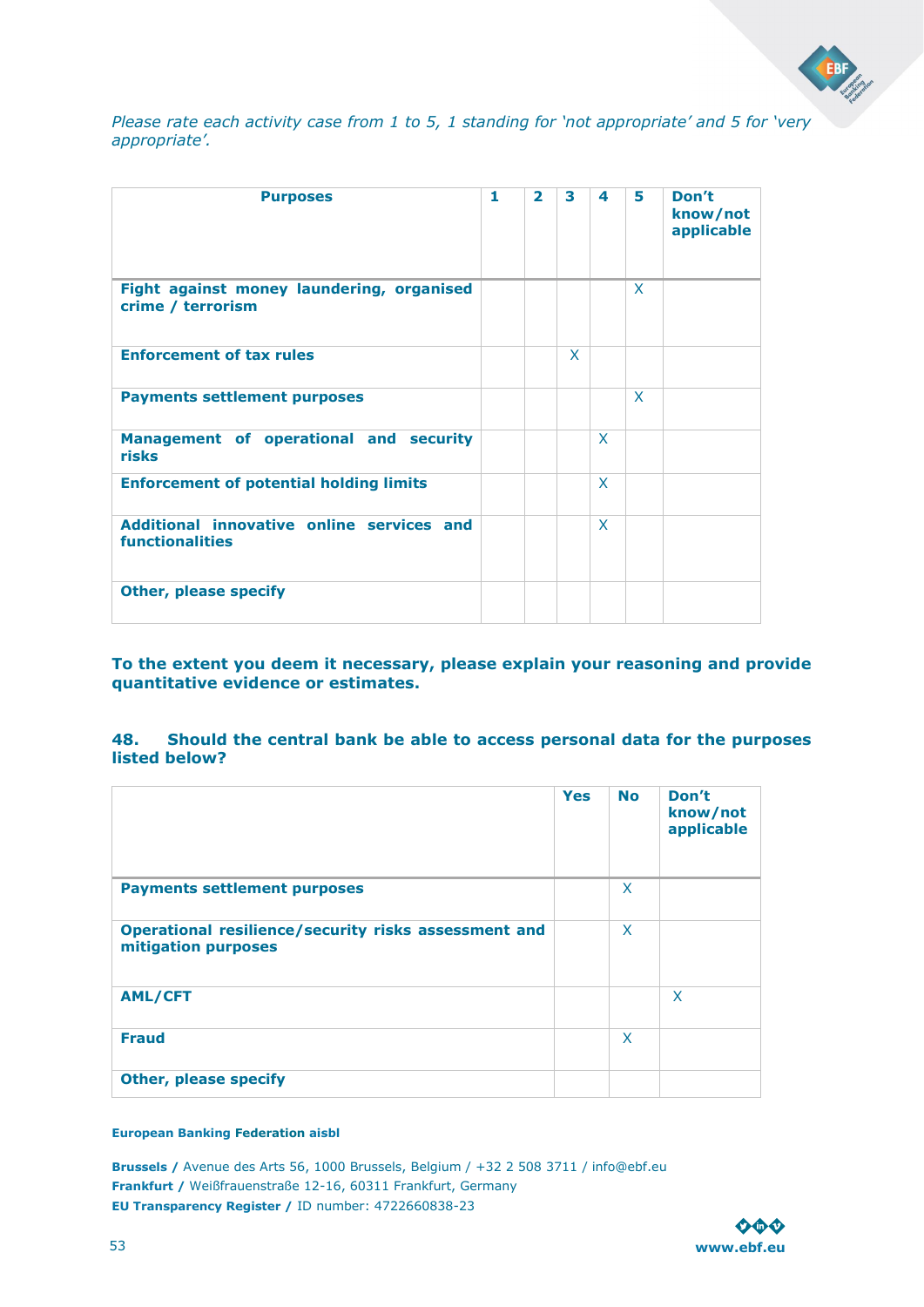*Please rate each activity case from 1 to 5, 1 standing for 'not appropriate' and 5 for 'very appropriate'.*

| Purposes | 1 | 2 | 3 | 4 | 5 | Don't know/not applicable |
|---|---|---|---|---|---|---|
| **Fight against money laundering, organised crime / terrorism** | | | | | X | |
| **Enforcement of tax rules** | | | X | | | |
| **Payments settlement purposes** | | | | | X | |
| **Management of operational and security risks** | | | | X | | |
| **Enforcement of potential holding limits** | | | | X | | |
| **Additional innovative online services and functionalities** | | | | X | | |
| **Other, please specify** | | | | | | |

**To the extent you deem it necessary, please explain your reasoning and provide quantitative evidence or estimates.**

**48. Should the central bank be able to access personal data for the purposes listed below?**

| | Yes | No | Don't know/not applicable |
|---|---|---|---|
| **Payments settlement purposes** | | X | |
| **Operational resilience/security risks assessment and mitigation purposes** | | X | |
| **AML/CFT** | | | X |
| **Fraud** | | X | |
| **Other, please specify** | | | |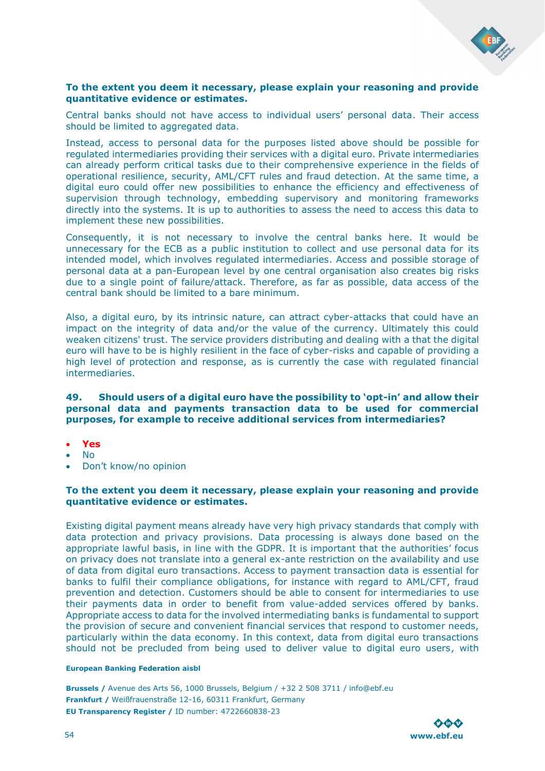**To the extent you deem it necessary, please explain your reasoning and provide quantitative evidence or estimates.**

Central banks should not have access to individual users' personal data. Their access should be limited to aggregated data.

Instead, access to personal data for the purposes listed above should be possible for regulated intermediaries providing their services with a digital euro. Private intermediaries can already perform critical tasks due to their comprehensive experience in the fields of operational resilience, security, AML/CFT rules and fraud detection. At the same time, a digital euro could offer new possibilities to enhance the efficiency and effectiveness of supervision through technology, embedding supervisory and monitoring frameworks directly into the systems. It is up to authorities to assess the need to access this data to implement these new possibilities.

Consequently, it is not necessary to involve the central banks here. It would be unnecessary for the ECB as a public institution to collect and use personal data for its intended model, which involves regulated intermediaries. Access and possible storage of personal data at a pan-European level by one central organisation also creates big risks due to a single point of failure/attack. Therefore, as far as possible, data access of the central bank should be limited to a bare minimum.

Also, a digital euro, by its intrinsic nature, can attract cyber-attacks that could have an impact on the integrity of data and/or the value of the currency. Ultimately this could weaken citizens' trust. The service providers distributing and dealing with a that the digital euro will have to be is highly resilient in the face of cyber-risks and capable of providing a high level of protection and response, as is currently the case with regulated financial intermediaries.

**49. Should users of a digital euro have the possibility to 'opt-in' and allow their personal data and payments transaction data to be used for commercial purposes, for example to receive additional services from intermediaries?**

- **Yes**
- No
- Don't know/no opinion

**To the extent you deem it necessary, please explain your reasoning and provide quantitative evidence or estimates.**

Existing digital payment means already have very high privacy standards that comply with data protection and privacy provisions. Data processing is always done based on the appropriate lawful basis, in line with the GDPR. It is important that the authorities' focus on privacy does not translate into a general ex-ante restriction on the availability and use of data from digital euro transactions. Access to payment transaction data is essential for banks to fulfil their compliance obligations, for instance with regard to AML/CFT, fraud prevention and detection. Customers should be able to consent for intermediaries to use their payments data in order to benefit from value-added services offered by banks. Appropriate access to data for the involved intermediating banks is fundamental to support the provision of secure and convenient financial services that respond to customer needs, particularly within the data economy. In this context, data from digital euro transactions should not be precluded from being used to deliver value to digital euro users, with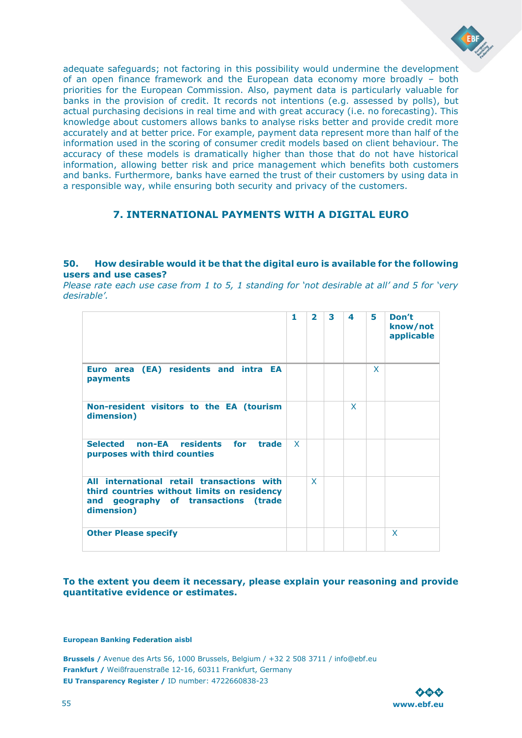adequate safeguards; not factoring in this possibility would undermine the development of an open finance framework and the European data economy more broadly – both priorities for the European Commission. Also, payment data is particularly valuable for banks in the provision of credit. It records not intentions (e.g. assessed by polls), but actual purchasing decisions in real time and with great accuracy (i.e. no forecasting). This knowledge about customers allows banks to analyse risks better and provide credit more accurately and at better price. For example, payment data represent more than half of the information used in the scoring of consumer credit models based on client behaviour. The accuracy of these models is dramatically higher than those that do not have historical information, allowing better risk and price management which benefits both customers and banks. Furthermore, banks have earned the trust of their customers by using data in a responsible way, while ensuring both security and privacy of the customers.

## 7. INTERNATIONAL PAYMENTS WITH A DIGITAL EURO

**50. How desirable would it be that the digital euro is available for the following users and use cases?**

*Please rate each use case from 1 to 5, 1 standing for 'not desirable at all' and 5 for 'very desirable'.*

| | 1 | 2 | 3 | 4 | 5 | Don't know/not applicable |
|---|---|---|---|---|---|---|
| **Euro area (EA) residents and intra EA payments** | | | | | X | |
| **Non-resident visitors to the EA (tourism dimension)** | | | | X | | |
| **Selected non-EA residents for trade purposes with third counties** | X | | | | | |
| **All international retail transactions with third countries without limits on residency and geography of transactions (trade dimension)** | | X | | | | |
| **Other Please specify** | | | | | | X |

**To the extent you deem it necessary, please explain your reasoning and provide quantitative evidence or estimates.**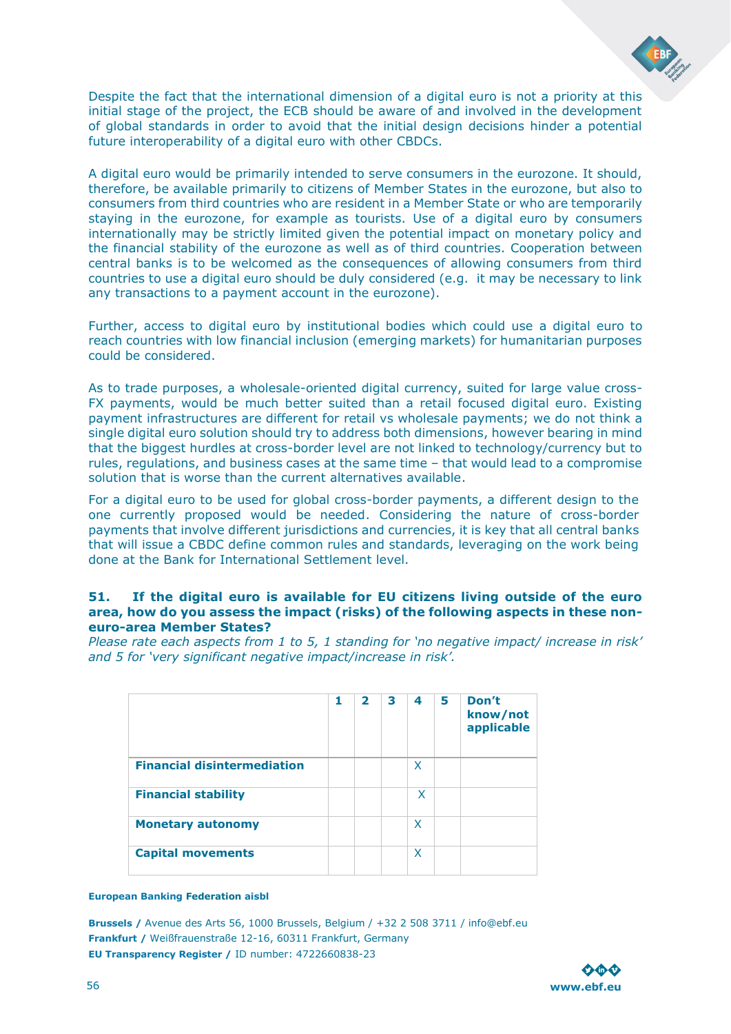Despite the fact that the international dimension of a digital euro is not a priority at this initial stage of the project, the ECB should be aware of and involved in the development of global standards in order to avoid that the initial design decisions hinder a potential future interoperability of a digital euro with other CBDCs.

A digital euro would be primarily intended to serve consumers in the eurozone. It should, therefore, be available primarily to citizens of Member States in the eurozone, but also to consumers from third countries who are resident in a Member State or who are temporarily staying in the eurozone, for example as tourists. Use of a digital euro by consumers internationally may be strictly limited given the potential impact on monetary policy and the financial stability of the eurozone as well as of third countries. Cooperation between central banks is to be welcomed as the consequences of allowing consumers from third countries to use a digital euro should be duly considered (e.g. it may be necessary to link any transactions to a payment account in the eurozone).

Further, access to digital euro by institutional bodies which could use a digital euro to reach countries with low financial inclusion (emerging markets) for humanitarian purposes could be considered.

As to trade purposes, a wholesale-oriented digital currency, suited for large value cross-FX payments, would be much better suited than a retail focused digital euro. Existing payment infrastructures are different for retail vs wholesale payments; we do not think a single digital euro solution should try to address both dimensions, however bearing in mind that the biggest hurdles at cross-border level are not linked to technology/currency but to rules, regulations, and business cases at the same time – that would lead to a compromise solution that is worse than the current alternatives available.

For a digital euro to be used for global cross-border payments, a different design to the one currently proposed would be needed. Considering the nature of cross-border payments that involve different jurisdictions and currencies, it is key that all central banks that will issue a CBDC define common rules and standards, leveraging on the work being done at the Bank for International Settlement level.

### 51. If the digital euro is available for EU citizens living outside of the euro area, how do you assess the impact (risks) of the following aspects in these non-euro-area Member States?

*Please rate each aspects from 1 to 5, 1 standing for 'no negative impact/ increase in risk' and 5 for 'very significant negative impact/increase in risk'.*

| | 1 | 2 | 3 | 4 | 5 | Don't know/not applicable |
|---|---|---|---|---|---|---|
| **Financial disintermediation** | | | | X | | |
| **Financial stability** | | | | X | | |
| **Monetary autonomy** | | | | X | | |
| **Capital movements** | | | | X | | |

**European Banking Federation aisbl**

**Brussels /** Avenue des Arts 56, 1000 Brussels, Belgium / +32 2 508 3711 / info@ebf.eu
**Frankfurt /** Weißfrauenstraße 12-16, 60311 Frankfurt, Germany
**EU Transparency Register /** ID number: 4722660838-23

www.ebf.eu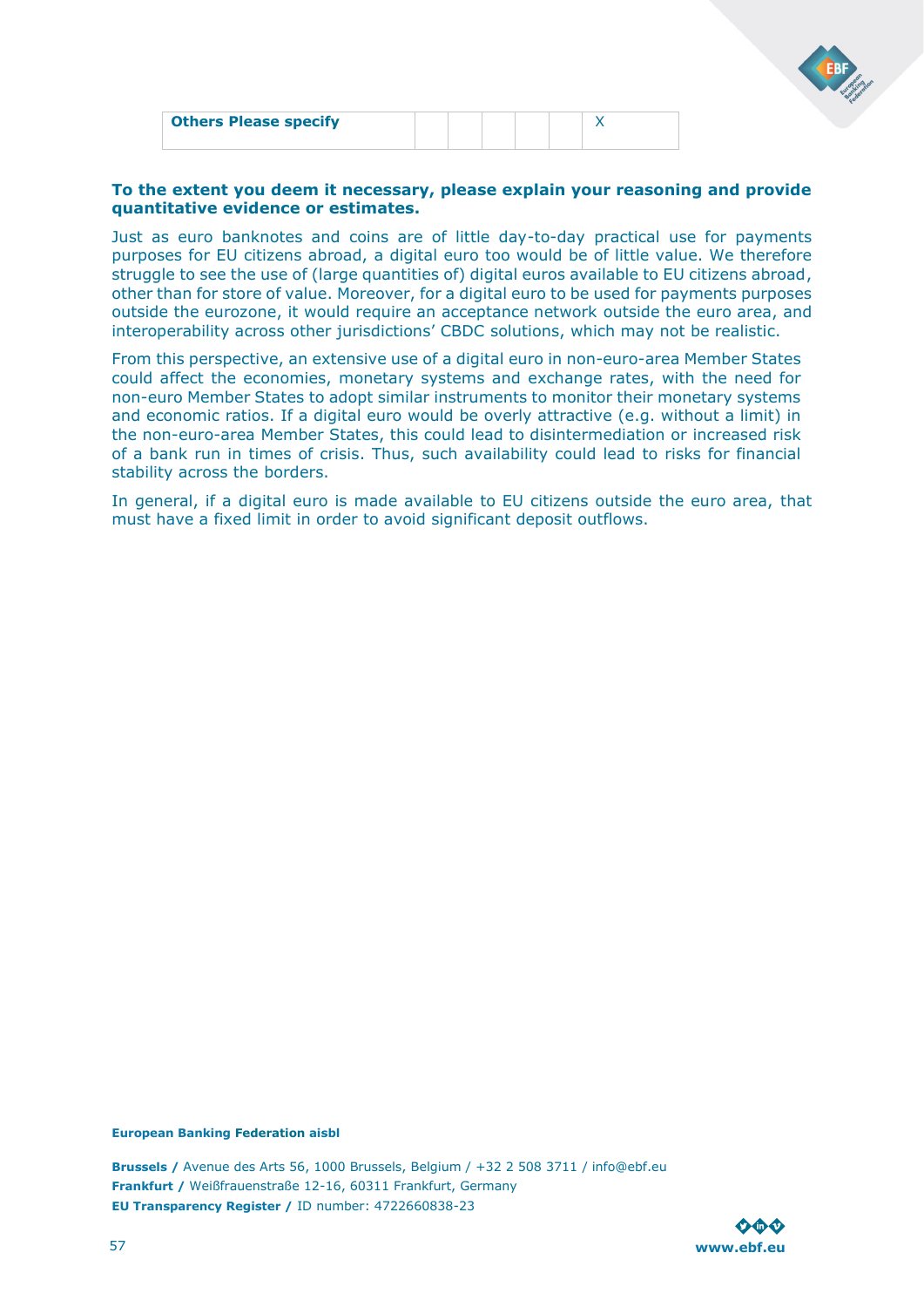| **Others Please specify** | | | | | | X |
|---|---|---|---|---|---|---|

**To the extent you deem it necessary, please explain your reasoning and provide quantitative evidence or estimates.**

Just as euro banknotes and coins are of little day-to-day practical use for payments purposes for EU citizens abroad, a digital euro too would be of little value. We therefore struggle to see the use of (large quantities of) digital euros available to EU citizens abroad, other than for store of value. Moreover, for a digital euro to be used for payments purposes outside the eurozone, it would require an acceptance network outside the euro area, and interoperability across other jurisdictions' CBDC solutions, which may not be realistic.

From this perspective, an extensive use of a digital euro in non-euro-area Member States could affect the economies, monetary systems and exchange rates, with the need for non-euro Member States to adopt similar instruments to monitor their monetary systems and economic ratios. If a digital euro would be overly attractive (e.g. without a limit) in the non-euro-area Member States, this could lead to disintermediation or increased risk of a bank run in times of crisis. Thus, such availability could lead to risks for financial stability across the borders.

In general, if a digital euro is made available to EU citizens outside the euro area, that must have a fixed limit in order to avoid significant deposit outflows.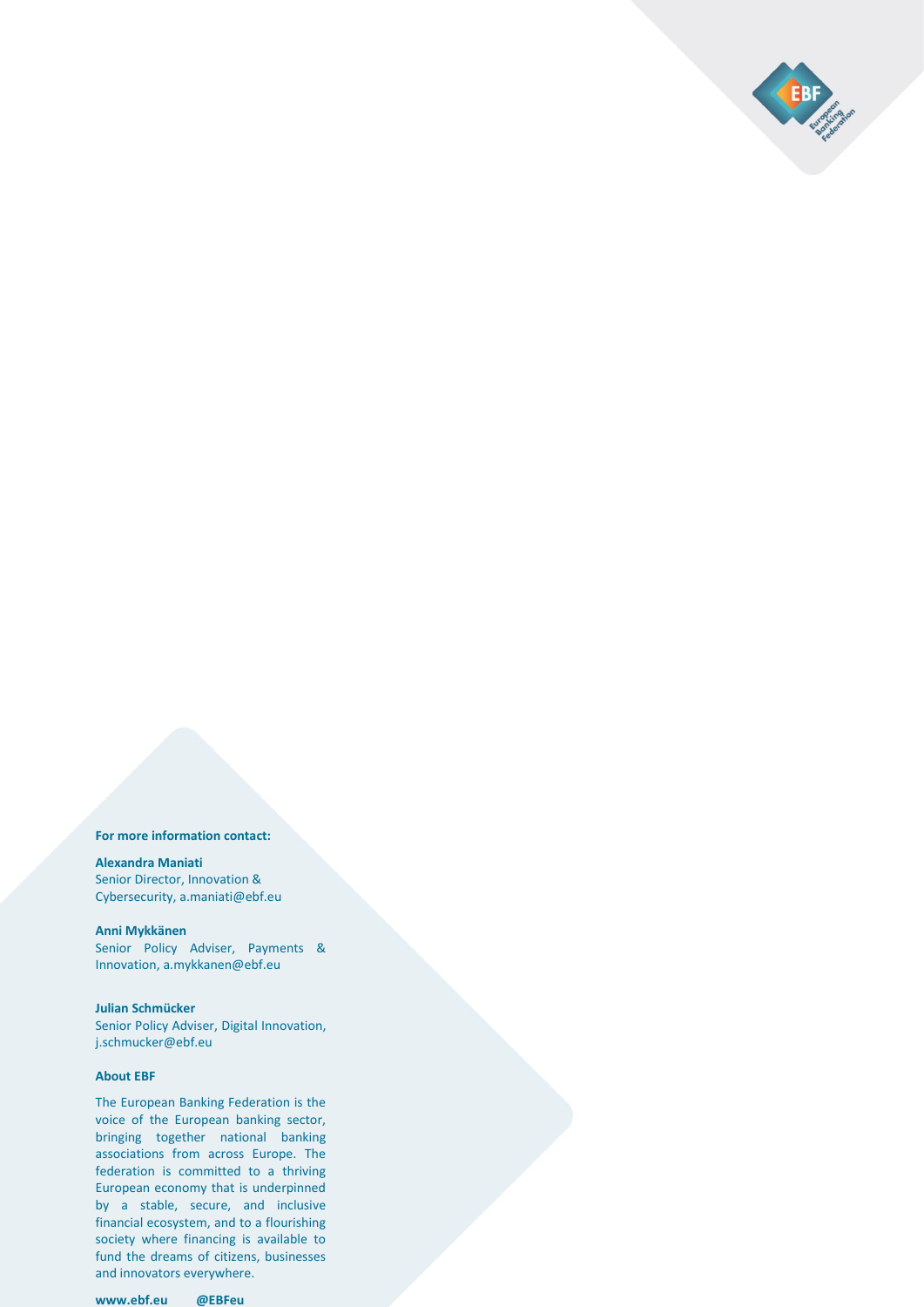**For more information contact:**

**Alexandra Maniati**
Senior Director, Innovation & Cybersecurity, a.maniati@ebf.eu

**Anni Mykkänen**
Senior Policy Adviser, Payments & Innovation, a.mykkanen@ebf.eu

**Julian Schmücker**
Senior Policy Adviser, Digital Innovation, j.schmucker@ebf.eu

**About EBF**

The European Banking Federation is the voice of the European banking sector, bringing together national banking associations from across Europe. The federation is committed to a thriving European economy that is underpinned by a stable, secure, and inclusive financial ecosystem, and to a flourishing society where financing is available to fund the dreams of citizens, businesses and innovators everywhere.

**www.ebf.eu** **@EBFeu**